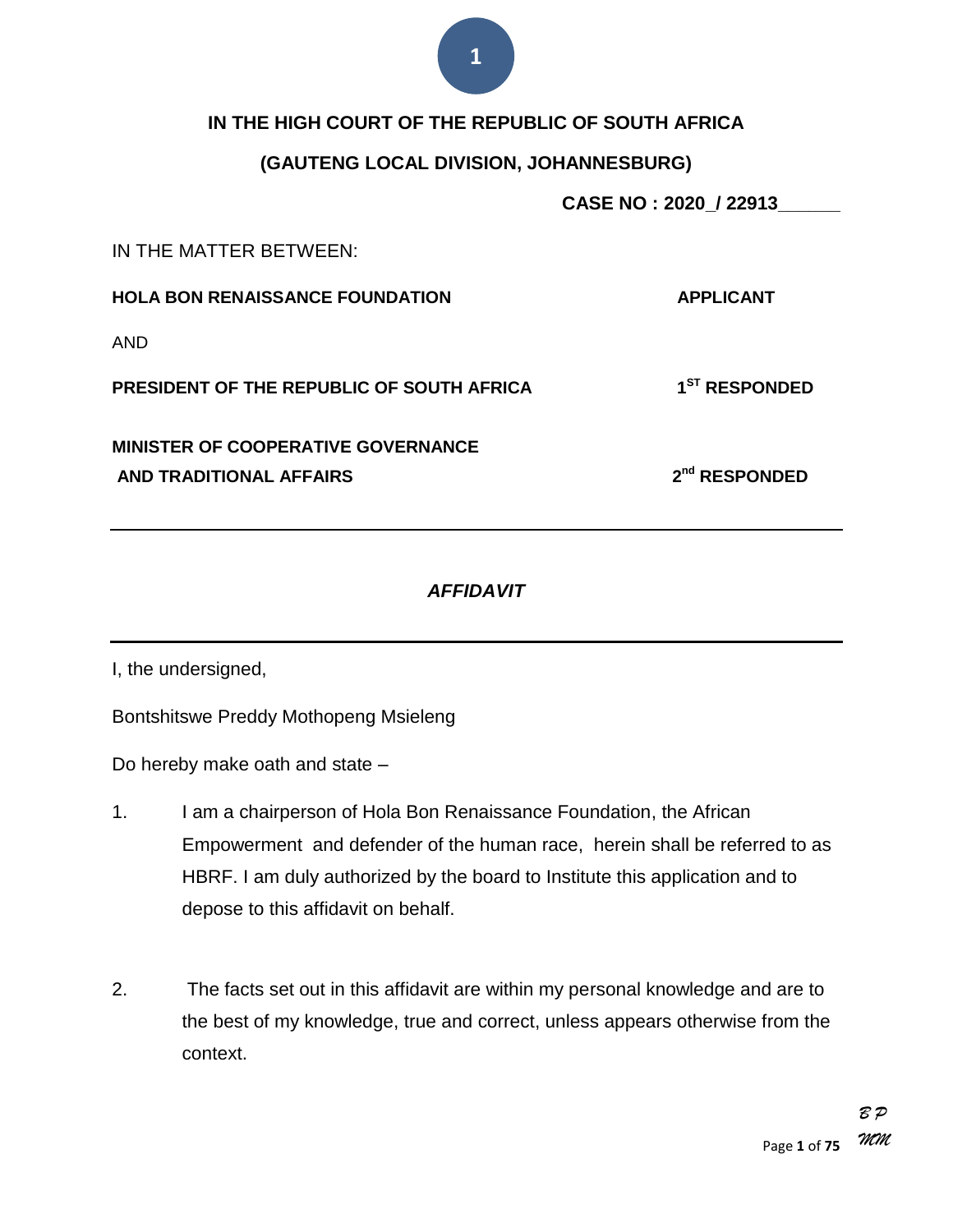**IN THE HIGH COURT OF THE REPUBLIC OF SOUTH AFRICA**

**(GAUTENG LOCAL DIVISION, JOHANNESBURG)**

**CASE NO : 2020_/ 22913______**

IN THE MATTER BETWEEN:

| | |
|---|---|
| **HOLA BON RENAISSANCE FOUNDATION** | **APPLICANT** |
| AND | |
| **PRESIDENT OF THE REPUBLIC OF SOUTH AFRICA** | **1ST RESPONDED** |
| **MINISTER OF COOPERATIVE GOVERNANCE AND TRADITIONAL AFFAIRS** | **2nd RESPONDED** |

---

***AFFIDAVIT***

---

I, the undersigned,

Bontshitswe Preddy Mothopeng Msieleng

Do hereby make oath and state –

1. I am a chairperson of Hola Bon Renaissance Foundation, the African Empowerment and defender of the human race, herein shall be referred to as HBRF. I am duly authorized by the board to Institute this application and to depose to this affidavit on behalf.

2. The facts set out in this affidavit are within my personal knowledge and are to the best of my knowledge, true and correct, unless appears otherwise from the context.

*B P*
*MM*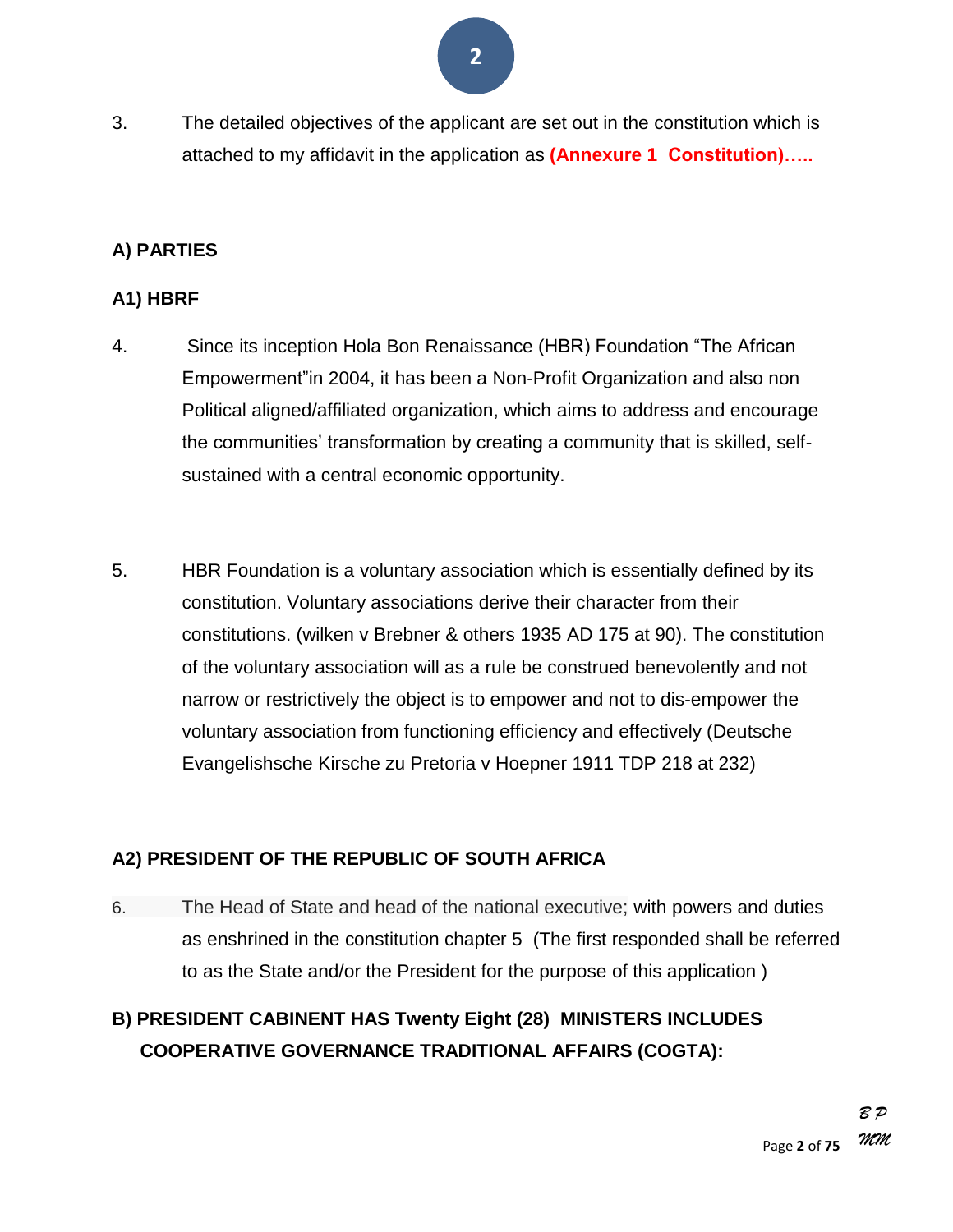3. The detailed objectives of the applicant are set out in the constitution which is attached to my affidavit in the application as **(Annexure 1 Constitution)…..**

**A) PARTIES**

**A1) HBRF**

4. Since its inception Hola Bon Renaissance (HBR) Foundation “The African Empowerment”in 2004, it has been a Non-Profit Organization and also non Political aligned/affiliated organization, which aims to address and encourage the communities’ transformation by creating a community that is skilled, self-sustained with a central economic opportunity.

5. HBR Foundation is a voluntary association which is essentially defined by its constitution. Voluntary associations derive their character from their constitutions. (wilken v Brebner & others 1935 AD 175 at 90). The constitution of the voluntary association will as a rule be construed benevolently and not narrow or restrictively the object is to empower and not to dis-empower the voluntary association from functioning efficiency and effectively (Deutsche Evangelishsche Kirsche zu Pretoria v Hoepner 1911 TDP 218 at 232)

**A2) PRESIDENT OF THE REPUBLIC OF SOUTH AFRICA**

6. The Head of State and head of the national executive; with powers and duties as enshrined in the constitution chapter 5 (The first responded shall be referred to as the State and/or the President for the purpose of this application )

**B) PRESIDENT CABINENT HAS Twenty Eight (28) MINISTERS INCLUDES COOPERATIVE GOVERNANCE TRADITIONAL AFFAIRS (COGTA):**

*B P*
*MM*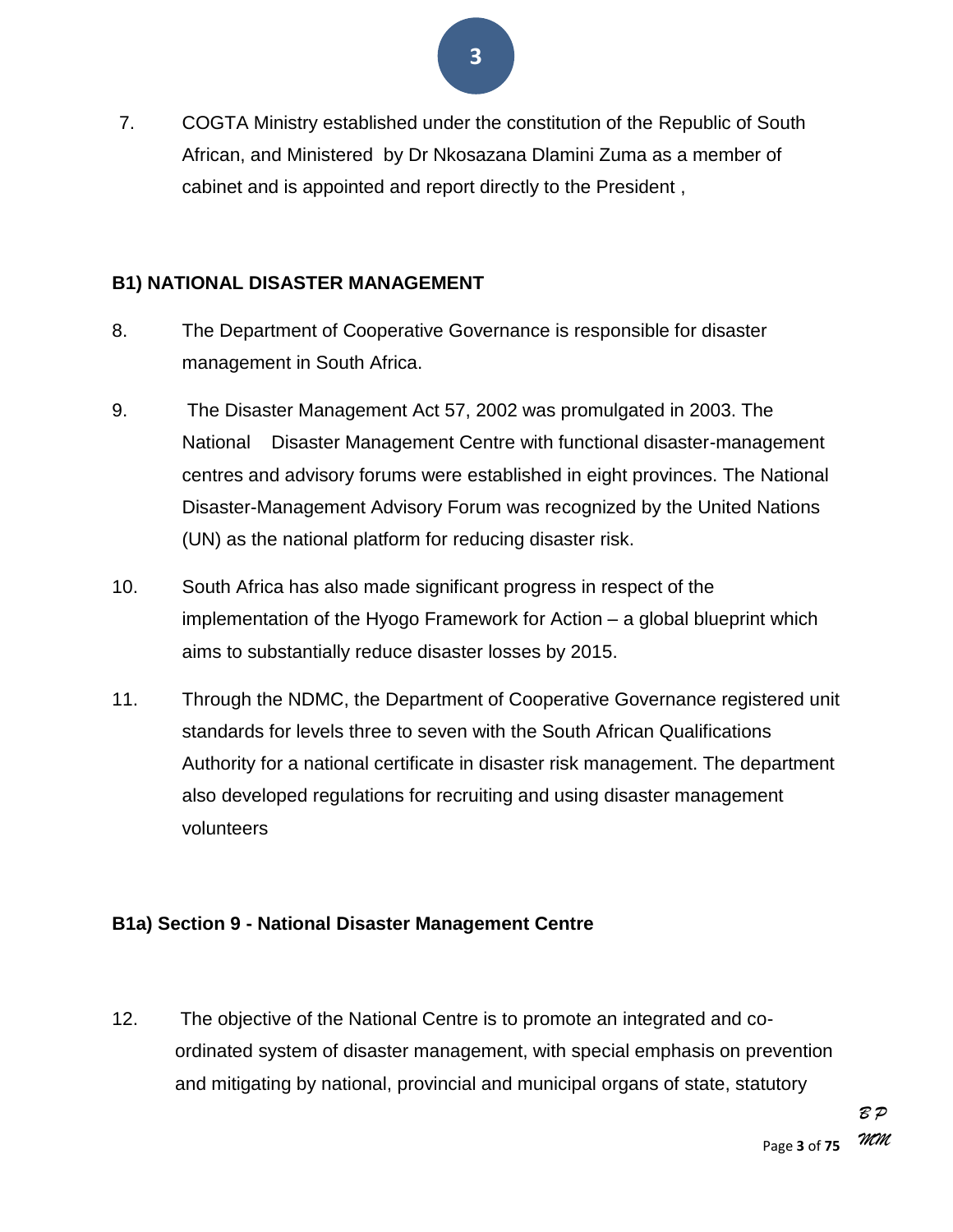7. COGTA Ministry established under the constitution of the Republic of South African, and Ministered by Dr Nkosazana Dlamini Zuma as a member of cabinet and is appointed and report directly to the President ,

**B1) NATIONAL DISASTER MANAGEMENT**

8. The Department of Cooperative Governance is responsible for disaster management in South Africa.

9. The Disaster Management Act 57, 2002 was promulgated in 2003. The National Disaster Management Centre with functional disaster-management centres and advisory forums were established in eight provinces. The National Disaster-Management Advisory Forum was recognized by the United Nations (UN) as the national platform for reducing disaster risk.

10. South Africa has also made significant progress in respect of the implementation of the Hyogo Framework for Action – a global blueprint which aims to substantially reduce disaster losses by 2015.

11. Through the NDMC, the Department of Cooperative Governance registered unit standards for levels three to seven with the South African Qualifications Authority for a national certificate in disaster risk management. The department also developed regulations for recruiting and using disaster management volunteers

**B1a) Section 9 - National Disaster Management Centre**

12. The objective of the National Centre is to promote an integrated and co-ordinated system of disaster management, with special emphasis on prevention and mitigating by national, provincial and municipal organs of state, statutory

*B P*
*MM*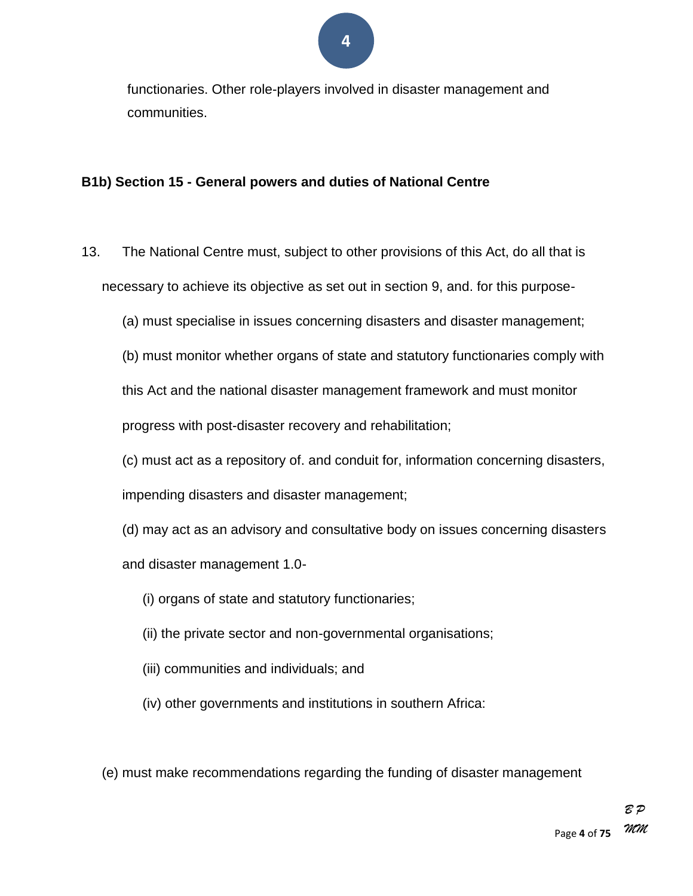functionaries. Other role-players involved in disaster management and communities.

**B1b) Section 15 - General powers and duties of National Centre**

13. The National Centre must, subject to other provisions of this Act, do all that is necessary to achieve its objective as set out in section 9, and. for this purpose-

(a) must specialise in issues concerning disasters and disaster management;

(b) must monitor whether organs of state and statutory functionaries comply with this Act and the national disaster management framework and must monitor progress with post-disaster recovery and rehabilitation;

(c) must act as a repository of. and conduit for, information concerning disasters, impending disasters and disaster management;

(d) may act as an advisory and consultative body on issues concerning disasters and disaster management 1.0-

(i) organs of state and statutory functionaries;

(ii) the private sector and non-governmental organisations;

(iii) communities and individuals; and

(iv) other governments and institutions in southern Africa:

(e) must make recommendations regarding the funding of disaster management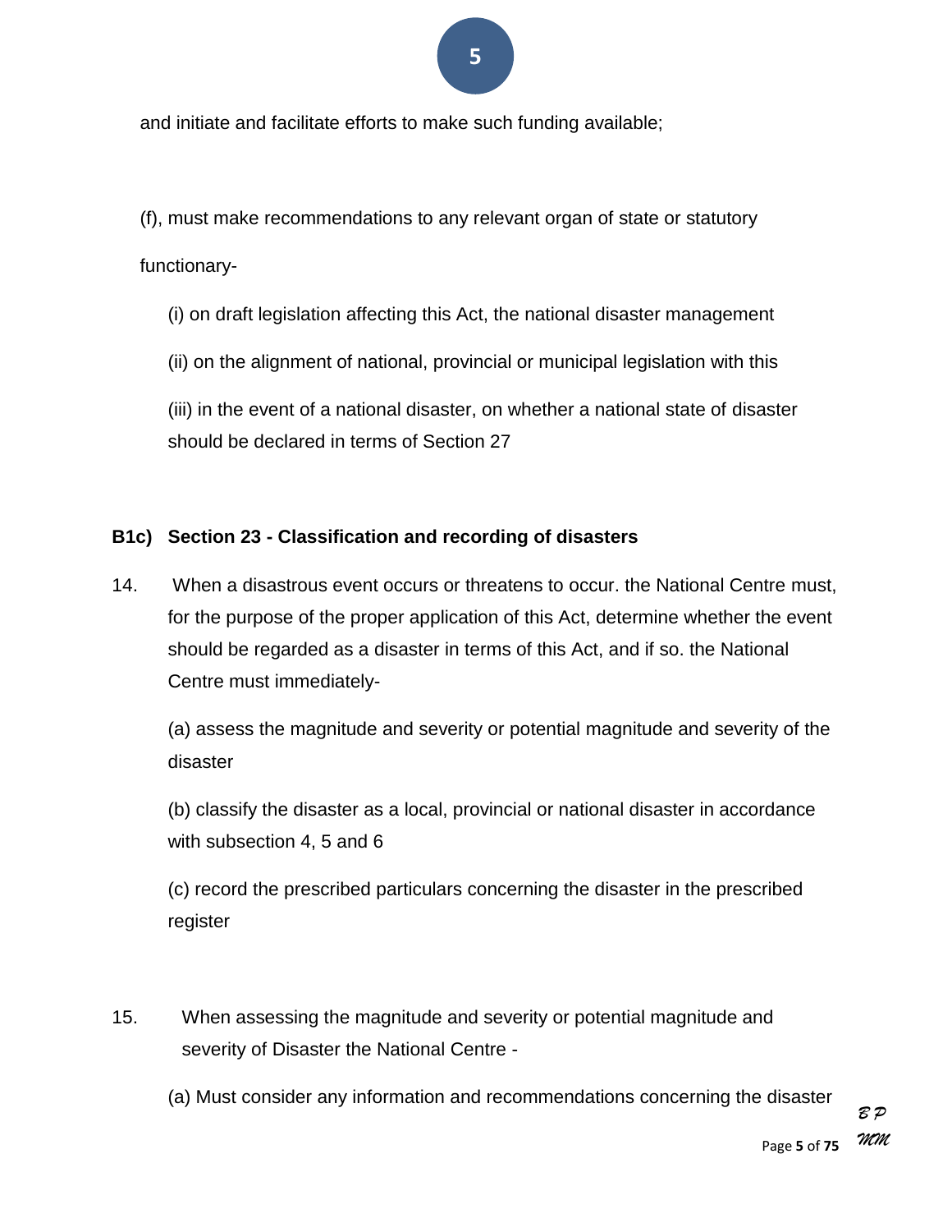and initiate and facilitate efforts to make such funding available;

(f), must make recommendations to any relevant organ of state or statutory functionary-

(i) on draft legislation affecting this Act, the national disaster management

(ii) on the alignment of national, provincial or municipal legislation with this

(iii) in the event of a national disaster, on whether a national state of disaster should be declared in terms of Section 27

**B1c) Section 23 - Classification and recording of disasters**

14. When a disastrous event occurs or threatens to occur. the National Centre must, for the purpose of the proper application of this Act, determine whether the event should be regarded as a disaster in terms of this Act, and if so. the National Centre must immediately-

(a) assess the magnitude and severity or potential magnitude and severity of the disaster

(b) classify the disaster as a local, provincial or national disaster in accordance with subsection 4, 5 and 6

(c) record the prescribed particulars concerning the disaster in the prescribed register

15. When assessing the magnitude and severity or potential magnitude and severity of Disaster the National Centre -

(a) Must consider any information and recommendations concerning the disaster

*B P*
*MM*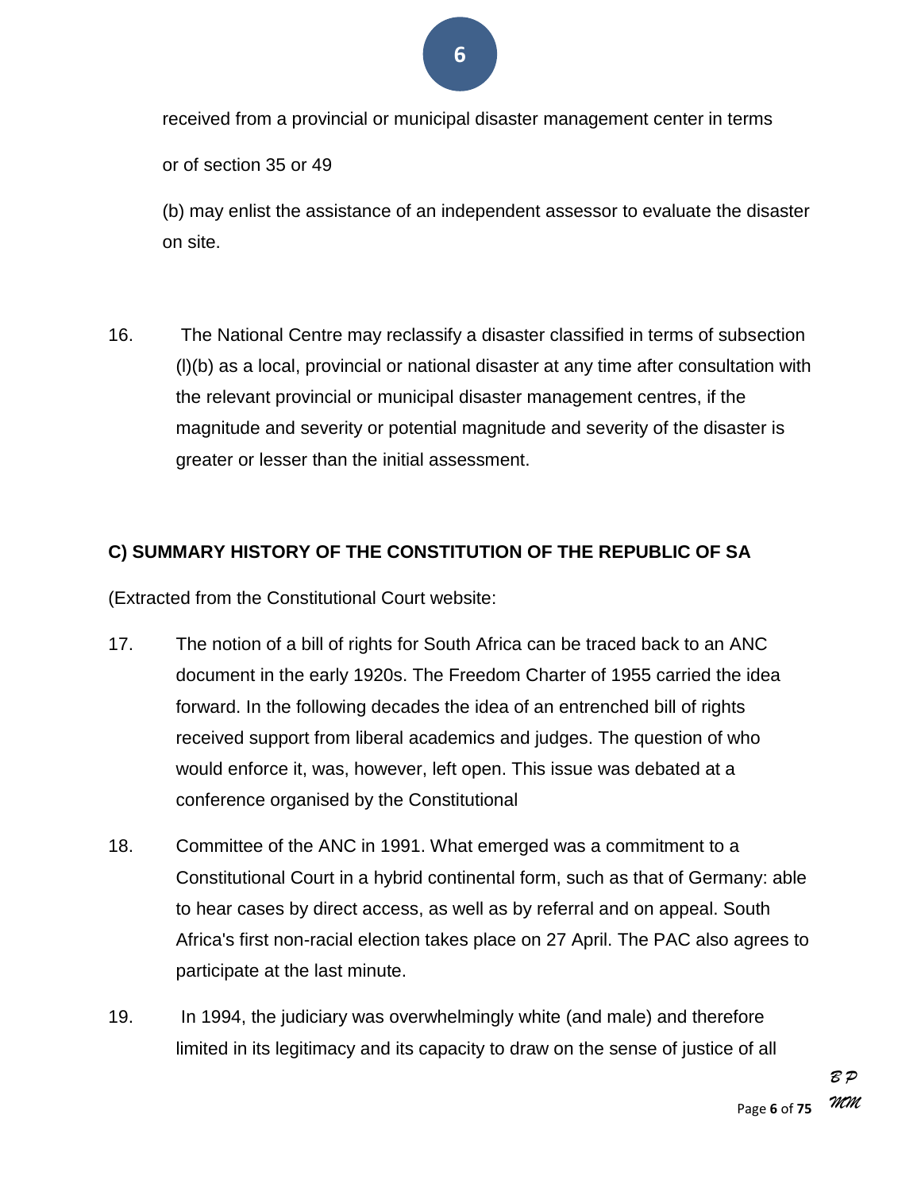received from a provincial or municipal disaster management center in terms

or of section 35 or 49

(b) may enlist the assistance of an independent assessor to evaluate the disaster on site.

16. The National Centre may reclassify a disaster classified in terms of subsection (l)(b) as a local, provincial or national disaster at any time after consultation with the relevant provincial or municipal disaster management centres, if the magnitude and severity or potential magnitude and severity of the disaster is greater or lesser than the initial assessment.

## C) SUMMARY HISTORY OF THE CONSTITUTION OF THE REPUBLIC OF SA

(Extracted from the Constitutional Court website:

17. The notion of a bill of rights for South Africa can be traced back to an ANC document in the early 1920s. The Freedom Charter of 1955 carried the idea forward. In the following decades the idea of an entrenched bill of rights received support from liberal academics and judges. The question of who would enforce it, was, however, left open. This issue was debated at a conference organised by the Constitutional

18. Committee of the ANC in 1991. What emerged was a commitment to a Constitutional Court in a hybrid continental form, such as that of Germany: able to hear cases by direct access, as well as by referral and on appeal. South Africa's first non-racial election takes place on 27 April. The PAC also agrees to participate at the last minute.

19. In 1994, the judiciary was overwhelmingly white (and male) and therefore limited in its legitimacy and its capacity to draw on the sense of justice of all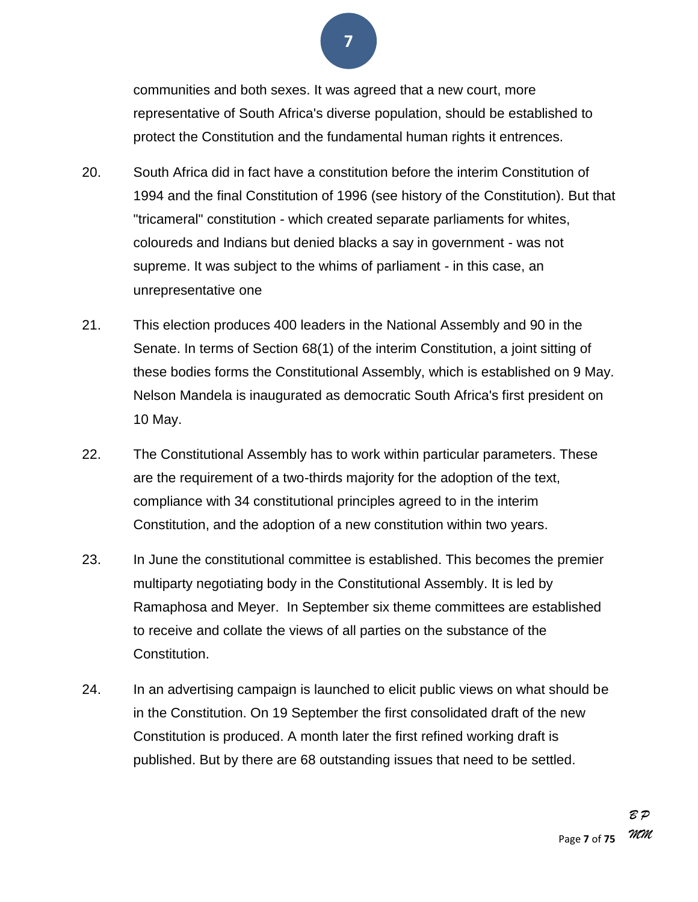communities and both sexes. It was agreed that a new court, more representative of South Africa's diverse population, should be established to protect the Constitution and the fundamental human rights it entrences.

20. South Africa did in fact have a constitution before the interim Constitution of 1994 and the final Constitution of 1996 (see history of the Constitution). But that "tricameral" constitution - which created separate parliaments for whites, coloureds and Indians but denied blacks a say in government - was not supreme. It was subject to the whims of parliament - in this case, an unrepresentative one

21. This election produces 400 leaders in the National Assembly and 90 in the Senate. In terms of Section 68(1) of the interim Constitution, a joint sitting of these bodies forms the Constitutional Assembly, which is established on 9 May. Nelson Mandela is inaugurated as democratic South Africa's first president on 10 May.

22. The Constitutional Assembly has to work within particular parameters. These are the requirement of a two-thirds majority for the adoption of the text, compliance with 34 constitutional principles agreed to in the interim Constitution, and the adoption of a new constitution within two years.

23. In June the constitutional committee is established. This becomes the premier multiparty negotiating body in the Constitutional Assembly. It is led by Ramaphosa and Meyer. In September six theme committees are established to receive and collate the views of all parties on the substance of the Constitution.

24. In an advertising campaign is launched to elicit public views on what should be in the Constitution. On 19 September the first consolidated draft of the new Constitution is produced. A month later the first refined working draft is published. But by there are 68 outstanding issues that need to be settled.

*B P*
*MM*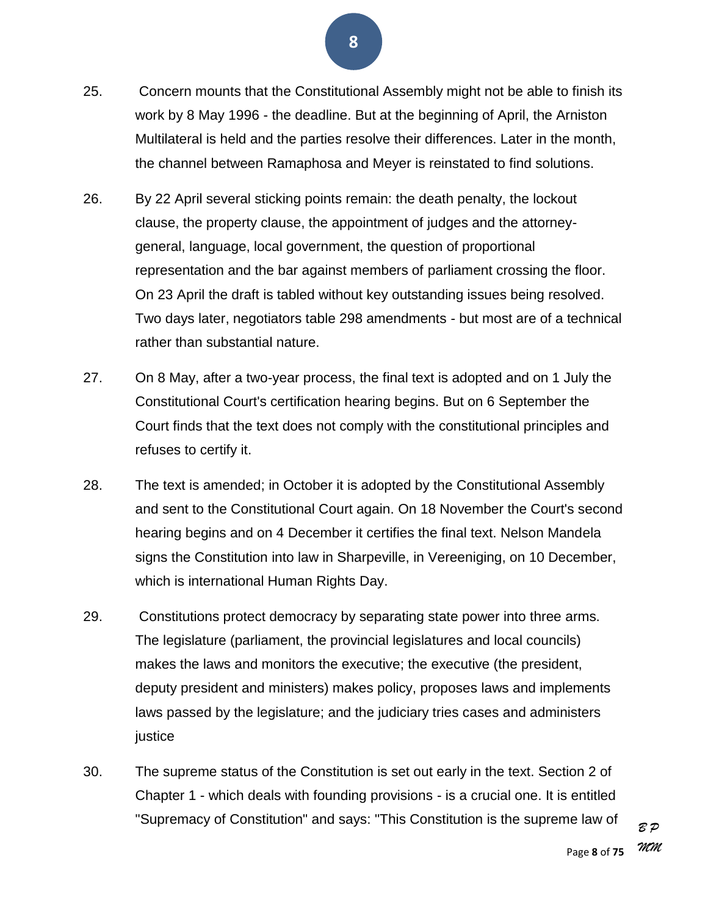25. Concern mounts that the Constitutional Assembly might not be able to finish its work by 8 May 1996 - the deadline. But at the beginning of April, the Arniston Multilateral is held and the parties resolve their differences. Later in the month, the channel between Ramaphosa and Meyer is reinstated to find solutions.

26. By 22 April several sticking points remain: the death penalty, the lockout clause, the property clause, the appointment of judges and the attorney-general, language, local government, the question of proportional representation and the bar against members of parliament crossing the floor. On 23 April the draft is tabled without key outstanding issues being resolved. Two days later, negotiators table 298 amendments - but most are of a technical rather than substantial nature.

27. On 8 May, after a two-year process, the final text is adopted and on 1 July the Constitutional Court's certification hearing begins. But on 6 September the Court finds that the text does not comply with the constitutional principles and refuses to certify it.

28. The text is amended; in October it is adopted by the Constitutional Assembly and sent to the Constitutional Court again. On 18 November the Court's second hearing begins and on 4 December it certifies the final text. Nelson Mandela signs the Constitution into law in Sharpeville, in Vereeniging, on 10 December, which is international Human Rights Day.

29. Constitutions protect democracy by separating state power into three arms. The legislature (parliament, the provincial legislatures and local councils) makes the laws and monitors the executive; the executive (the president, deputy president and ministers) makes policy, proposes laws and implements laws passed by the legislature; and the judiciary tries cases and administers justice

30. The supreme status of the Constitution is set out early in the text. Section 2 of Chapter 1 - which deals with founding provisions - is a crucial one. It is entitled "Supremacy of Constitution" and says: "This Constitution is the supreme law of

*B P*
*MM*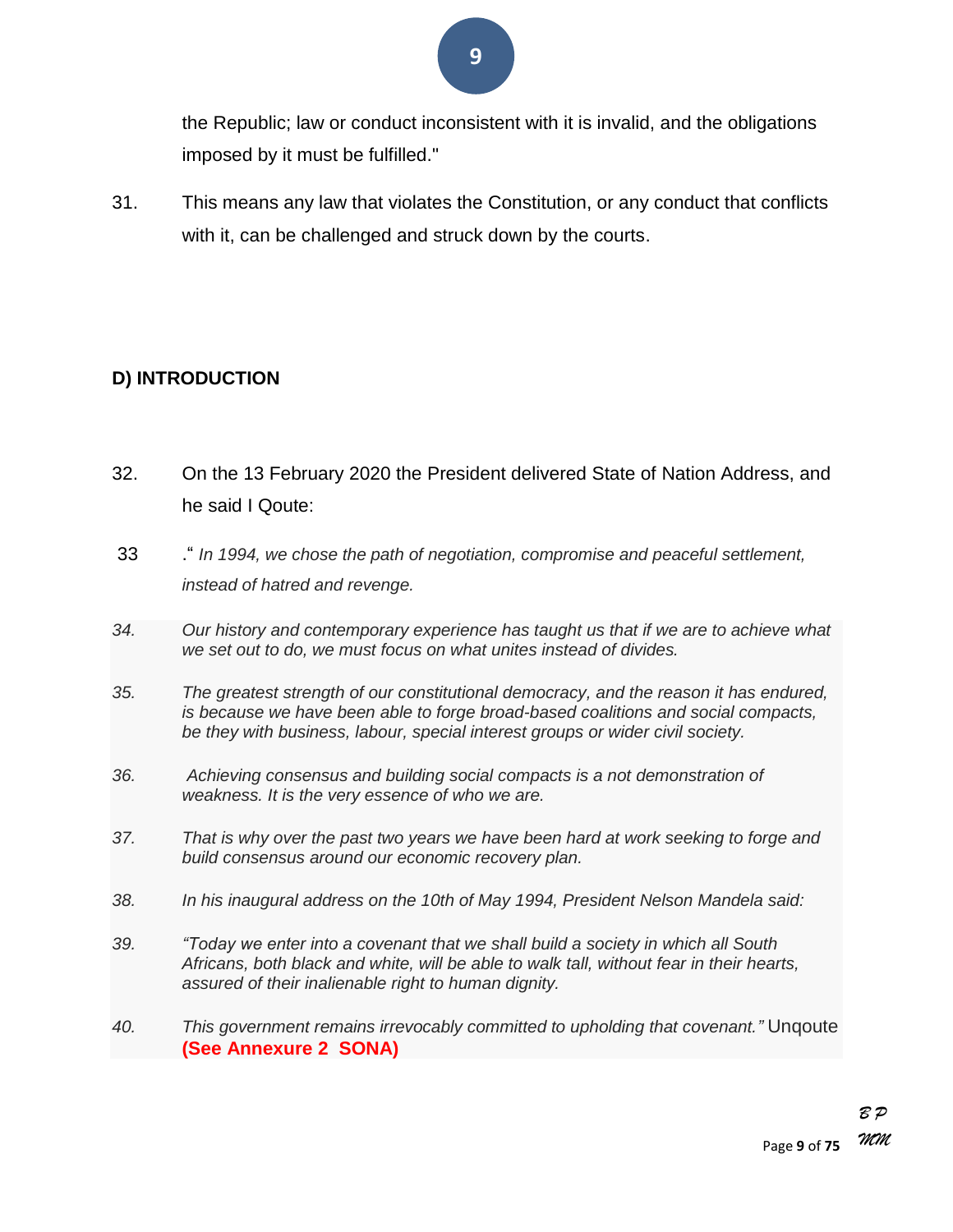the Republic; law or conduct inconsistent with it is invalid, and the obligations imposed by it must be fulfilled."

31. This means any law that violates the Constitution, or any conduct that conflicts with it, can be challenged and struck down by the courts.

**D) INTRODUCTION**

32. On the 13 February 2020 the President delivered State of Nation Address, and he said I Qoute:

33 ." *In 1994, we chose the path of negotiation, compromise and peaceful settlement, instead of hatred and revenge.*

*34. Our history and contemporary experience has taught us that if we are to achieve what we set out to do, we must focus on what unites instead of divides.*

*35. The greatest strength of our constitutional democracy, and the reason it has endured, is because we have been able to forge broad-based coalitions and social compacts, be they with business, labour, special interest groups or wider civil society.*

*36. Achieving consensus and building social compacts is a not demonstration of weakness. It is the very essence of who we are.*

*37. That is why over the past two years we have been hard at work seeking to forge and build consensus around our economic recovery plan.*

*38. In his inaugural address on the 10th of May 1994, President Nelson Mandela said:*

*39. "Today we enter into a covenant that we shall build a society in which all South Africans, both black and white, will be able to walk tall, without fear in their hearts, assured of their inalienable right to human dignity.*

*40. This government remains irrevocably committed to upholding that covenant."* Unqoute **(See Annexure 2 SONA)**

B P
MM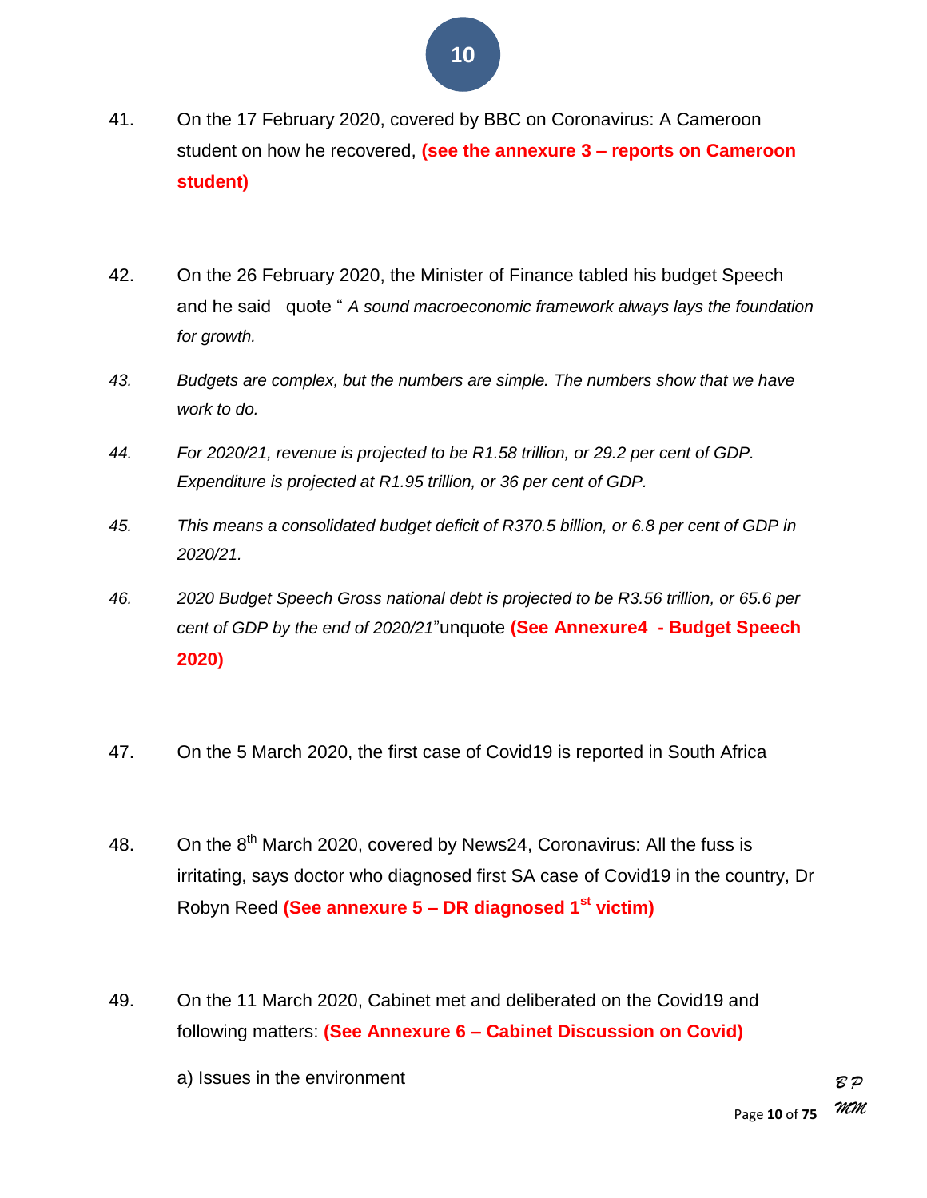41. On the 17 February 2020, covered by BBC on Coronavirus: A Cameroon student on how he recovered, **(see the annexure 3 – reports on Cameroon student)**

42. On the 26 February 2020, the Minister of Finance tabled his budget Speech and he said quote " *A sound macroeconomic framework always lays the foundation for growth.*

*43. Budgets are complex, but the numbers are simple. The numbers show that we have work to do.*

*44. For 2020/21, revenue is projected to be R1.58 trillion, or 29.2 per cent of GDP. Expenditure is projected at R1.95 trillion, or 36 per cent of GDP.*

*45. This means a consolidated budget deficit of R370.5 billion, or 6.8 per cent of GDP in 2020/21.*

*46. 2020 Budget Speech Gross national debt is projected to be R3.56 trillion, or 65.6 per cent of GDP by the end of 2020/21*"unquote **(See Annexure4 - Budget Speech 2020)**

47. On the 5 March 2020, the first case of Covid19 is reported in South Africa

48. On the 8th March 2020, covered by News24, Coronavirus: All the fuss is irritating, says doctor who diagnosed first SA case of Covid19 in the country, Dr Robyn Reed **(See annexure 5 – DR diagnosed 1st victim)**

49. On the 11 March 2020, Cabinet met and deliberated on the Covid19 and following matters: **(See Annexure 6 – Cabinet Discussion on Covid)**

a) Issues in the environment

B P
MM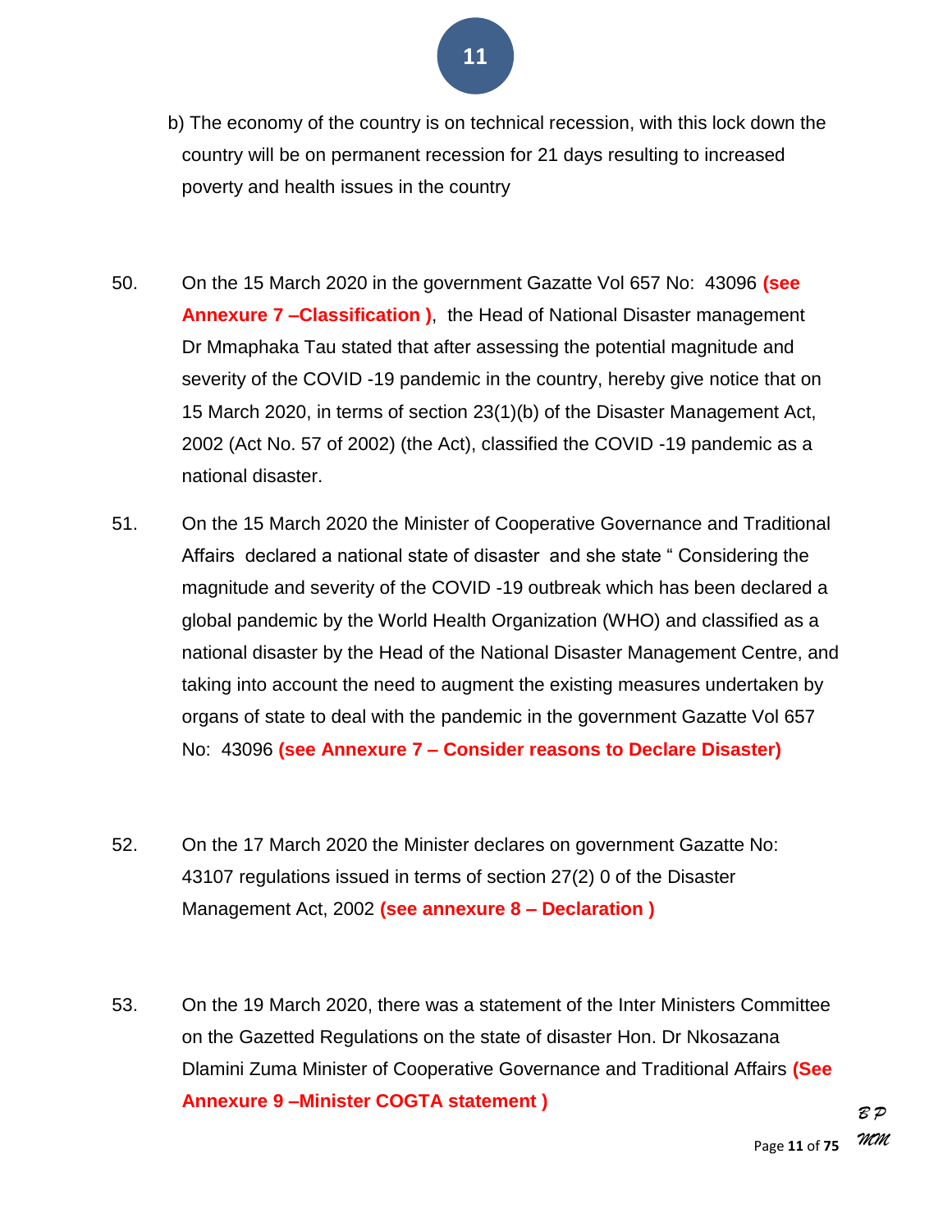b) The economy of the country is on technical recession, with this lock down the country will be on permanent recession for 21 days resulting to increased poverty and health issues in the country

50. On the 15 March 2020 in the government Gazatte Vol 657 No: 43096 **(see Annexure 7 –Classification )**, the Head of National Disaster management Dr Mmaphaka Tau stated that after assessing the potential magnitude and severity of the COVID -19 pandemic in the country, hereby give notice that on 15 March 2020, in terms of section 23(1)(b) of the Disaster Management Act, 2002 (Act No. 57 of 2002) (the Act), classified the COVID -19 pandemic as a national disaster.

51. On the 15 March 2020 the Minister of Cooperative Governance and Traditional Affairs declared a national state of disaster and she state " Considering the magnitude and severity of the COVID -19 outbreak which has been declared a global pandemic by the World Health Organization (WHO) and classified as a national disaster by the Head of the National Disaster Management Centre, and taking into account the need to augment the existing measures undertaken by organs of state to deal with the pandemic in the government Gazatte Vol 657 No: 43096 **(see Annexure 7 – Consider reasons to Declare Disaster)**

52. On the 17 March 2020 the Minister declares on government Gazatte No: 43107 regulations issued in terms of section 27(2) 0 of the Disaster Management Act, 2002 **(see annexure 8 – Declaration )**

53. On the 19 March 2020, there was a statement of the Inter Ministers Committee on the Gazetted Regulations on the state of disaster Hon. Dr Nkosazana Dlamini Zuma Minister of Cooperative Governance and Traditional Affairs **(See Annexure 9 –Minister COGTA statement )**

*B P*
*MM*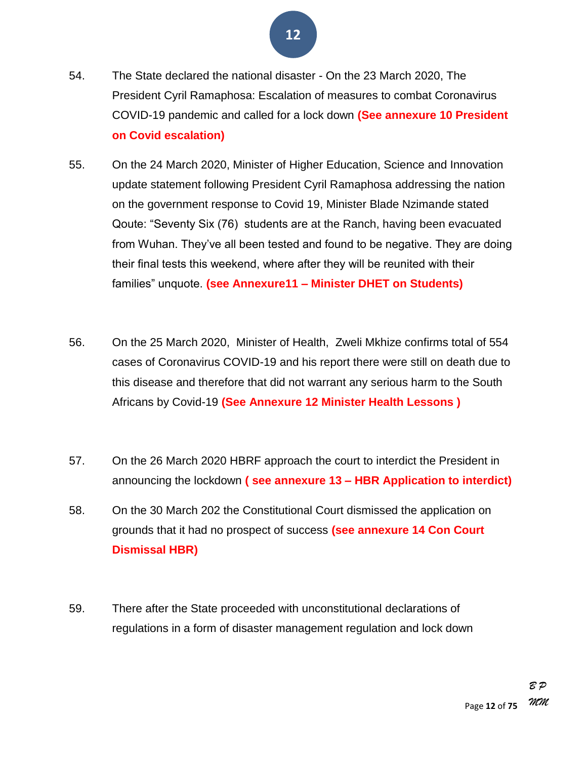54. The State declared the national disaster - On the 23 March 2020, The President Cyril Ramaphosa: Escalation of measures to combat Coronavirus COVID-19 pandemic and called for a lock down **(See annexure 10 President on Covid escalation)**

55. On the 24 March 2020, Minister of Higher Education, Science and Innovation update statement following President Cyril Ramaphosa addressing the nation on the government response to Covid 19, Minister Blade Nzimande stated Qoute: "Seventy Six (76) students are at the Ranch, having been evacuated from Wuhan. They've all been tested and found to be negative. They are doing their final tests this weekend, where after they will be reunited with their families" unquote. **(see Annexure11 – Minister DHET on Students)**

56. On the 25 March 2020, Minister of Health, Zweli Mkhize confirms total of 554 cases of Coronavirus COVID-19 and his report there were still on death due to this disease and therefore that did not warrant any serious harm to the South Africans by Covid-19 **(See Annexure 12 Minister Health Lessons )**

57. On the 26 March 2020 HBRF approach the court to interdict the President in announcing the lockdown **( see annexure 13 – HBR Application to interdict)**

58. On the 30 March 202 the Constitutional Court dismissed the application on grounds that it had no prospect of success **(see annexure 14 Con Court Dismissal HBR)**

59. There after the State proceeded with unconstitutional declarations of regulations in a form of disaster management regulation and lock down

*B P*
*MM*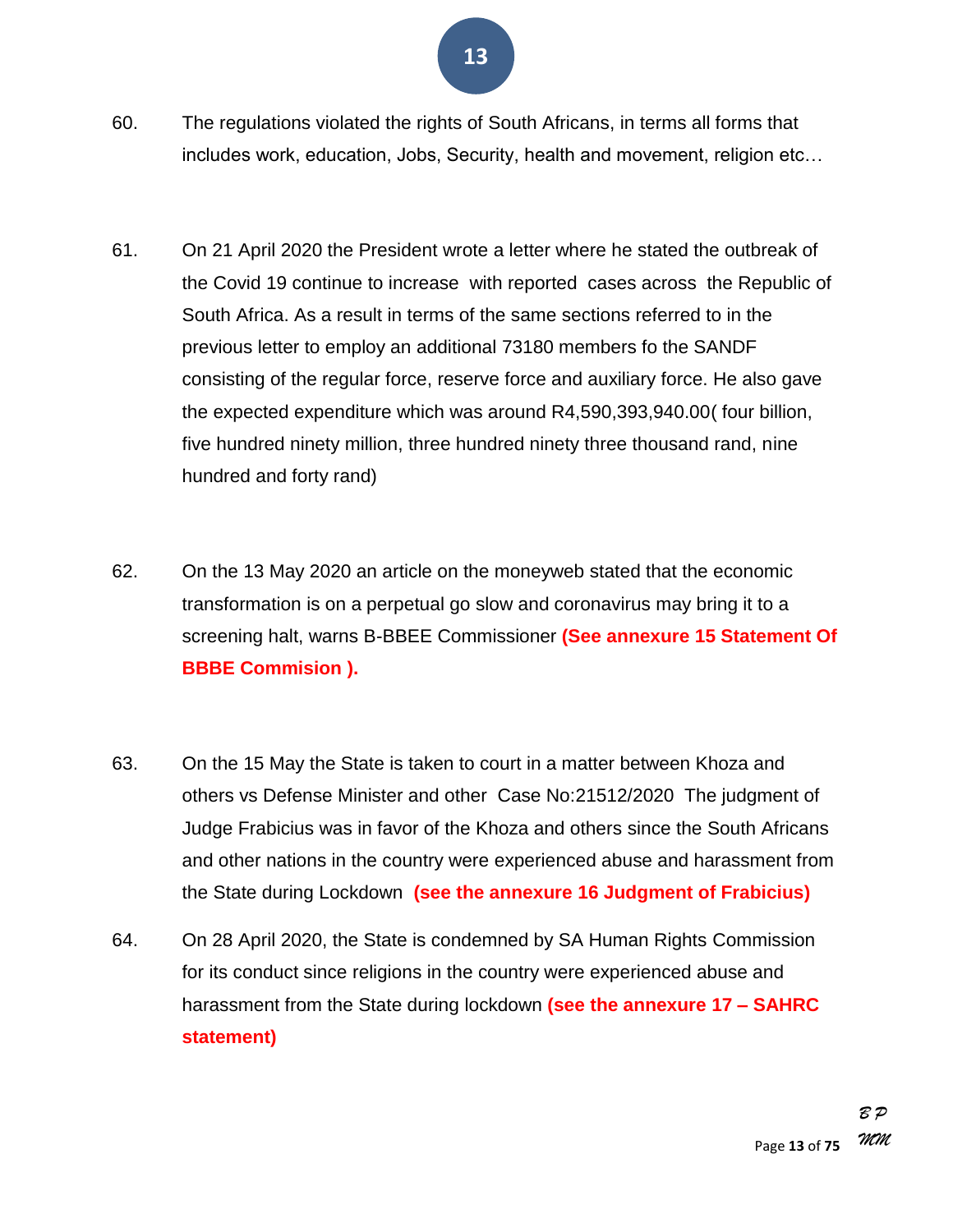60. The regulations violated the rights of South Africans, in terms all forms that includes work, education, Jobs, Security, health and movement, religion etc…

61. On 21 April 2020 the President wrote a letter where he stated the outbreak of the Covid 19 continue to increase with reported cases across the Republic of South Africa. As a result in terms of the same sections referred to in the previous letter to employ an additional 73180 members fo the SANDF consisting of the regular force, reserve force and auxiliary force. He also gave the expected expenditure which was around R4,590,393,940.00( four billion, five hundred ninety million, three hundred ninety three thousand rand, nine hundred and forty rand)

62. On the 13 May 2020 an article on the moneyweb stated that the economic transformation is on a perpetual go slow and coronavirus may bring it to a screening halt, warns B-BBEE Commissioner **(See annexure 15 Statement Of BBBE Commision ).**

63. On the 15 May the State is taken to court in a matter between Khoza and others vs Defense Minister and other Case No:21512/2020 The judgment of Judge Frabicius was in favor of the Khoza and others since the South Africans and other nations in the country were experienced abuse and harassment from the State during Lockdown **(see the annexure 16 Judgment of Frabicius)**

64. On 28 April 2020, the State is condemned by SA Human Rights Commission for its conduct since religions in the country were experienced abuse and harassment from the State during lockdown **(see the annexure 17 – SAHRC statement)**

*B P*
*MM*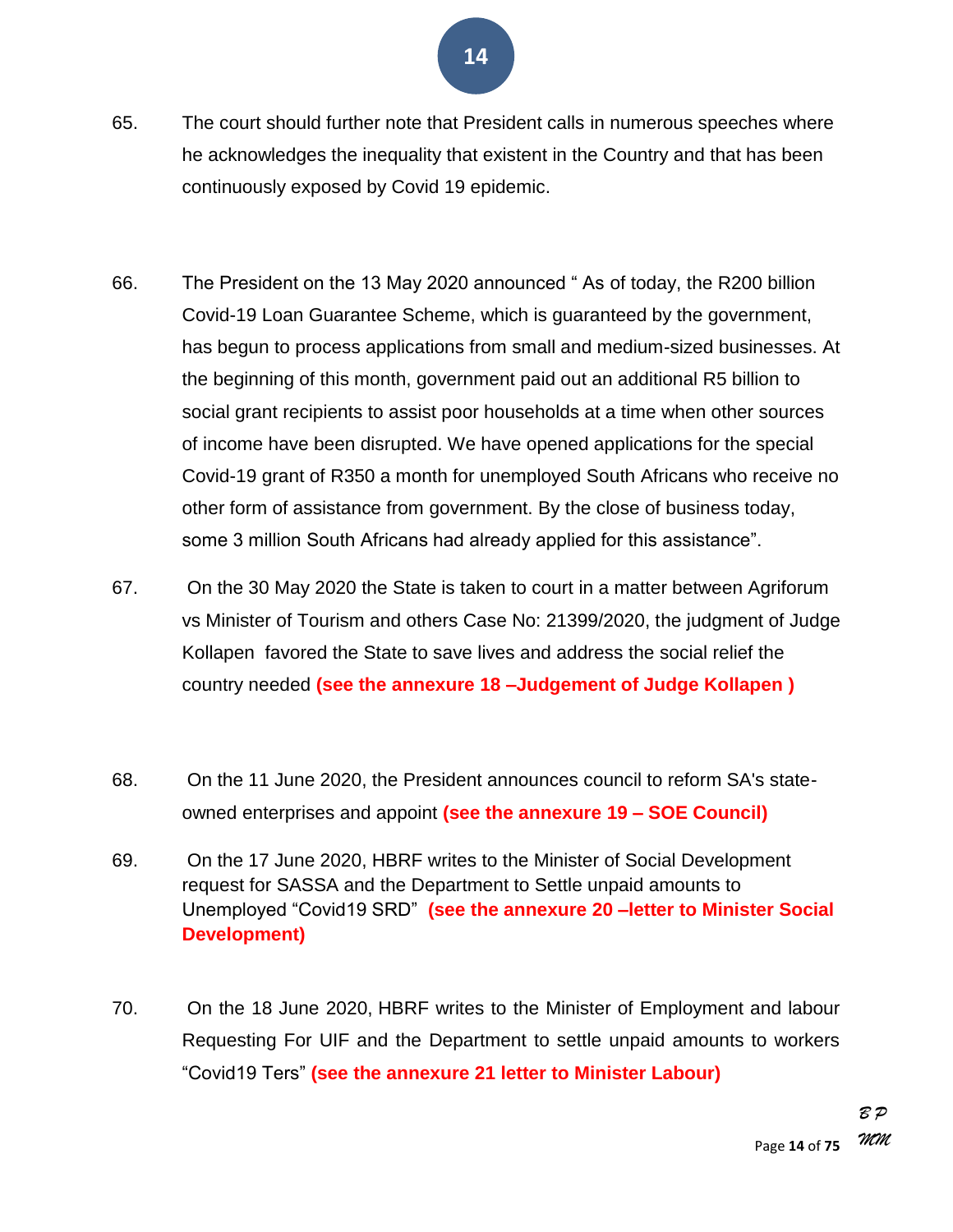65. The court should further note that President calls in numerous speeches where he acknowledges the inequality that existent in the Country and that has been continuously exposed by Covid 19 epidemic.

66. The President on the 13 May 2020 announced " As of today, the R200 billion Covid-19 Loan Guarantee Scheme, which is guaranteed by the government, has begun to process applications from small and medium-sized businesses. At the beginning of this month, government paid out an additional R5 billion to social grant recipients to assist poor households at a time when other sources of income have been disrupted. We have opened applications for the special Covid-19 grant of R350 a month for unemployed South Africans who receive no other form of assistance from government. By the close of business today, some 3 million South Africans had already applied for this assistance".

67. On the 30 May 2020 the State is taken to court in a matter between Agriforum vs Minister of Tourism and others Case No: 21399/2020, the judgment of Judge Kollapen favored the State to save lives and address the social relief the country needed **(see the annexure 18 –Judgement of Judge Kollapen )**

68. On the 11 June 2020, the President announces council to reform SA's state-owned enterprises and appoint **(see the annexure 19 – SOE Council)**

69. On the 17 June 2020, HBRF writes to the Minister of Social Development request for SASSA and the Department to Settle unpaid amounts to Unemployed "Covid19 SRD" **(see the annexure 20 –letter to Minister Social Development)**

70. On the 18 June 2020, HBRF writes to the Minister of Employment and labour Requesting For UIF and the Department to settle unpaid amounts to workers "Covid19 Ters" **(see the annexure 21 letter to Minister Labour)**

*BP*
*MM*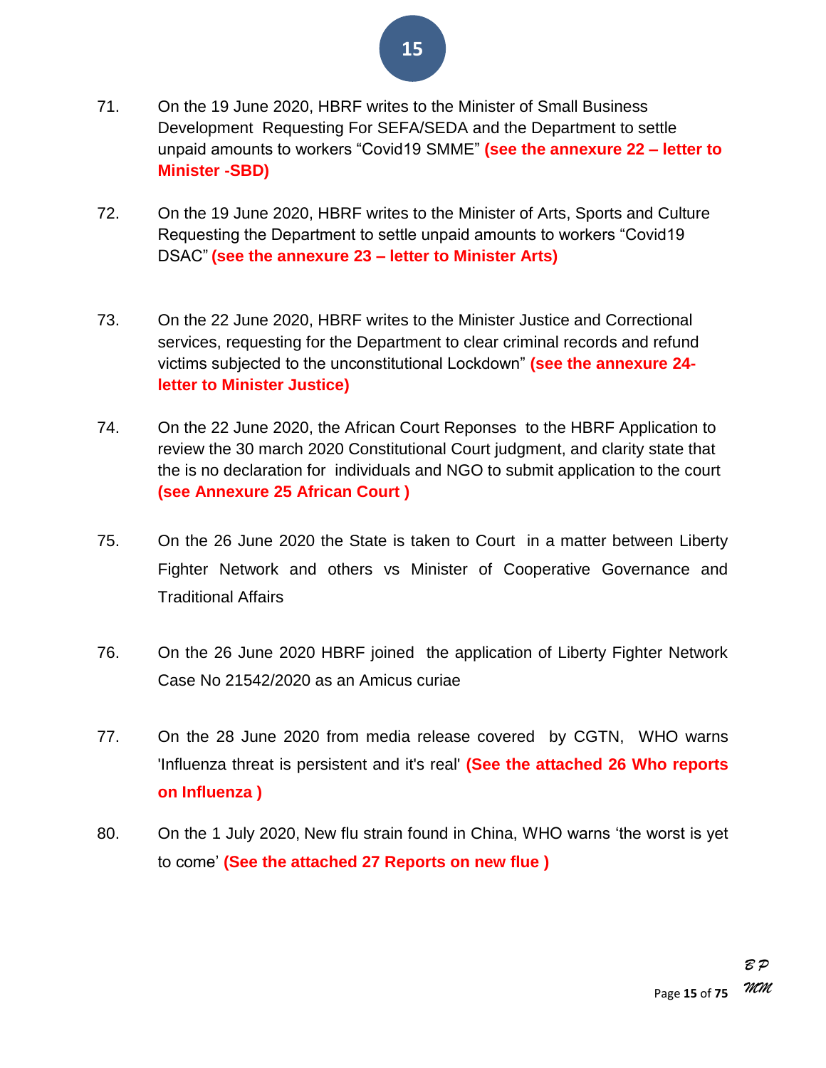71. On the 19 June 2020, HBRF writes to the Minister of Small Business Development Requesting For SEFA/SEDA and the Department to settle unpaid amounts to workers "Covid19 SMME" **(see the annexure 22 – letter to Minister -SBD)**

72. On the 19 June 2020, HBRF writes to the Minister of Arts, Sports and Culture Requesting the Department to settle unpaid amounts to workers "Covid19 DSAC" **(see the annexure 23 – letter to Minister Arts)**

73. On the 22 June 2020, HBRF writes to the Minister Justice and Correctional services, requesting for the Department to clear criminal records and refund victims subjected to the unconstitutional Lockdown" **(see the annexure 24- letter to Minister Justice)**

74. On the 22 June 2020, the African Court Reponses to the HBRF Application to review the 30 march 2020 Constitutional Court judgment, and clarity state that the is no declaration for individuals and NGO to submit application to the court **(see Annexure 25 African Court )**

75. On the 26 June 2020 the State is taken to Court in a matter between Liberty Fighter Network and others vs Minister of Cooperative Governance and Traditional Affairs

76. On the 26 June 2020 HBRF joined the application of Liberty Fighter Network Case No 21542/2020 as an Amicus curiae

77. On the 28 June 2020 from media release covered by CGTN, WHO warns 'Influenza threat is persistent and it's real' **(See the attached 26 Who reports on Influenza )**

80. On the 1 July 2020, New flu strain found in China, WHO warns 'the worst is yet to come' **(See the attached 27 Reports on new flue )**

*B P*
*MM*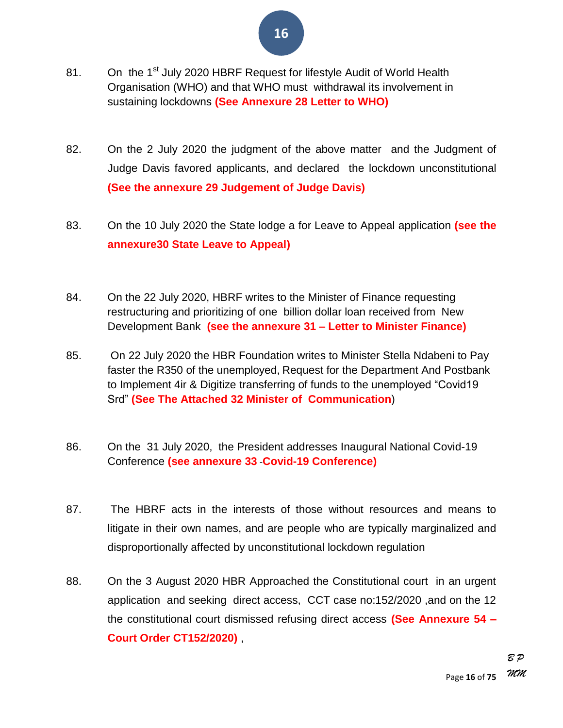81. On the 1st July 2020 HBRF Request for lifestyle Audit of World Health Organisation (WHO) and that WHO must withdrawal its involvement in sustaining lockdowns **(See Annexure 28 Letter to WHO)**

82. On the 2 July 2020 the judgment of the above matter and the Judgment of Judge Davis favored applicants, and declared the lockdown unconstitutional **(See the annexure 29 Judgement of Judge Davis)**

83. On the 10 July 2020 the State lodge a for Leave to Appeal application **(see the annexure30 State Leave to Appeal)**

84. On the 22 July 2020, HBRF writes to the Minister of Finance requesting restructuring and prioritizing of one billion dollar loan received from New Development Bank **(see the annexure 31 – Letter to Minister Finance)**

85. On 22 July 2020 the HBR Foundation writes to Minister Stella Ndabeni to Pay faster the R350 of the unemployed, Request for the Department And Postbank to Implement 4ir & Digitize transferring of funds to the unemployed "Covid19 Srd" **(See The Attached 32 Minister of Communication)**

86. On the 31 July 2020, the President addresses Inaugural National Covid-19 Conference **(see annexure 33 -Covid-19 Conference)**

87. The HBRF acts in the interests of those without resources and means to litigate in their own names, and are people who are typically marginalized and disproportionally affected by unconstitutional lockdown regulation

88. On the 3 August 2020 HBR Approached the Constitutional court in an urgent application and seeking direct access, CCT case no:152/2020 ,and on the 12 the constitutional court dismissed refusing direct access **(See Annexure 54 – Court Order CT152/2020)** ,

*B P*
*MM*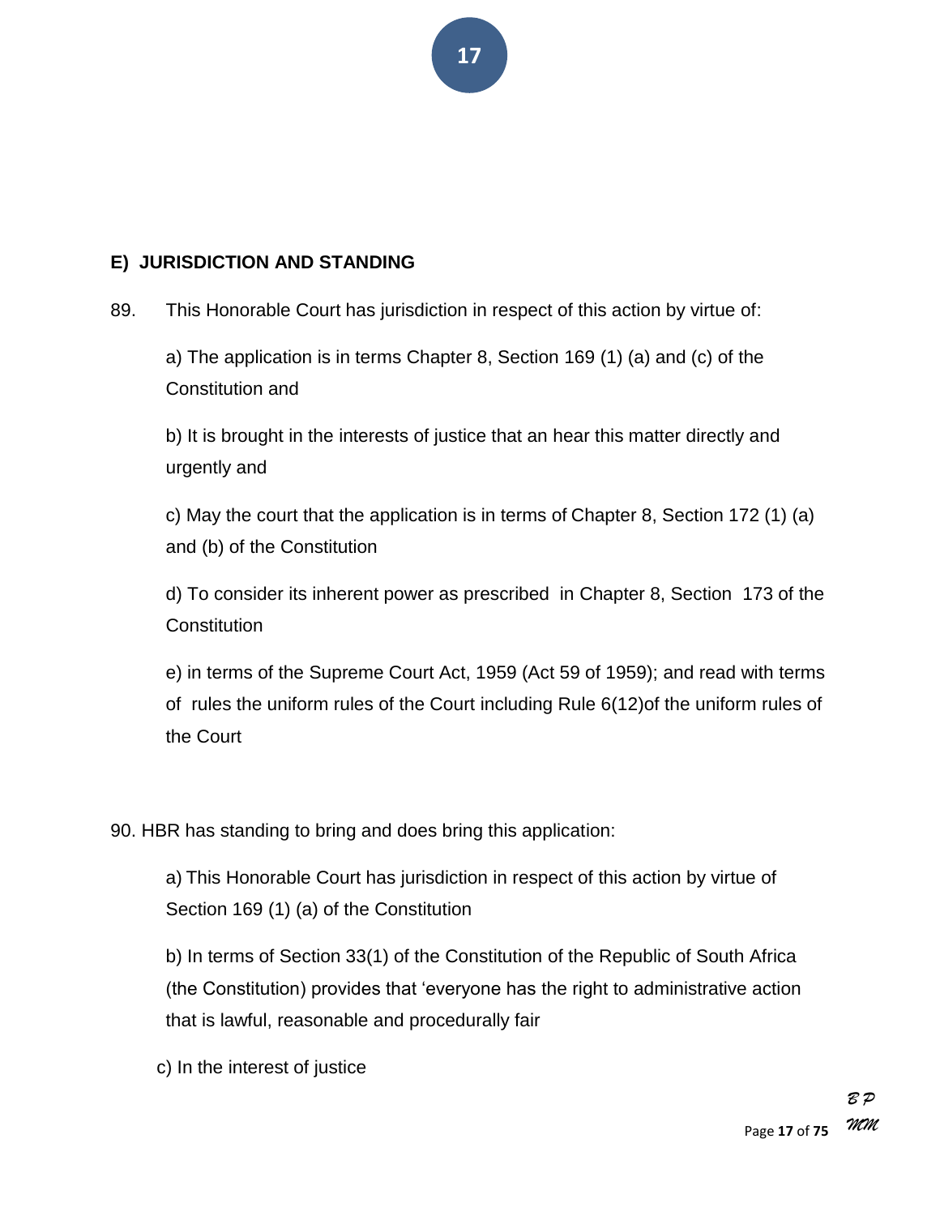## E) JURISDICTION AND STANDING

89. This Honorable Court has jurisdiction in respect of this action by virtue of:

a) The application is in terms Chapter 8, Section 169 (1) (a) and (c) of the Constitution and

b) It is brought in the interests of justice that an hear this matter directly and urgently and

c) May the court that the application is in terms of Chapter 8, Section 172 (1) (a) and (b) of the Constitution

d) To consider its inherent power as prescribed in Chapter 8, Section 173 of the Constitution

e) in terms of the Supreme Court Act, 1959 (Act 59 of 1959); and read with terms of rules the uniform rules of the Court including Rule 6(12)of the uniform rules of the Court

90. HBR has standing to bring and does bring this application:

a) This Honorable Court has jurisdiction in respect of this action by virtue of Section 169 (1) (a) of the Constitution

b) In terms of Section 33(1) of the Constitution of the Republic of South Africa (the Constitution) provides that 'everyone has the right to administrative action that is lawful, reasonable and procedurally fair

c) In the interest of justice

*B P*
*MM*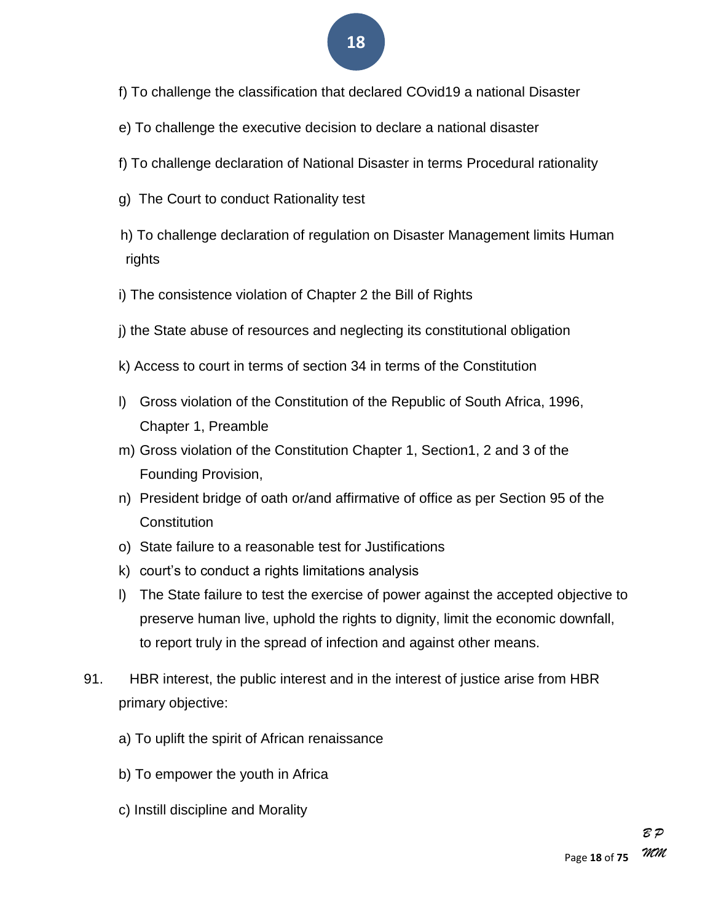f) To challenge the classification that declared COvid19 a national Disaster

e) To challenge the executive decision to declare a national disaster

f) To challenge declaration of National Disaster in terms Procedural rationality

g) The Court to conduct Rationality test

h) To challenge declaration of regulation on Disaster Management limits Human rights

i) The consistence violation of Chapter 2 the Bill of Rights

j) the State abuse of resources and neglecting its constitutional obligation

k) Access to court in terms of section 34 in terms of the Constitution

l) Gross violation of the Constitution of the Republic of South Africa, 1996, Chapter 1, Preamble

m) Gross violation of the Constitution Chapter 1, Section1, 2 and 3 of the Founding Provision,

n) President bridge of oath or/and affirmative of office as per Section 95 of the Constitution

o) State failure to a reasonable test for Justifications

k) court's to conduct a rights limitations analysis

l) The State failure to test the exercise of power against the accepted objective to preserve human live, uphold the rights to dignity, limit the economic downfall, to report truly in the spread of infection and against other means.

91. HBR interest, the public interest and in the interest of justice arise from HBR primary objective:

a) To uplift the spirit of African renaissance

b) To empower the youth in Africa

c) Instill discipline and Morality

BP
MM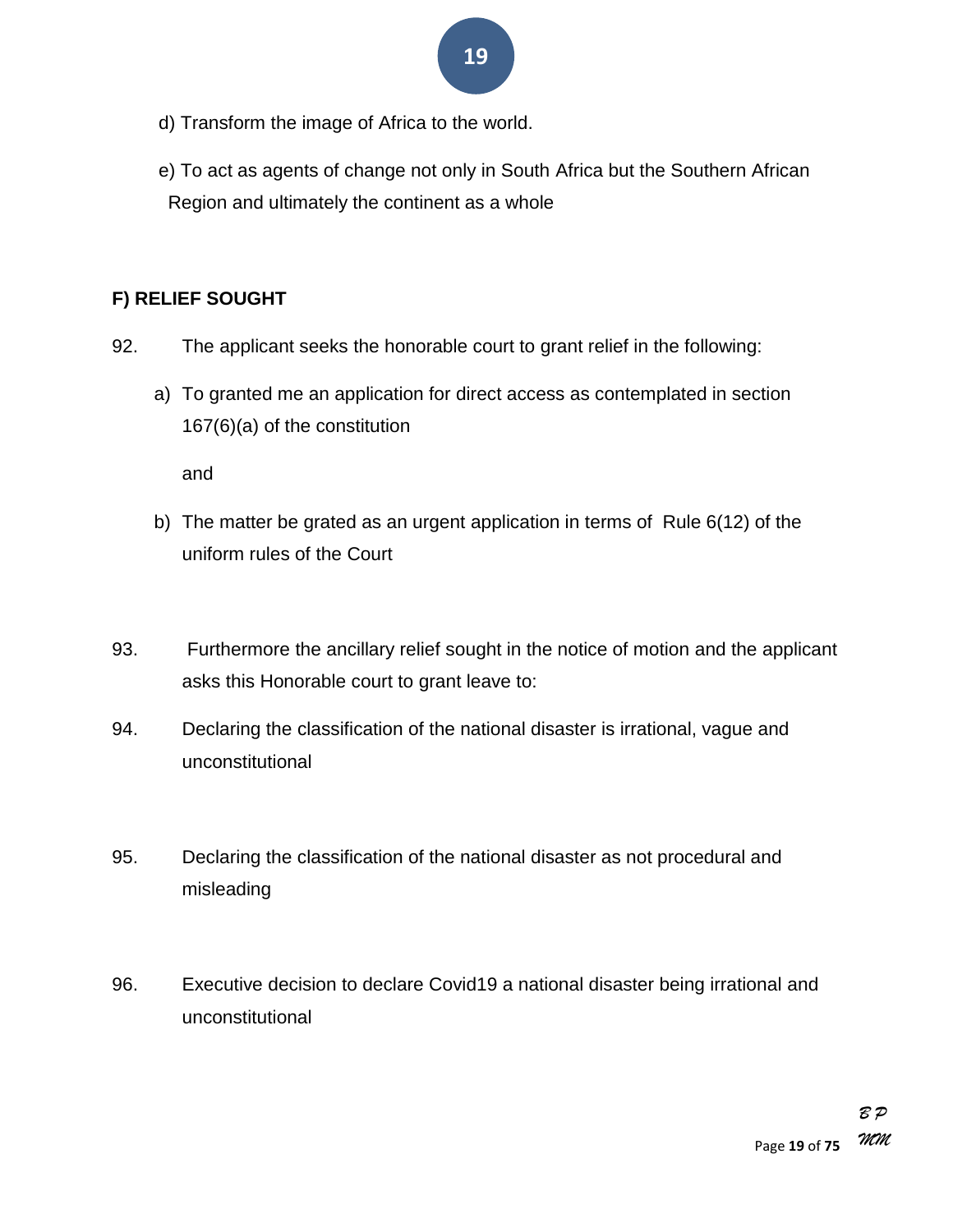d) Transform the image of Africa to the world.

e) To act as agents of change not only in South Africa but the Southern African Region and ultimately the continent as a whole

**F) RELIEF SOUGHT**

92. The applicant seeks the honorable court to grant relief in the following:

a) To granted me an application for direct access as contemplated in section 167(6)(a) of the constitution

and

b) The matter be grated as an urgent application in terms of Rule 6(12) of the uniform rules of the Court

93. Furthermore the ancillary relief sought in the notice of motion and the applicant asks this Honorable court to grant leave to:

94. Declaring the classification of the national disaster is irrational, vague and unconstitutional

95. Declaring the classification of the national disaster as not procedural and misleading

96. Executive decision to declare Covid19 a national disaster being irrational and unconstitutional

*B P*
*MM*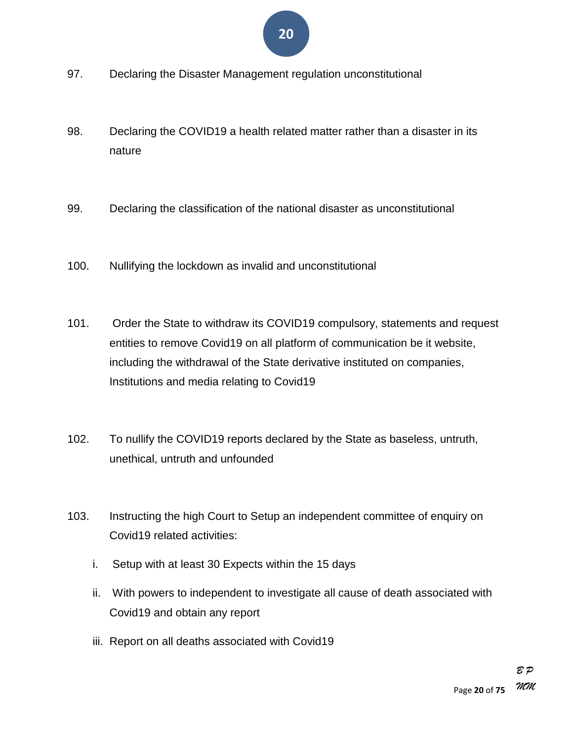97. Declaring the Disaster Management regulation unconstitutional

98. Declaring the COVID19 a health related matter rather than a disaster in its nature

99. Declaring the classification of the national disaster as unconstitutional

100. Nullifying the lockdown as invalid and unconstitutional

101. Order the State to withdraw its COVID19 compulsory, statements and request entities to remove Covid19 on all platform of communication be it website, including the withdrawal of the State derivative instituted on companies, Institutions and media relating to Covid19

102. To nullify the COVID19 reports declared by the State as baseless, untruth, unethical, untruth and unfounded

103. Instructing the high Court to Setup an independent committee of enquiry on Covid19 related activities:

   i. Setup with at least 30 Expects within the 15 days

   ii. With powers to independent to investigate all cause of death associated with Covid19 and obtain any report

   iii. Report on all deaths associated with Covid19

*BP*
*MM*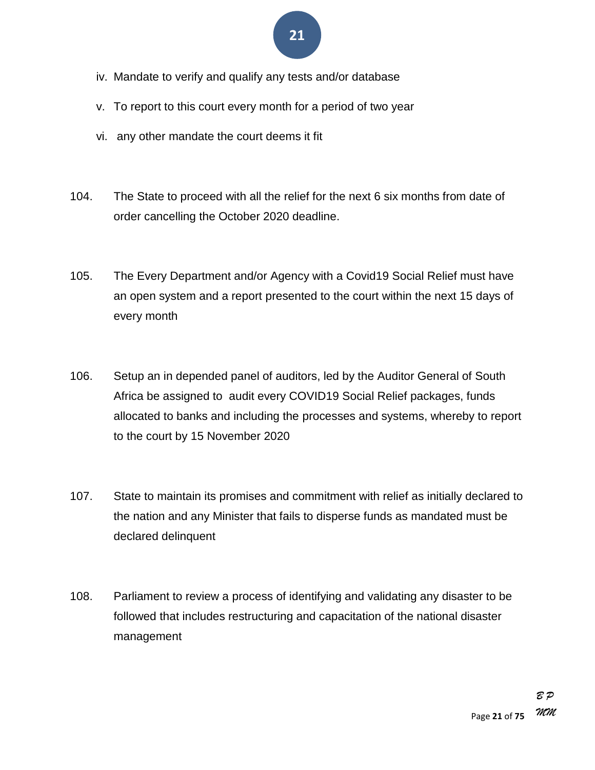iv. Mandate to verify and qualify any tests and/or database

v. To report to this court every month for a period of two year

vi. any other mandate the court deems it fit

104. The State to proceed with all the relief for the next 6 six months from date of order cancelling the October 2020 deadline.

105. The Every Department and/or Agency with a Covid19 Social Relief must have an open system and a report presented to the court within the next 15 days of every month

106. Setup an in depended panel of auditors, led by the Auditor General of South Africa be assigned to audit every COVID19 Social Relief packages, funds allocated to banks and including the processes and systems, whereby to report to the court by 15 November 2020

107. State to maintain its promises and commitment with relief as initially declared to the nation and any Minister that fails to disperse funds as mandated must be declared delinquent

108. Parliament to review a process of identifying and validating any disaster to be followed that includes restructuring and capacitation of the national disaster management

*B P*
*MM*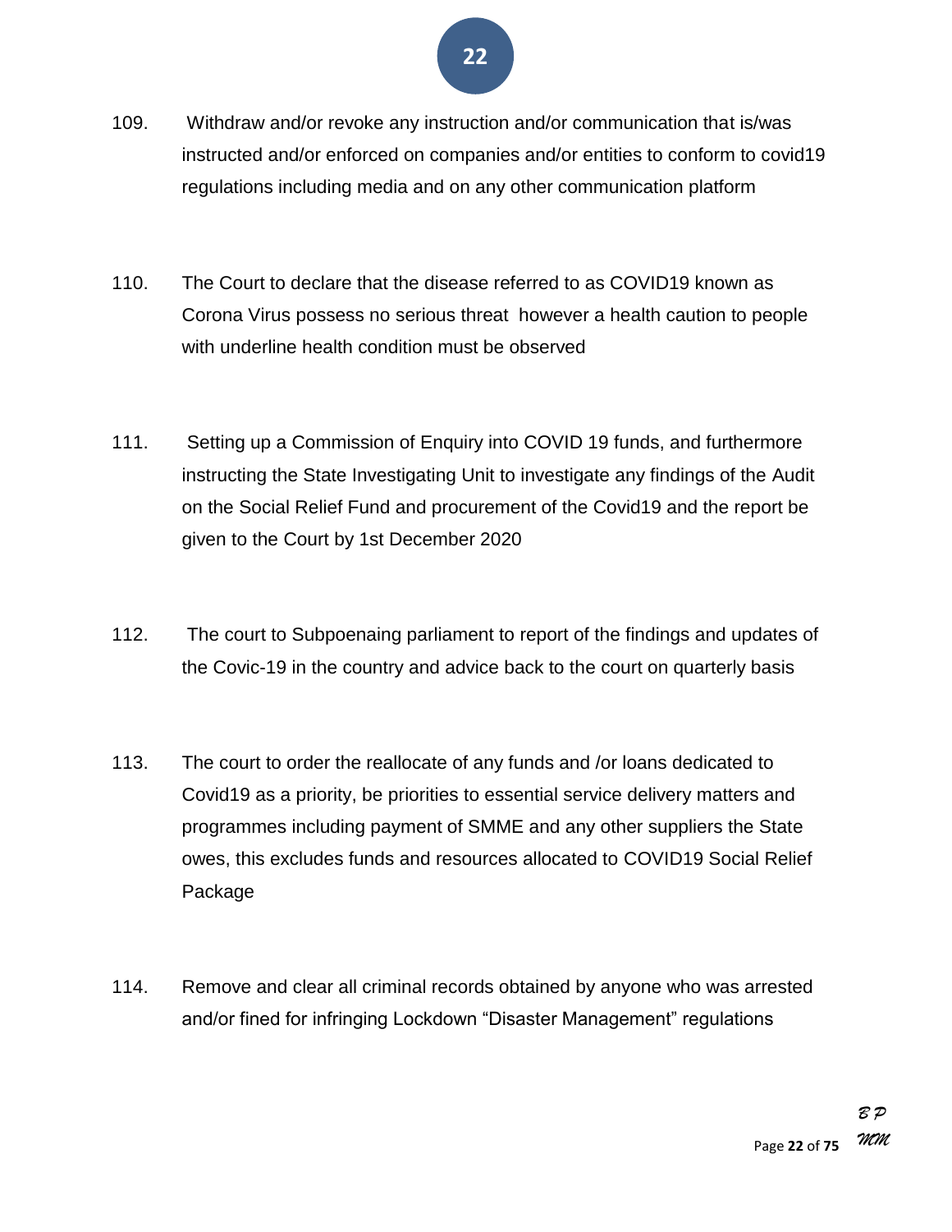109. Withdraw and/or revoke any instruction and/or communication that is/was instructed and/or enforced on companies and/or entities to conform to covid19 regulations including media and on any other communication platform

110. The Court to declare that the disease referred to as COVID19 known as Corona Virus possess no serious threat however a health caution to people with underline health condition must be observed

111. Setting up a Commission of Enquiry into COVID 19 funds, and furthermore instructing the State Investigating Unit to investigate any findings of the Audit on the Social Relief Fund and procurement of the Covid19 and the report be given to the Court by 1st December 2020

112. The court to Subpoenaing parliament to report of the findings and updates of the Covic-19 in the country and advice back to the court on quarterly basis

113. The court to order the reallocate of any funds and /or loans dedicated to Covid19 as a priority, be priorities to essential service delivery matters and programmes including payment of SMME and any other suppliers the State owes, this excludes funds and resources allocated to COVID19 Social Relief Package

114. Remove and clear all criminal records obtained by anyone who was arrested and/or fined for infringing Lockdown "Disaster Management" regulations

*B P*
*MM*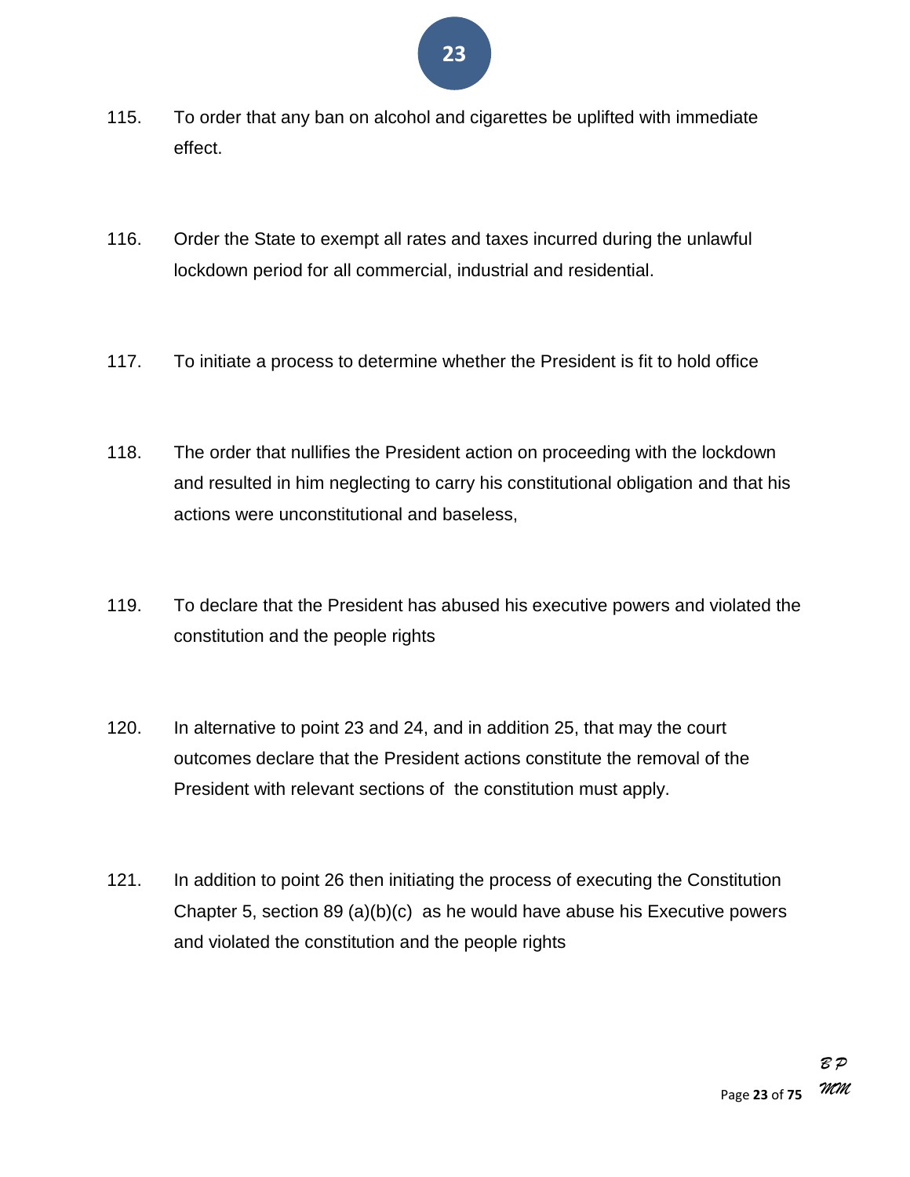115. To order that any ban on alcohol and cigarettes be uplifted with immediate effect.

116. Order the State to exempt all rates and taxes incurred during the unlawful lockdown period for all commercial, industrial and residential.

117. To initiate a process to determine whether the President is fit to hold office

118. The order that nullifies the President action on proceeding with the lockdown and resulted in him neglecting to carry his constitutional obligation and that his actions were unconstitutional and baseless,

119. To declare that the President has abused his executive powers and violated the constitution and the people rights

120. In alternative to point 23 and 24, and in addition 25, that may the court outcomes declare that the President actions constitute the removal of the President with relevant sections of the constitution must apply.

121. In addition to point 26 then initiating the process of executing the Constitution Chapter 5, section 89 (a)(b)(c) as he would have abuse his Executive powers and violated the constitution and the people rights

*B P*
*MM*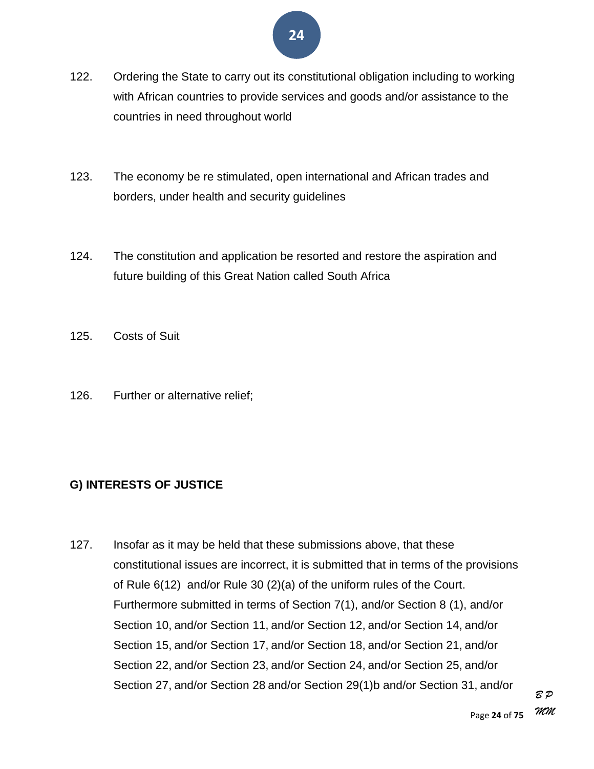122. Ordering the State to carry out its constitutional obligation including to working with African countries to provide services and goods and/or assistance to the countries in need throughout world

123. The economy be re stimulated, open international and African trades and borders, under health and security guidelines

124. The constitution and application be resorted and restore the aspiration and future building of this Great Nation called South Africa

125. Costs of Suit

126. Further or alternative relief;

**G) INTERESTS OF JUSTICE**

127. Insofar as it may be held that these submissions above, that these constitutional issues are incorrect, it is submitted that in terms of the provisions of Rule 6(12) and/or Rule 30 (2)(a) of the uniform rules of the Court. Furthermore submitted in terms of Section 7(1), and/or Section 8 (1), and/or Section 10, and/or Section 11, and/or Section 12, and/or Section 14, and/or Section 15, and/or Section 17, and/or Section 18, and/or Section 21, and/or Section 22, and/or Section 23, and/or Section 24, and/or Section 25, and/or Section 27, and/or Section 28 and/or Section 29(1)b and/or Section 31, and/or

*B P*
*MM*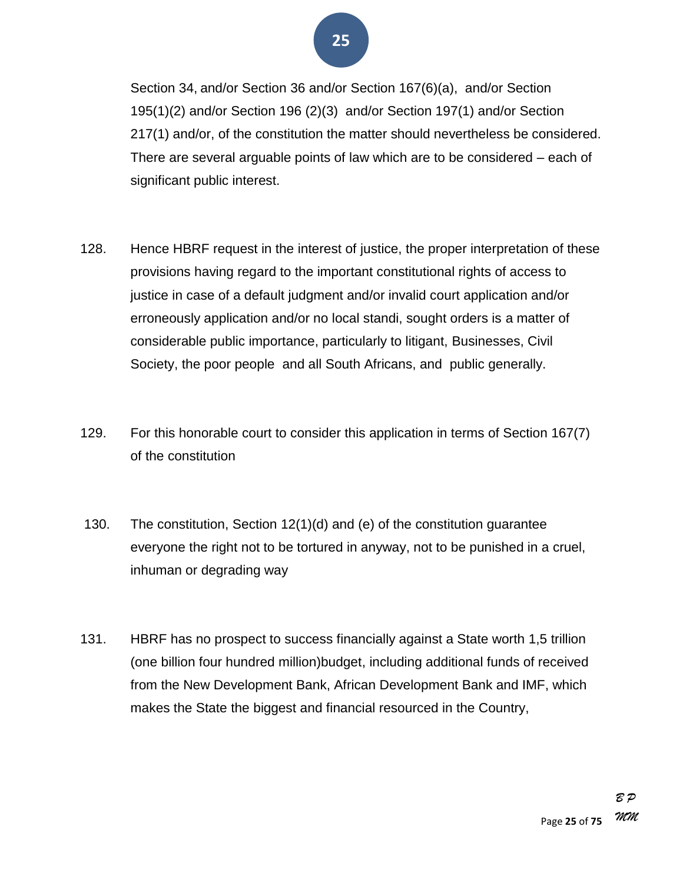Section 34, and/or Section 36 and/or Section 167(6)(a), and/or Section 195(1)(2) and/or Section 196 (2)(3) and/or Section 197(1) and/or Section 217(1) and/or, of the constitution the matter should nevertheless be considered. There are several arguable points of law which are to be considered – each of significant public interest.

128. Hence HBRF request in the interest of justice, the proper interpretation of these provisions having regard to the important constitutional rights of access to justice in case of a default judgment and/or invalid court application and/or erroneously application and/or no local standi, sought orders is a matter of considerable public importance, particularly to litigant, Businesses, Civil Society, the poor people and all South Africans, and public generally.

129. For this honorable court to consider this application in terms of Section 167(7) of the constitution

130. The constitution, Section 12(1)(d) and (e) of the constitution guarantee everyone the right not to be tortured in anyway, not to be punished in a cruel, inhuman or degrading way

131. HBRF has no prospect to success financially against a State worth 1,5 trillion (one billion four hundred million)budget, including additional funds of received from the New Development Bank, African Development Bank and IMF, which makes the State the biggest and financial resourced in the Country,

*B P*
*MM*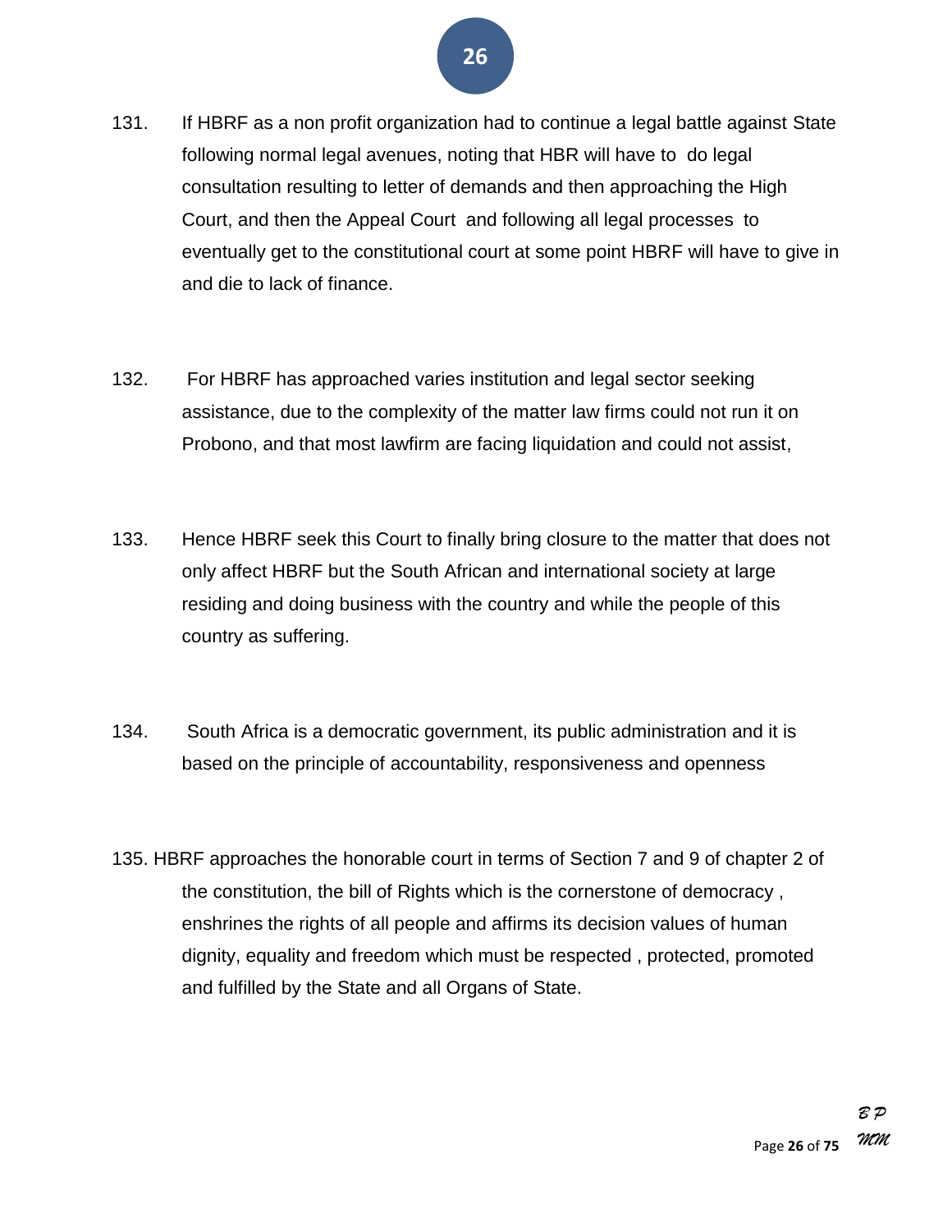131. If HBRF as a non profit organization had to continue a legal battle against State following normal legal avenues, noting that HBR will have to do legal consultation resulting to letter of demands and then approaching the High Court, and then the Appeal Court and following all legal processes to eventually get to the constitutional court at some point HBRF will have to give in and die to lack of finance.

132. For HBRF has approached varies institution and legal sector seeking assistance, due to the complexity of the matter law firms could not run it on Probono, and that most lawfirm are facing liquidation and could not assist,

133. Hence HBRF seek this Court to finally bring closure to the matter that does not only affect HBRF but the South African and international society at large residing and doing business with the country and while the people of this country as suffering.

134. South Africa is a democratic government, its public administration and it is based on the principle of accountability, responsiveness and openness

135. HBRF approaches the honorable court in terms of Section 7 and 9 of chapter 2 of the constitution, the bill of Rights which is the cornerstone of democracy , enshrines the rights of all people and affirms its decision values of human dignity, equality and freedom which must be respected , protected, promoted and fulfilled by the State and all Organs of State.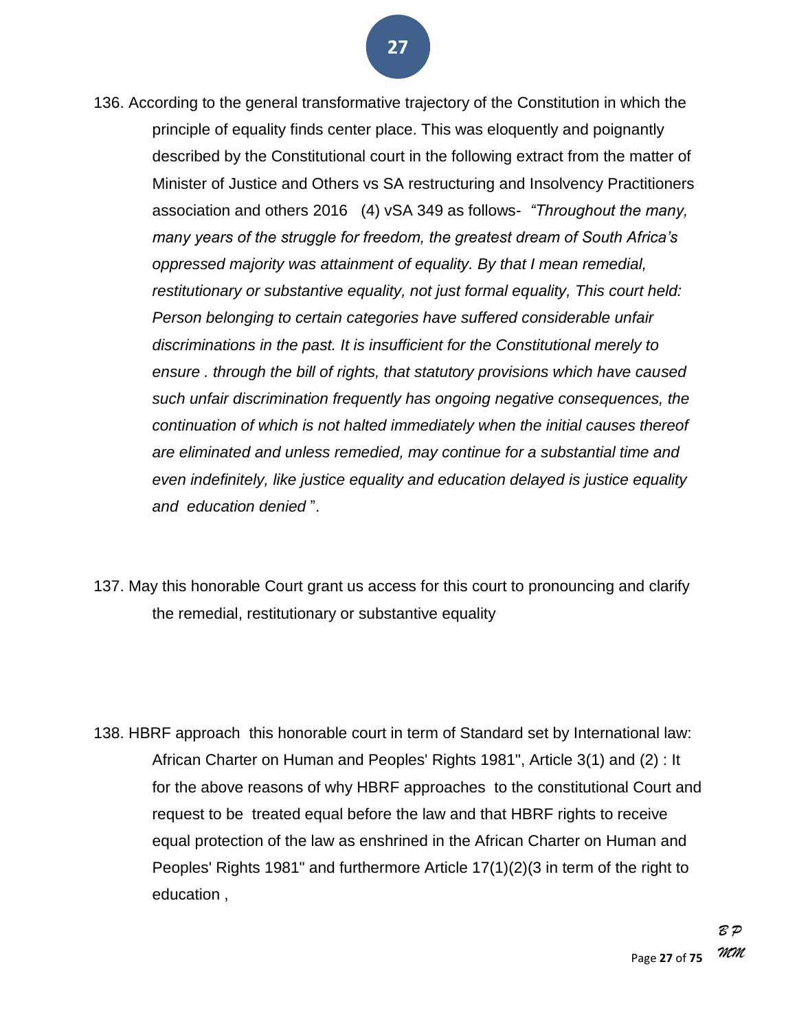136. According to the general transformative trajectory of the Constitution in which the principle of equality finds center place. This was eloquently and poignantly described by the Constitutional court in the following extract from the matter of Minister of Justice and Others vs SA restructuring and Insolvency Practitioners association and others 2016 (4) vSA 349 as follows- *"Throughout the many, many years of the struggle for freedom, the greatest dream of South Africa's oppressed majority was attainment of equality. By that I mean remedial, restitutionary or substantive equality, not just formal equality, This court held: Person belonging to certain categories have suffered considerable unfair discriminations in the past. It is insufficient for the Constitutional merely to ensure . through the bill of rights, that statutory provisions which have caused such unfair discrimination frequently has ongoing negative consequences, the continuation of which is not halted immediately when the initial causes thereof are eliminated and unless remedied, may continue for a substantial time and even indefinitely, like justice equality and education delayed is justice equality and education denied* ".

137. May this honorable Court grant us access for this court to pronouncing and clarify the remedial, restitutionary or substantive equality

138. HBRF approach this honorable court in term of Standard set by International law: African Charter on Human and Peoples' Rights 1981", Article 3(1) and (2) : It for the above reasons of why HBRF approaches to the constitutional Court and request to be treated equal before the law and that HBRF rights to receive equal protection of the law as enshrined in the African Charter on Human and Peoples' Rights 1981" and furthermore Article 17(1)(2)(3 in term of the right to education ,

*B P*
*MM*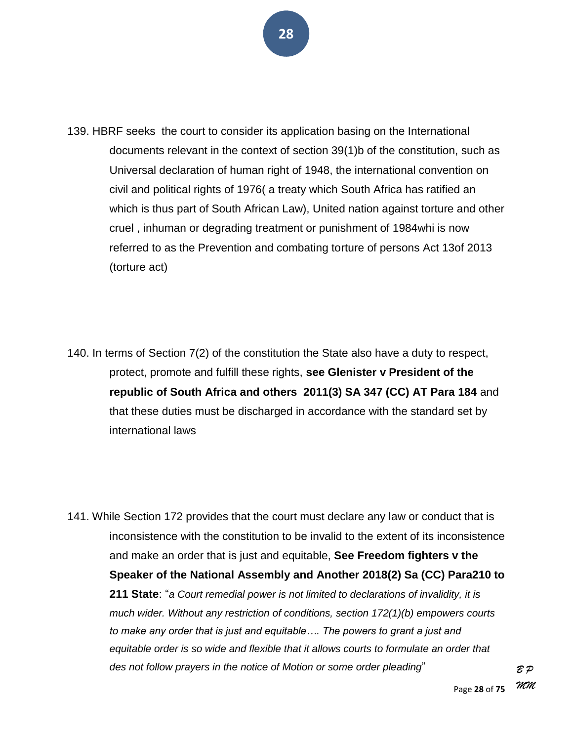139. HBRF seeks the court to consider its application basing on the International documents relevant in the context of section 39(1)b of the constitution, such as Universal declaration of human right of 1948, the international convention on civil and political rights of 1976( a treaty which South Africa has ratified an which is thus part of South African Law), United nation against torture and other cruel , inhuman or degrading treatment or punishment of 1984whi is now referred to as the Prevention and combating torture of persons Act 13of 2013 (torture act)

140. In terms of Section 7(2) of the constitution the State also have a duty to respect, protect, promote and fulfill these rights, **see Glenister v President of the republic of South Africa and others 2011(3) SA 347 (CC) AT Para 184** and that these duties must be discharged in accordance with the standard set by international laws

141. While Section 172 provides that the court must declare any law or conduct that is inconsistence with the constitution to be invalid to the extent of its inconsistence and make an order that is just and equitable, **See Freedom fighters v the Speaker of the National Assembly and Another 2018(2) Sa (CC) Para210 to 211 State**: "*a Court remedial power is not limited to declarations of invalidity, it is much wider. Without any restriction of conditions, section 172(1)(b) empowers courts to make any order that is just and equitable…. The powers to grant a just and equitable order is so wide and flexible that it allows courts to formulate an order that des not follow prayers in the notice of Motion or some order pleading*"

*B P*
*MM*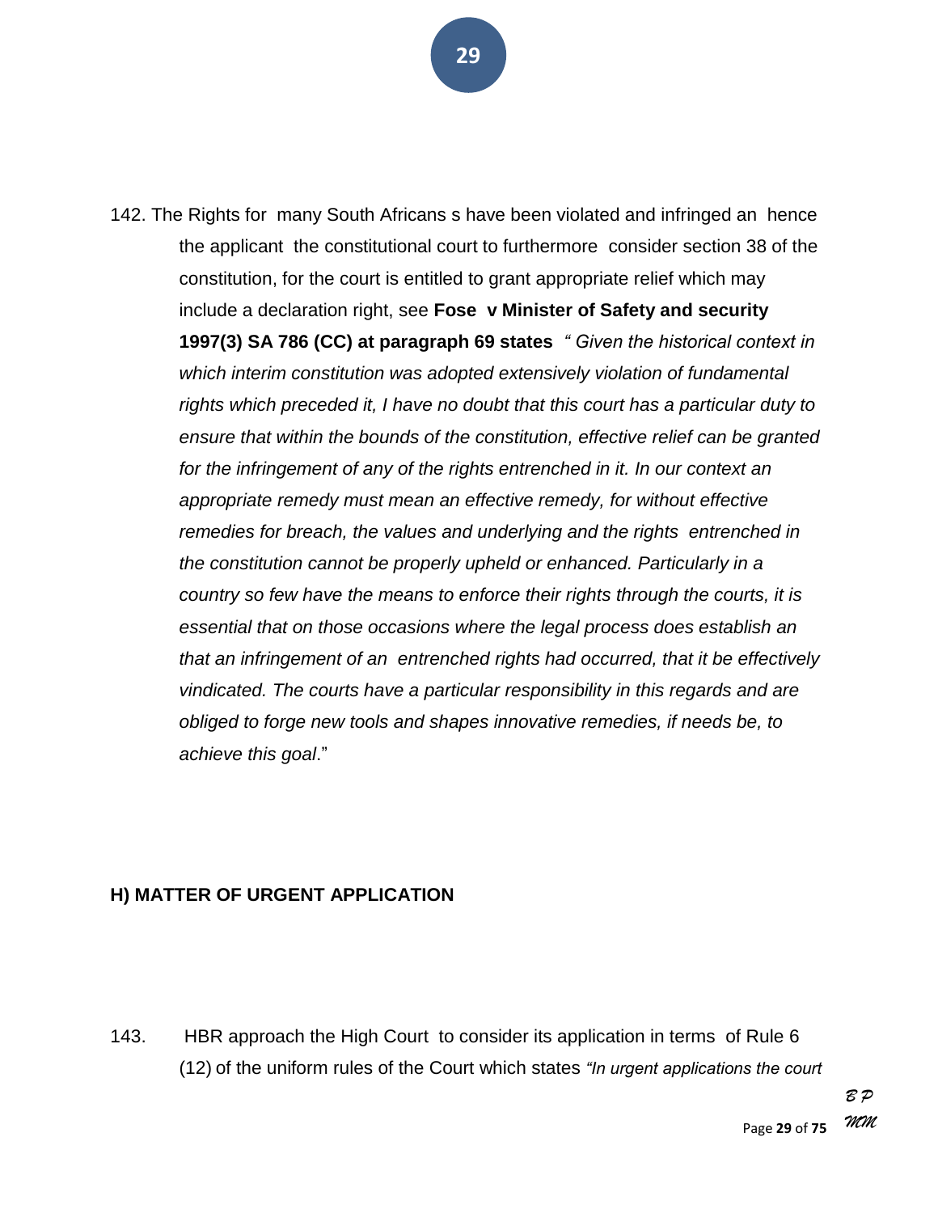142. The Rights for many South Africans s have been violated and infringed an hence the applicant the constitutional court to furthermore consider section 38 of the constitution, for the court is entitled to grant appropriate relief which may include a declaration right, see **Fose v Minister of Safety and security 1997(3) SA 786 (CC) at paragraph 69 states** *" Given the historical context in which interim constitution was adopted extensively violation of fundamental rights which preceded it, I have no doubt that this court has a particular duty to ensure that within the bounds of the constitution, effective relief can be granted for the infringement of any of the rights entrenched in it. In our context an appropriate remedy must mean an effective remedy, for without effective remedies for breach, the values and underlying and the rights entrenched in the constitution cannot be properly upheld or enhanced. Particularly in a country so few have the means to enforce their rights through the courts, it is essential that on those occasions where the legal process does establish an that an infringement of an entrenched rights had occurred, that it be effectively vindicated. The courts have a particular responsibility in this regards and are obliged to forge new tools and shapes innovative remedies, if needs be, to achieve this goal*."

**H) MATTER OF URGENT APPLICATION**

143. HBR approach the High Court to consider its application in terms of Rule 6 (12) of the uniform rules of the Court which states *"In urgent applications the court*

*B P*
*MM*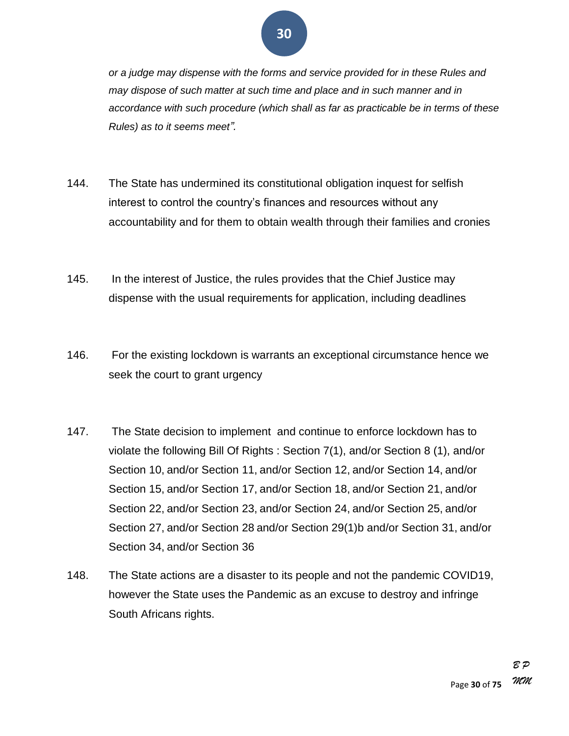*or a judge may dispense with the forms and service provided for in these Rules and may dispose of such matter at such time and place and in such manner and in accordance with such procedure (which shall as far as practicable be in terms of these Rules) as to it seems meet".*

144. The State has undermined its constitutional obligation inquest for selfish interest to control the country's finances and resources without any accountability and for them to obtain wealth through their families and cronies

145. In the interest of Justice, the rules provides that the Chief Justice may dispense with the usual requirements for application, including deadlines

146. For the existing lockdown is warrants an exceptional circumstance hence we seek the court to grant urgency

147. The State decision to implement and continue to enforce lockdown has to violate the following Bill Of Rights : Section 7(1), and/or Section 8 (1), and/or Section 10, and/or Section 11, and/or Section 12, and/or Section 14, and/or Section 15, and/or Section 17, and/or Section 18, and/or Section 21, and/or Section 22, and/or Section 23, and/or Section 24, and/or Section 25, and/or Section 27, and/or Section 28 and/or Section 29(1)b and/or Section 31, and/or Section 34, and/or Section 36

148. The State actions are a disaster to its people and not the pandemic COVID19, however the State uses the Pandemic as an excuse to destroy and infringe South Africans rights.

*BP*
*MM*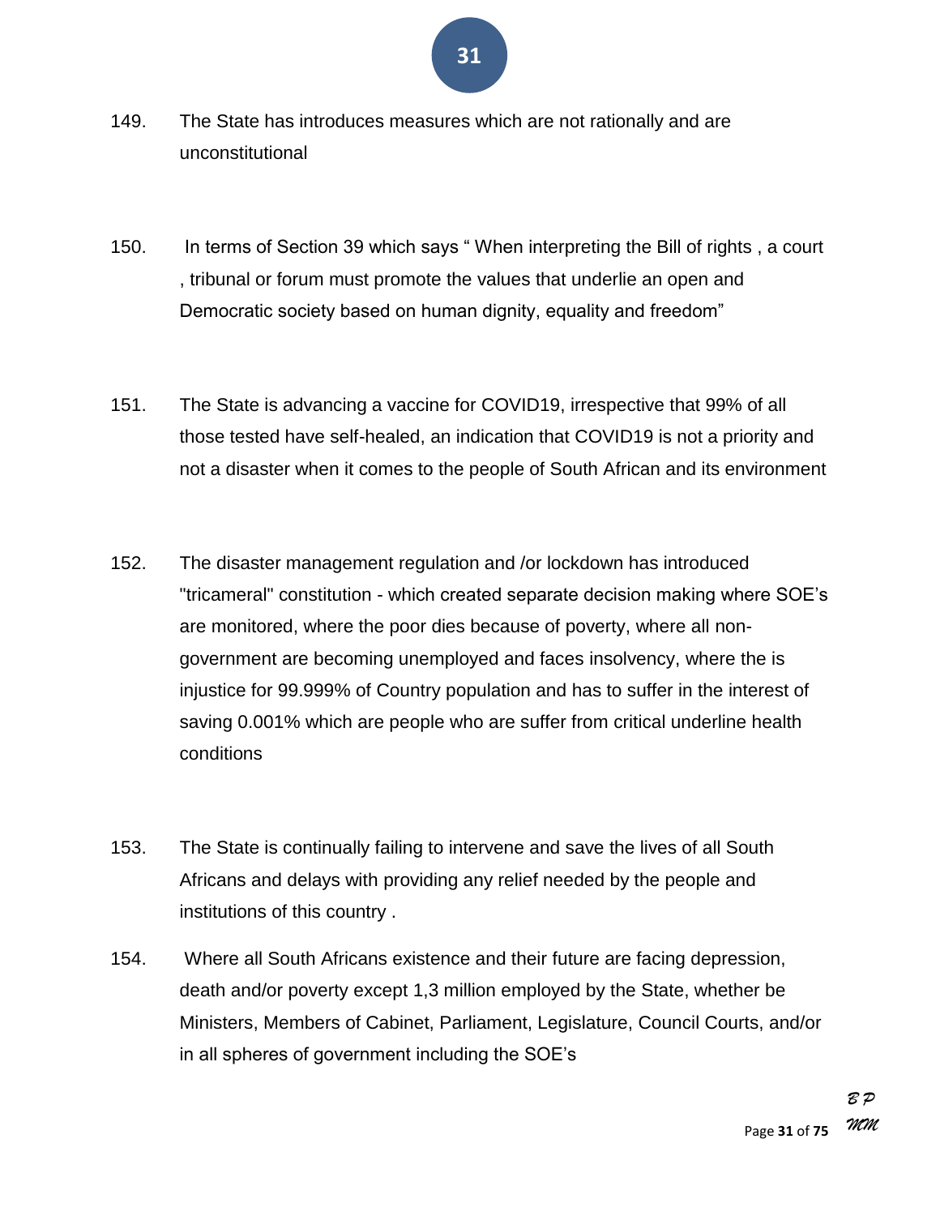149. The State has introduces measures which are not rationally and are unconstitutional

150. In terms of Section 39 which says " When interpreting the Bill of rights , a court , tribunal or forum must promote the values that underlie an open and Democratic society based on human dignity, equality and freedom"

151. The State is advancing a vaccine for COVID19, irrespective that 99% of all those tested have self-healed, an indication that COVID19 is not a priority and not a disaster when it comes to the people of South African and its environment

152. The disaster management regulation and /or lockdown has introduced "tricameral" constitution - which created separate decision making where SOE's are monitored, where the poor dies because of poverty, where all non-government are becoming unemployed and faces insolvency, where the is injustice for 99.999% of Country population and has to suffer in the interest of saving 0.001% which are people who are suffer from critical underline health conditions

153. The State is continually failing to intervene and save the lives of all South Africans and delays with providing any relief needed by the people and institutions of this country .

154. Where all South Africans existence and their future are facing depression, death and/or poverty except 1,3 million employed by the State, whether be Ministers, Members of Cabinet, Parliament, Legislature, Council Courts, and/or in all spheres of government including the SOE's

*B P*
*MM*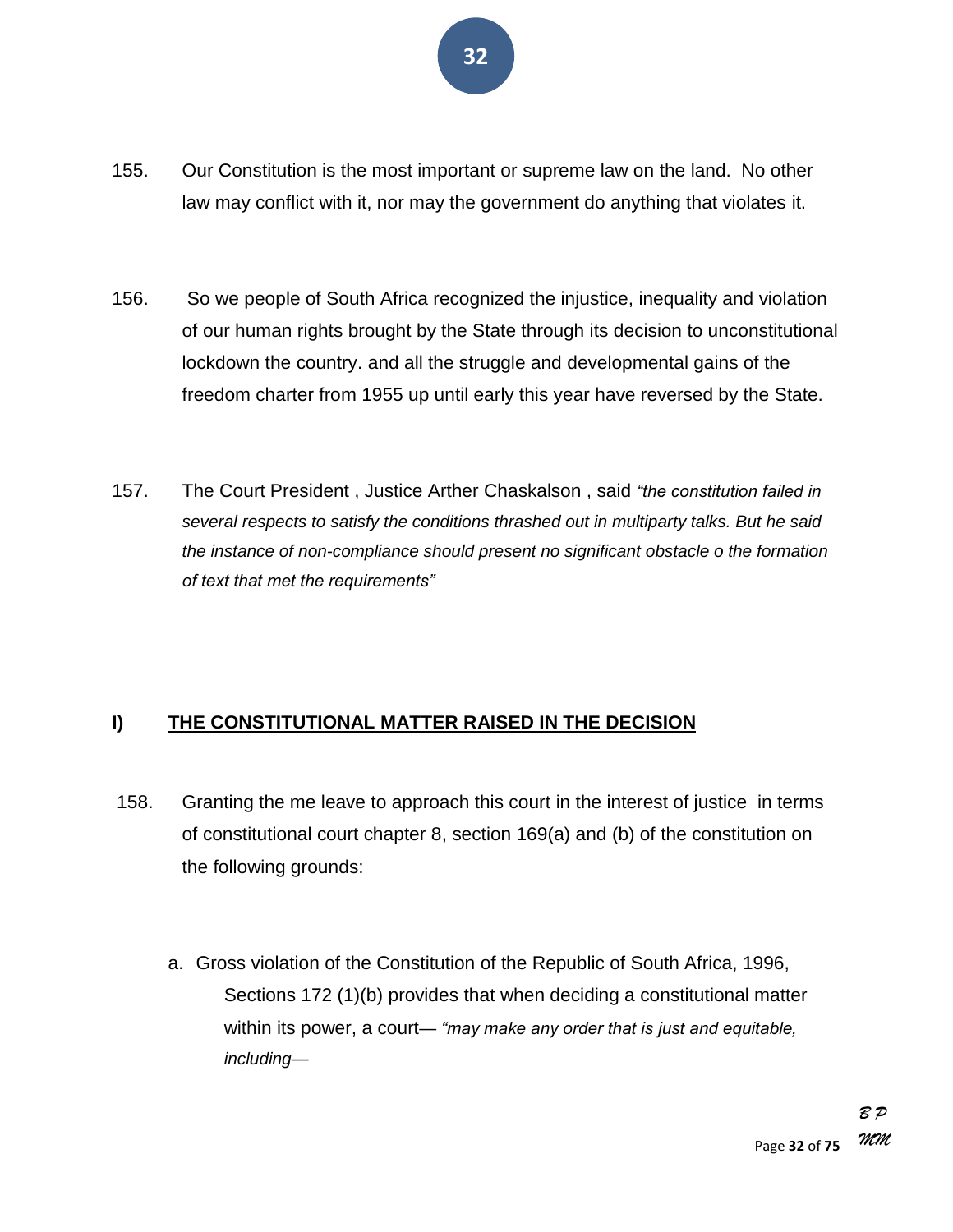155. Our Constitution is the most important or supreme law on the land. No other law may conflict with it, nor may the government do anything that violates it.

156. So we people of South Africa recognized the injustice, inequality and violation of our human rights brought by the State through its decision to unconstitutional lockdown the country. and all the struggle and developmental gains of the freedom charter from 1955 up until early this year have reversed by the State.

157. The Court President , Justice Arther Chaskalson , said *"the constitution failed in several respects to satisfy the conditions thrashed out in multiparty talks. But he said the instance of non-compliance should present no significant obstacle o the formation of text that met the requirements"*

## I) <u>THE CONSTITUTIONAL MATTER RAISED IN THE DECISION</u>

158. Granting the me leave to approach this court in the interest of justice in terms of constitutional court chapter 8, section 169(a) and (b) of the constitution on the following grounds:

   a. Gross violation of the Constitution of the Republic of South Africa, 1996, Sections 172 (1)(b) provides that when deciding a constitutional matter within its power, a court— *"may make any order that is just and equitable, including—*

*B P*
*MM*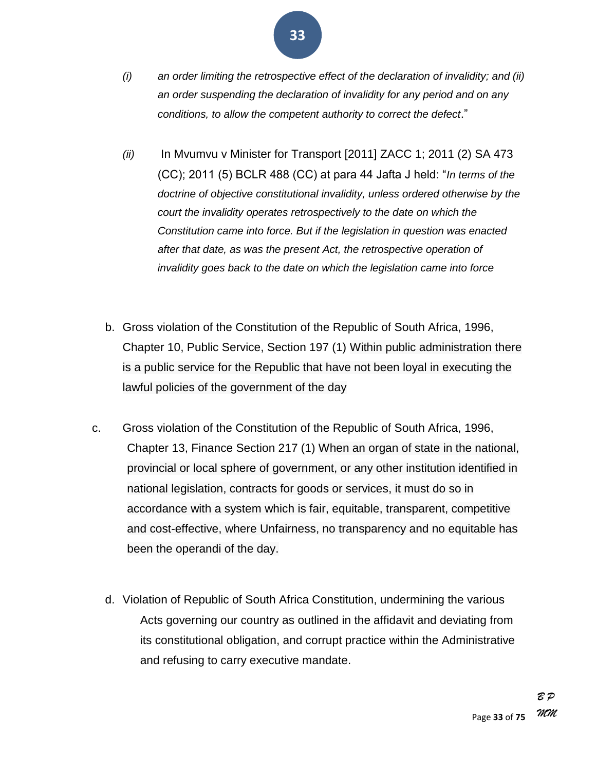*(i)* *an order limiting the retrospective effect of the declaration of invalidity; and (ii) an order suspending the declaration of invalidity for any period and on any conditions, to allow the competent authority to correct the defect*."

*(ii)* In Mvumvu v Minister for Transport [2011] ZACC 1; 2011 (2) SA 473 (CC); 2011 (5) BCLR 488 (CC) at para 44 Jafta J held: "*In terms of the doctrine of objective constitutional invalidity, unless ordered otherwise by the court the invalidity operates retrospectively to the date on which the Constitution came into force. But if the legislation in question was enacted after that date, as was the present Act, the retrospective operation of invalidity goes back to the date on which the legislation came into force*

b. Gross violation of the Constitution of the Republic of South Africa, 1996, Chapter 10, Public Service, Section 197 (1) Within public administration there is a public service for the Republic that have not been loyal in executing the lawful policies of the government of the day

c. Gross violation of the Constitution of the Republic of South Africa, 1996, Chapter 13, Finance Section 217 (1) When an organ of state in the national, provincial or local sphere of government, or any other institution identified in national legislation, contracts for goods or services, it must do so in accordance with a system which is fair, equitable, transparent, competitive and cost-effective, where Unfairness, no transparency and no equitable has been the operandi of the day.

d. Violation of Republic of South Africa Constitution, undermining the various Acts governing our country as outlined in the affidavit and deviating from its constitutional obligation, and corrupt practice within the Administrative and refusing to carry executive mandate.

*B P*
*MM*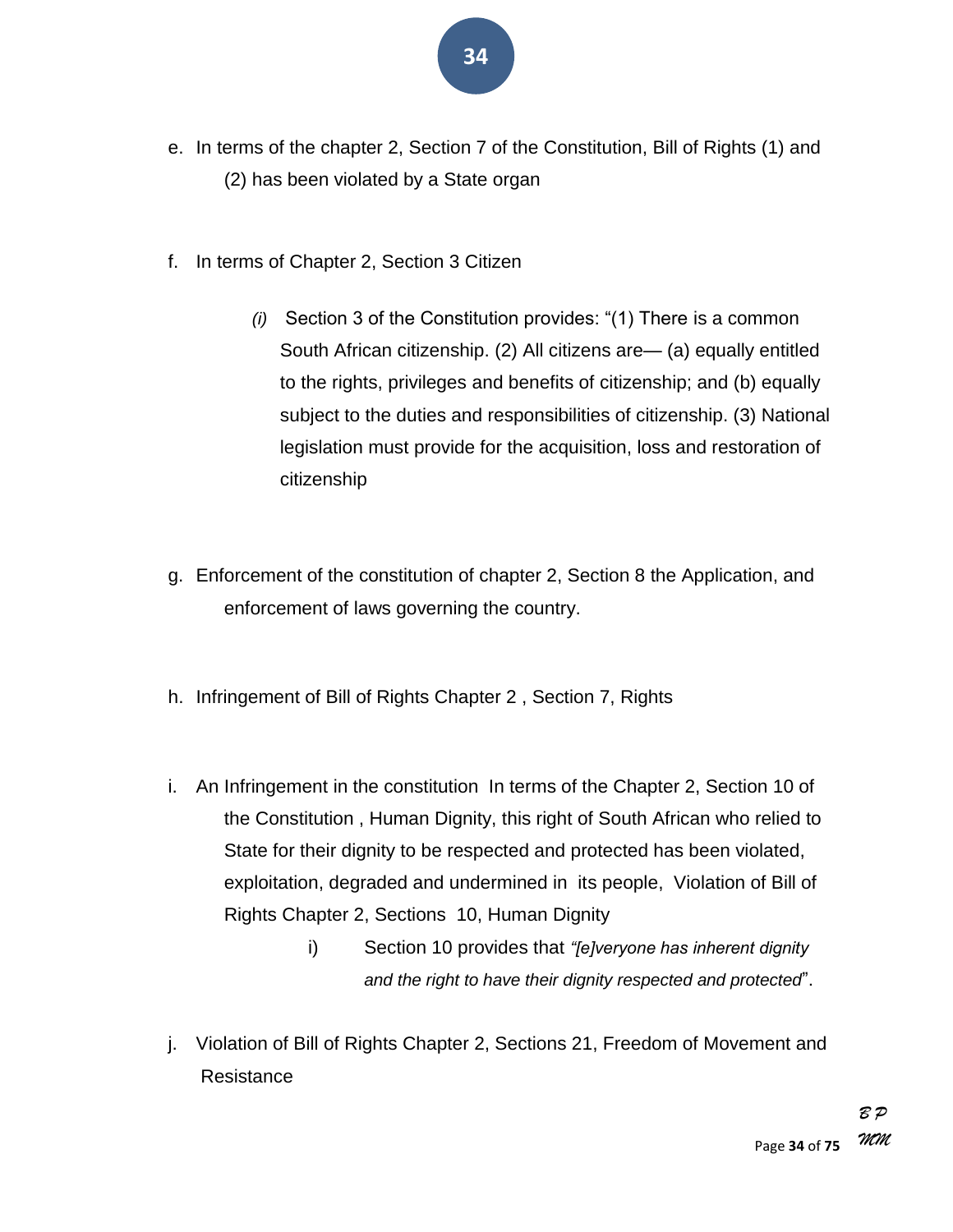e. In terms of the chapter 2, Section 7 of the Constitution, Bill of Rights (1) and (2) has been violated by a State organ

f. In terms of Chapter 2, Section 3 Citizen

   *(i)* Section 3 of the Constitution provides: "(1) There is a common South African citizenship. (2) All citizens are— (a) equally entitled to the rights, privileges and benefits of citizenship; and (b) equally subject to the duties and responsibilities of citizenship. (3) National legislation must provide for the acquisition, loss and restoration of citizenship

g. Enforcement of the constitution of chapter 2, Section 8 the Application, and enforcement of laws governing the country.

h. Infringement of Bill of Rights Chapter 2 , Section 7, Rights

i. An Infringement in the constitution In terms of the Chapter 2, Section 10 of the Constitution , Human Dignity, this right of South African who relied to State for their dignity to be respected and protected has been violated, exploitation, degraded and undermined in its people, Violation of Bill of Rights Chapter 2, Sections 10, Human Dignity

   i) Section 10 provides that *"[e]veryone has inherent dignity and the right to have their dignity respected and protected*".

j. Violation of Bill of Rights Chapter 2, Sections 21, Freedom of Movement and Resistance

B P
MM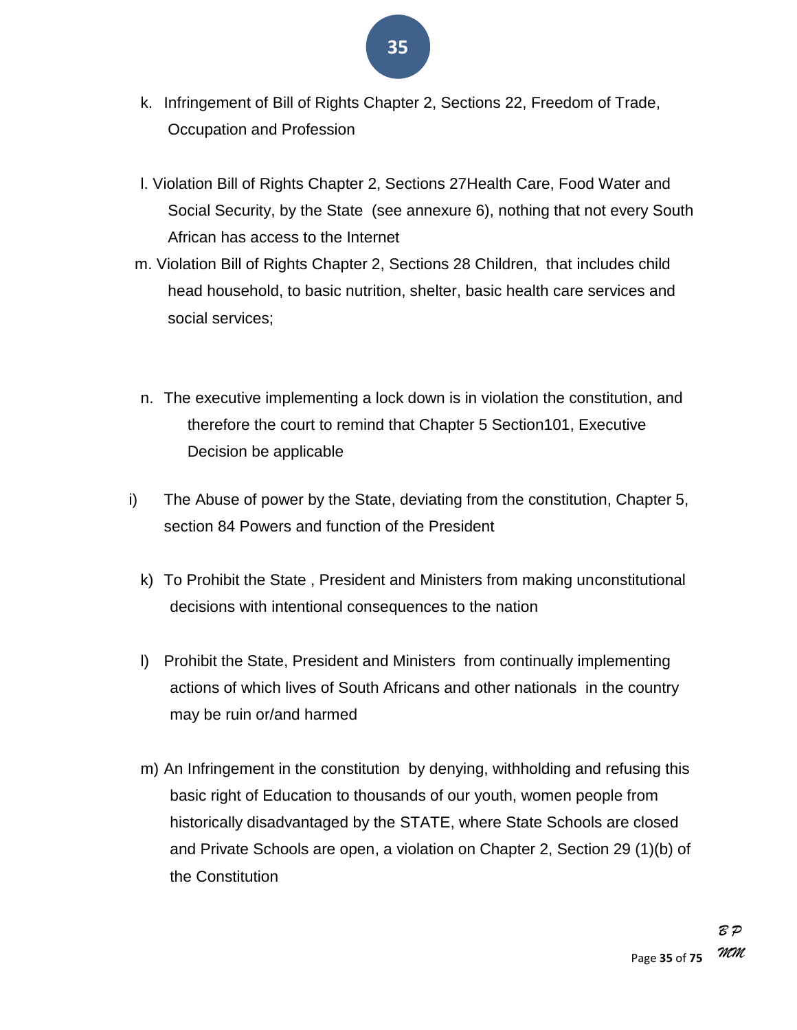k. Infringement of Bill of Rights Chapter 2, Sections 22, Freedom of Trade, Occupation and Profession

l. Violation Bill of Rights Chapter 2, Sections 27Health Care, Food Water and Social Security, by the State (see annexure 6), nothing that not every South African has access to the Internet

m. Violation Bill of Rights Chapter 2, Sections 28 Children, that includes child head household, to basic nutrition, shelter, basic health care services and social services;

n. The executive implementing a lock down is in violation the constitution, and therefore the court to remind that Chapter 5 Section101, Executive Decision be applicable

i) The Abuse of power by the State, deviating from the constitution, Chapter 5, section 84 Powers and function of the President

k) To Prohibit the State , President and Ministers from making unconstitutional decisions with intentional consequences to the nation

l) Prohibit the State, President and Ministers from continually implementing actions of which lives of South Africans and other nationals in the country may be ruin or/and harmed

m) An Infringement in the constitution by denying, withholding and refusing this basic right of Education to thousands of our youth, women people from historically disadvantaged by the STATE, where State Schools are closed and Private Schools are open, a violation on Chapter 2, Section 29 (1)(b) of the Constitution

*BP*
*MM*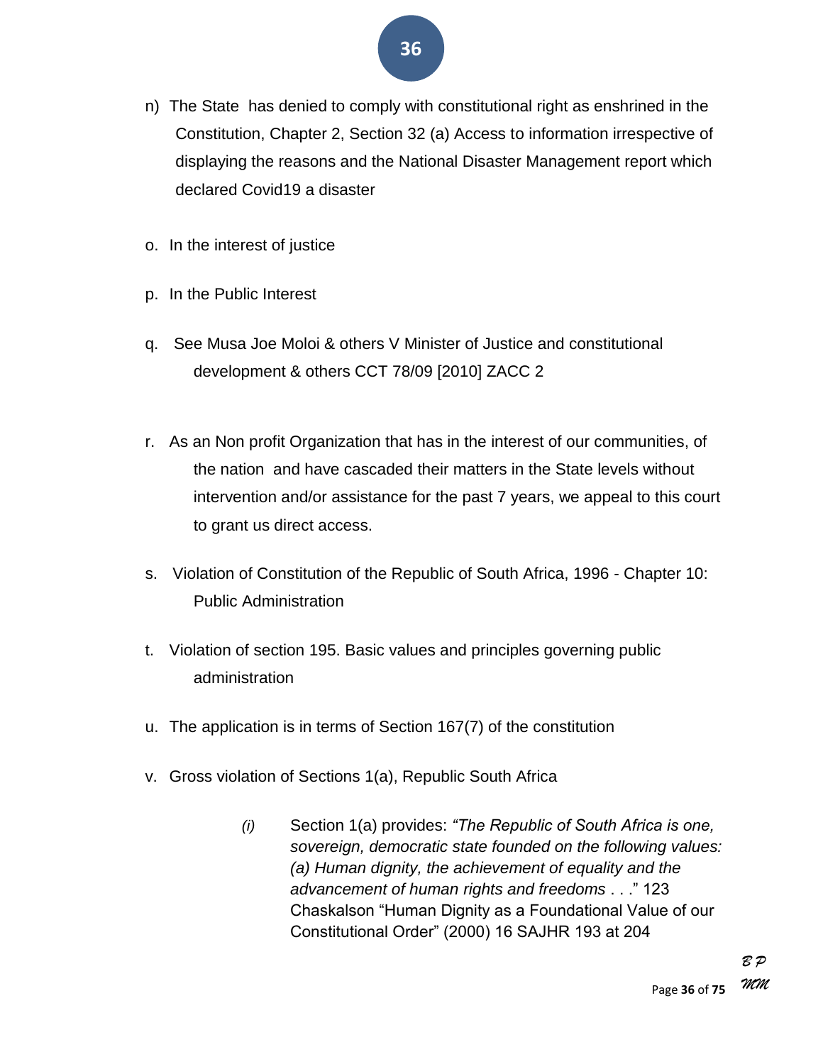n) The State has denied to comply with constitutional right as enshrined in the Constitution, Chapter 2, Section 32 (a) Access to information irrespective of displaying the reasons and the National Disaster Management report which declared Covid19 a disaster

o. In the interest of justice

p. In the Public Interest

q. See Musa Joe Moloi & others V Minister of Justice and constitutional development & others CCT 78/09 [2010] ZACC 2

r. As an Non profit Organization that has in the interest of our communities, of the nation and have cascaded their matters in the State levels without intervention and/or assistance for the past 7 years, we appeal to this court to grant us direct access.

s. Violation of Constitution of the Republic of South Africa, 1996 - Chapter 10: Public Administration

t. Violation of section 195. Basic values and principles governing public administration

u. The application is in terms of Section 167(7) of the constitution

v. Gross violation of Sections 1(a), Republic South Africa

*(i)* Section 1(a) provides: *"The Republic of South Africa is one, sovereign, democratic state founded on the following values: (a) Human dignity, the achievement of equality and the advancement of human rights and freedoms* . . ." 123 Chaskalson "Human Dignity as a Foundational Value of our Constitutional Order" (2000) 16 SAJHR 193 at 204

*B P*
*MM*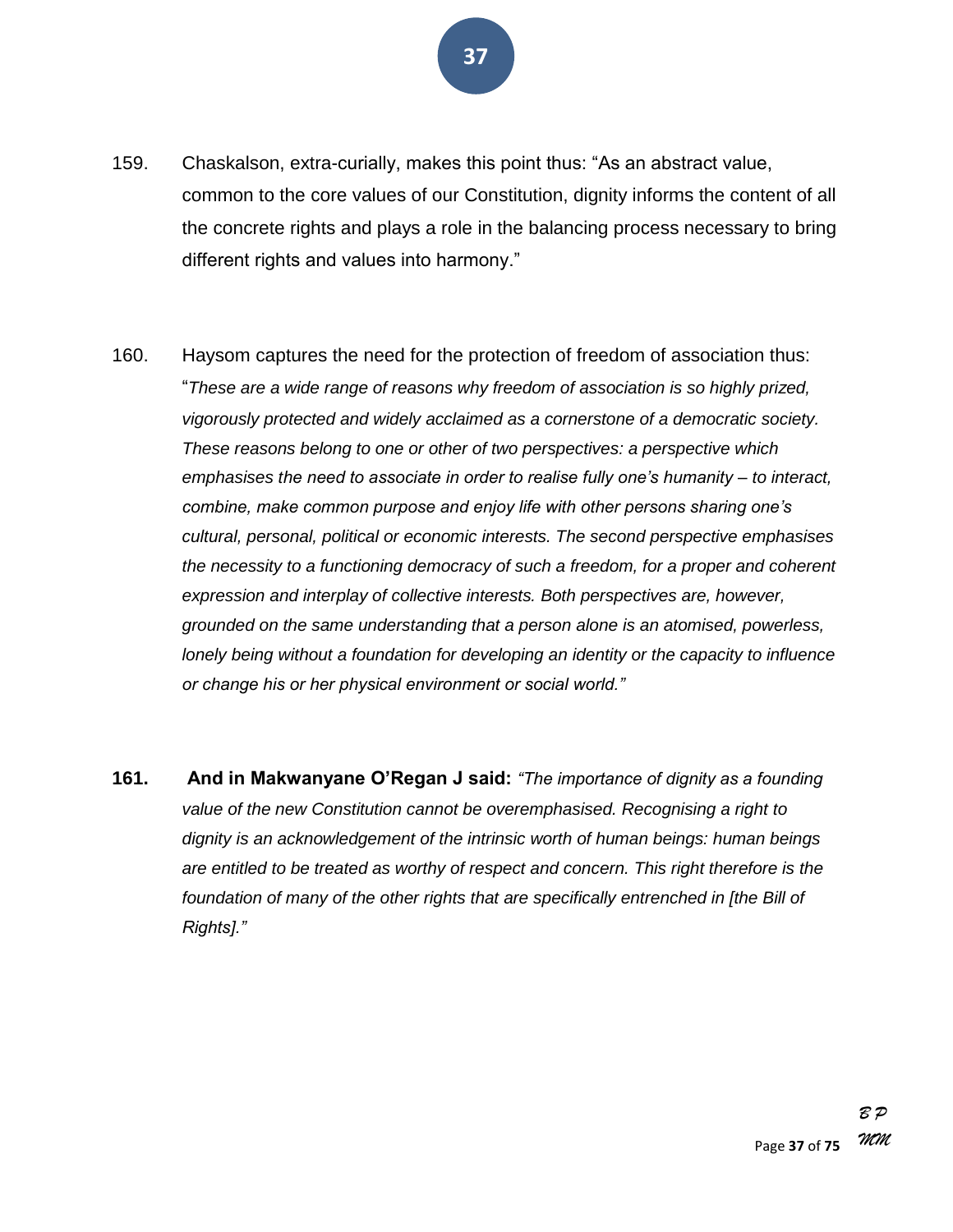159. Chaskalson, extra-curially, makes this point thus: "As an abstract value, common to the core values of our Constitution, dignity informs the content of all the concrete rights and plays a role in the balancing process necessary to bring different rights and values into harmony."

160. Haysom captures the need for the protection of freedom of association thus: "*These are a wide range of reasons why freedom of association is so highly prized, vigorously protected and widely acclaimed as a cornerstone of a democratic society. These reasons belong to one or other of two perspectives: a perspective which emphasises the need to associate in order to realise fully one's humanity – to interact, combine, make common purpose and enjoy life with other persons sharing one's cultural, personal, political or economic interests. The second perspective emphasises the necessity to a functioning democracy of such a freedom, for a proper and coherent expression and interplay of collective interests. Both perspectives are, however, grounded on the same understanding that a person alone is an atomised, powerless, lonely being without a foundation for developing an identity or the capacity to influence or change his or her physical environment or social world."*

**161. And in Makwanyane O'Regan J said:** *"The importance of dignity as a founding value of the new Constitution cannot be overemphasised. Recognising a right to dignity is an acknowledgement of the intrinsic worth of human beings: human beings are entitled to be treated as worthy of respect and concern. This right therefore is the foundation of many of the other rights that are specifically entrenched in [the Bill of Rights]."*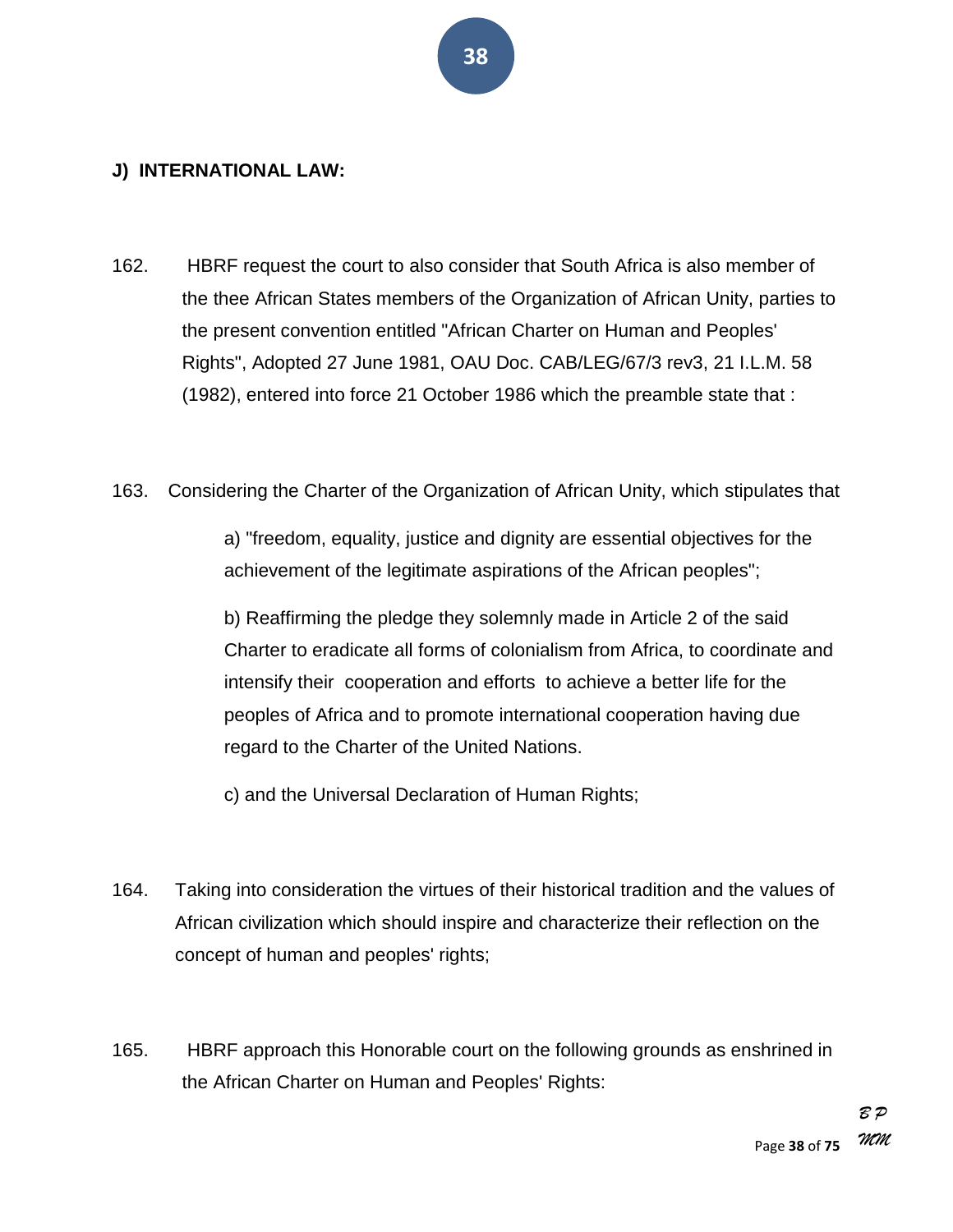**J) INTERNATIONAL LAW:**

162. HBRF request the court to also consider that South Africa is also member of the thee African States members of the Organization of African Unity, parties to the present convention entitled "African Charter on Human and Peoples' Rights", Adopted 27 June 1981, OAU Doc. CAB/LEG/67/3 rev3, 21 I.L.M. 58 (1982), entered into force 21 October 1986 which the preamble state that :

163. Considering the Charter of the Organization of African Unity, which stipulates that

   a) "freedom, equality, justice and dignity are essential objectives for the achievement of the legitimate aspirations of the African peoples";

   b) Reaffirming the pledge they solemnly made in Article 2 of the said Charter to eradicate all forms of colonialism from Africa, to coordinate and intensify their cooperation and efforts to achieve a better life for the peoples of Africa and to promote international cooperation having due regard to the Charter of the United Nations.

   c) and the Universal Declaration of Human Rights;

164. Taking into consideration the virtues of their historical tradition and the values of African civilization which should inspire and characterize their reflection on the concept of human and peoples' rights;

165. HBRF approach this Honorable court on the following grounds as enshrined in the African Charter on Human and Peoples' Rights: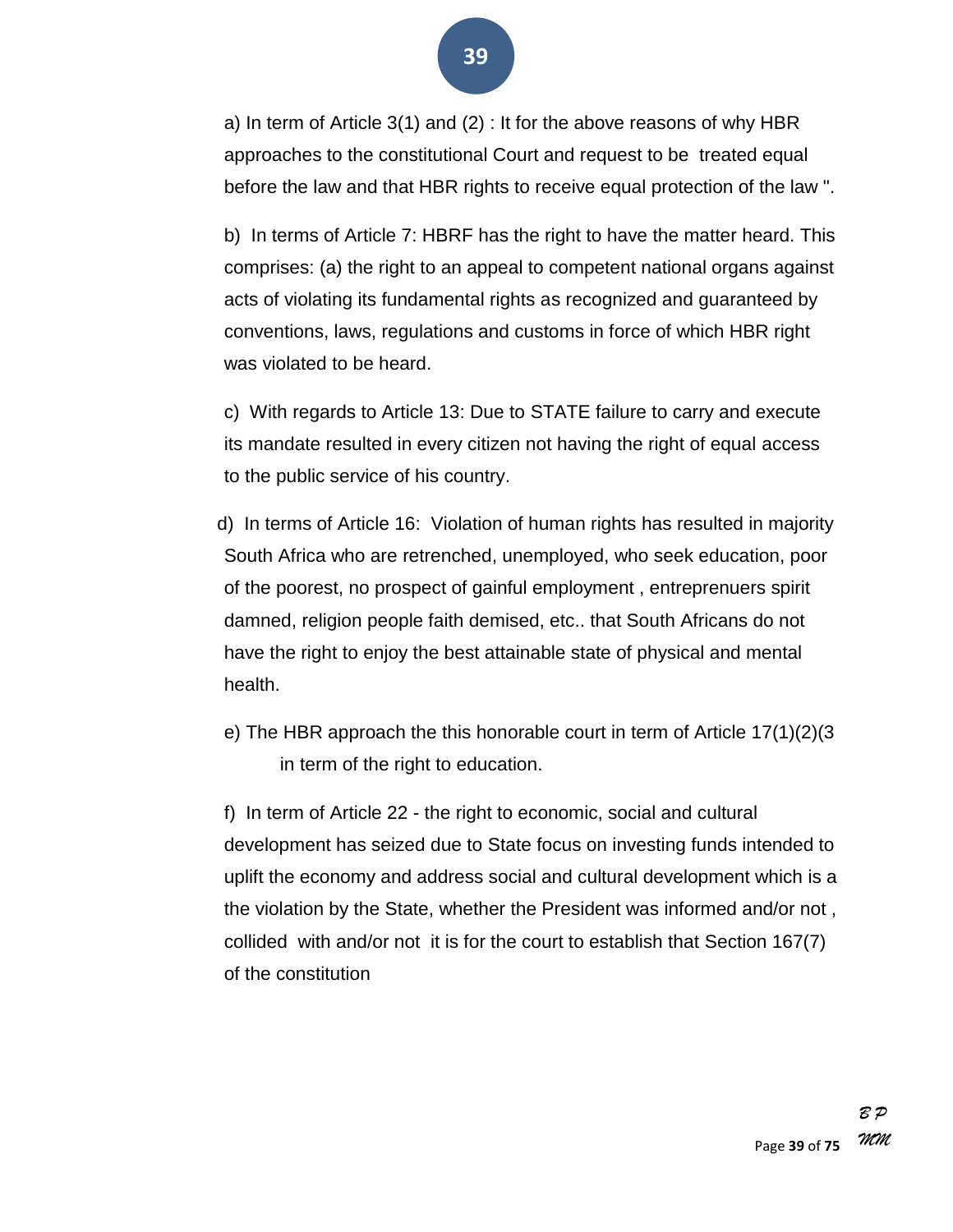a) In term of Article 3(1) and (2) : It for the above reasons of why HBR approaches to the constitutional Court and request to be treated equal before the law and that HBR rights to receive equal protection of the law ".

b) In terms of Article 7: HBRF has the right to have the matter heard. This comprises: (a) the right to an appeal to competent national organs against acts of violating its fundamental rights as recognized and guaranteed by conventions, laws, regulations and customs in force of which HBR right was violated to be heard.

c) With regards to Article 13: Due to STATE failure to carry and execute its mandate resulted in every citizen not having the right of equal access to the public service of his country.

d) In terms of Article 16: Violation of human rights has resulted in majority South Africa who are retrenched, unemployed, who seek education, poor of the poorest, no prospect of gainful employment , entreprenuers spirit damned, religion people faith demised, etc.. that South Africans do not have the right to enjoy the best attainable state of physical and mental health.

e) The HBR approach the this honorable court in term of Article 17(1)(2)(3 in term of the right to education.

f) In term of Article 22 - the right to economic, social and cultural development has seized due to State focus on investing funds intended to uplift the economy and address social and cultural development which is a the violation by the State, whether the President was informed and/or not , collided with and/or not it is for the court to establish that Section 167(7) of the constitution

*B P*
*MM*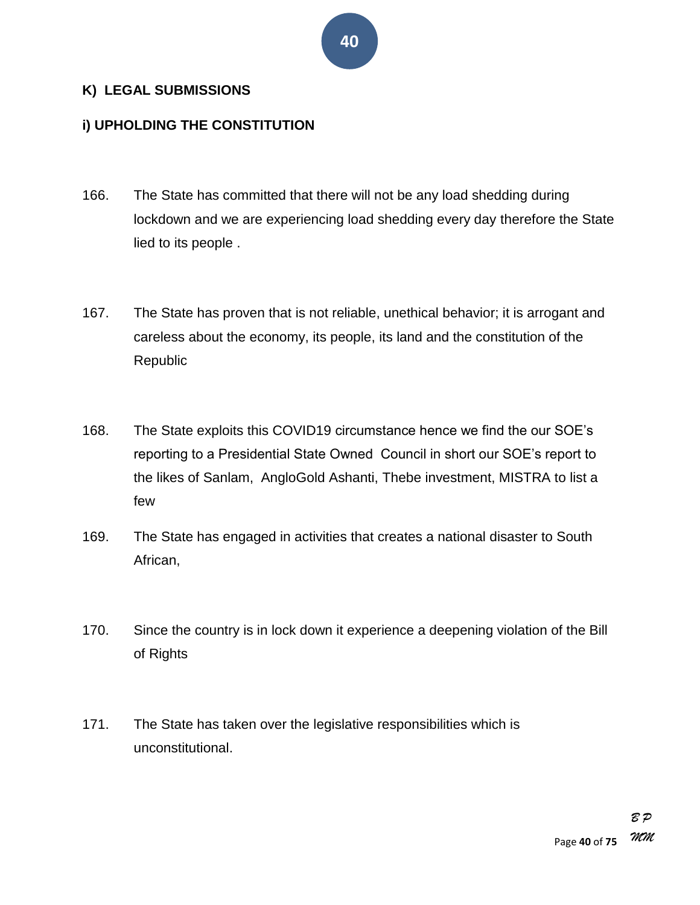## K) LEGAL SUBMISSIONS

### i) UPHOLDING THE CONSTITUTION

166. The State has committed that there will not be any load shedding during lockdown and we are experiencing load shedding every day therefore the State lied to its people .

167. The State has proven that is not reliable, unethical behavior; it is arrogant and careless about the economy, its people, its land and the constitution of the Republic

168. The State exploits this COVID19 circumstance hence we find the our SOE's reporting to a Presidential State Owned Council in short our SOE's report to the likes of Sanlam, AngloGold Ashanti, Thebe investment, MISTRA to list a few

169. The State has engaged in activities that creates a national disaster to South African,

170. Since the country is in lock down it experience a deepening violation of the Bill of Rights

171. The State has taken over the legislative responsibilities which is unconstitutional.

*BP*
*MM*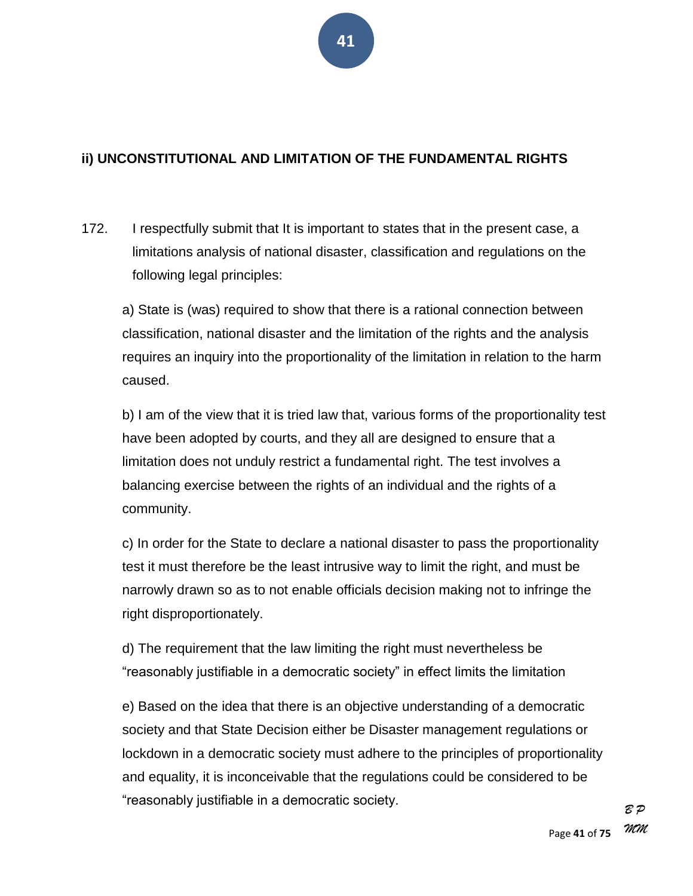## ii) UNCONSTITUTIONAL AND LIMITATION OF THE FUNDAMENTAL RIGHTS

172. I respectfully submit that It is important to states that in the present case, a limitations analysis of national disaster, classification and regulations on the following legal principles:

a) State is (was) required to show that there is a rational connection between classification, national disaster and the limitation of the rights and the analysis requires an inquiry into the proportionality of the limitation in relation to the harm caused.

b) I am of the view that it is tried law that, various forms of the proportionality test have been adopted by courts, and they all are designed to ensure that a limitation does not unduly restrict a fundamental right. The test involves a balancing exercise between the rights of an individual and the rights of a community.

c) In order for the State to declare a national disaster to pass the proportionality test it must therefore be the least intrusive way to limit the right, and must be narrowly drawn so as to not enable officials decision making not to infringe the right disproportionately.

d) The requirement that the law limiting the right must nevertheless be "reasonably justifiable in a democratic society" in effect limits the limitation

e) Based on the idea that there is an objective understanding of a democratic society and that State Decision either be Disaster management regulations or lockdown in a democratic society must adhere to the principles of proportionality and equality, it is inconceivable that the regulations could be considered to be "reasonably justifiable in a democratic society.

*B P*
*MM*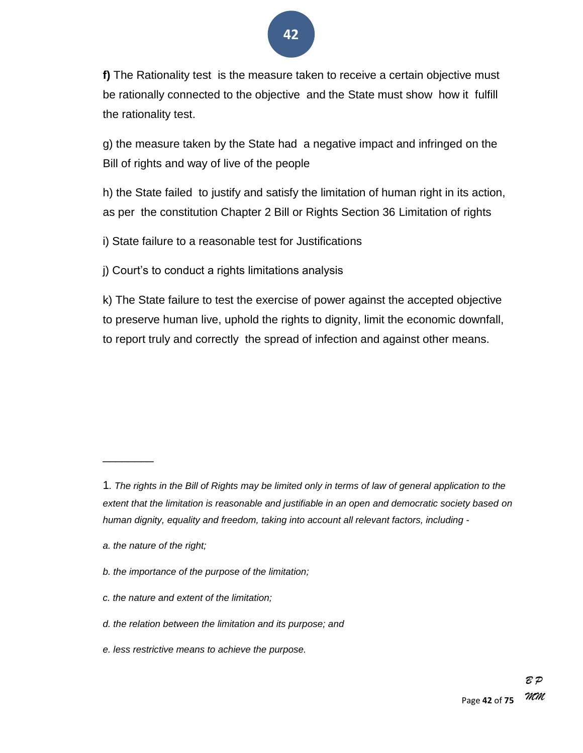**f)** The Rationality test  is the measure taken to receive a certain objective must be rationally connected to the objective  and the State must show  how it  fulfill the rationality test.

g) the measure taken by the State had  a negative impact and infringed on the Bill of rights and way of live of the people

h) the State failed  to justify and satisfy the limitation of human right in its action, as per  the constitution Chapter 2 Bill or Rights Section 36 Limitation of rights

i) State failure to a reasonable test for Justifications

j) Court's to conduct a rights limitations analysis

k) The State failure to test the exercise of power against the accepted objective to preserve human live, uphold the rights to dignity, limit the economic downfall, to report truly and correctly  the spread of infection and against other means.

________

1. *The rights in the Bill of Rights may be limited only in terms of law of general application to the extent that the limitation is reasonable and justifiable in an open and democratic society based on human dignity, equality and freedom, taking into account all relevant factors, including -*

*a. the nature of the right;*

*b. the importance of the purpose of the limitation;*

*c. the nature and extent of the limitation;*

*d. the relation between the limitation and its purpose; and*

*e. less restrictive means to achieve the purpose.*

*B P*
*MM*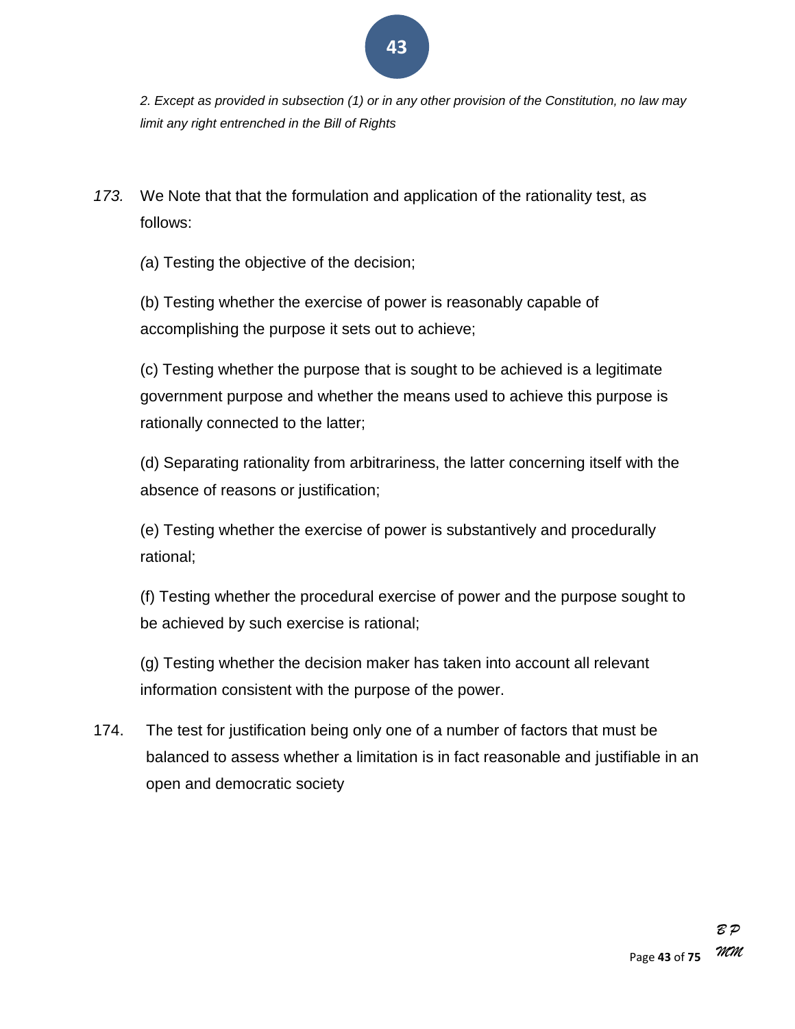*2. Except as provided in subsection (1) or in any other provision of the Constitution, no law may limit any right entrenched in the Bill of Rights*

*173.* We Note that that the formulation and application of the rationality test, as follows:

*(*a) Testing the objective of the decision;

(b) Testing whether the exercise of power is reasonably capable of accomplishing the purpose it sets out to achieve;

(c) Testing whether the purpose that is sought to be achieved is a legitimate government purpose and whether the means used to achieve this purpose is rationally connected to the latter;

(d) Separating rationality from arbitrariness, the latter concerning itself with the absence of reasons or justification;

(e) Testing whether the exercise of power is substantively and procedurally rational;

(f) Testing whether the procedural exercise of power and the purpose sought to be achieved by such exercise is rational;

(g) Testing whether the decision maker has taken into account all relevant information consistent with the purpose of the power.

174. The test for justification being only one of a number of factors that must be balanced to assess whether a limitation is in fact reasonable and justifiable in an open and democratic society

*B P*
*MM*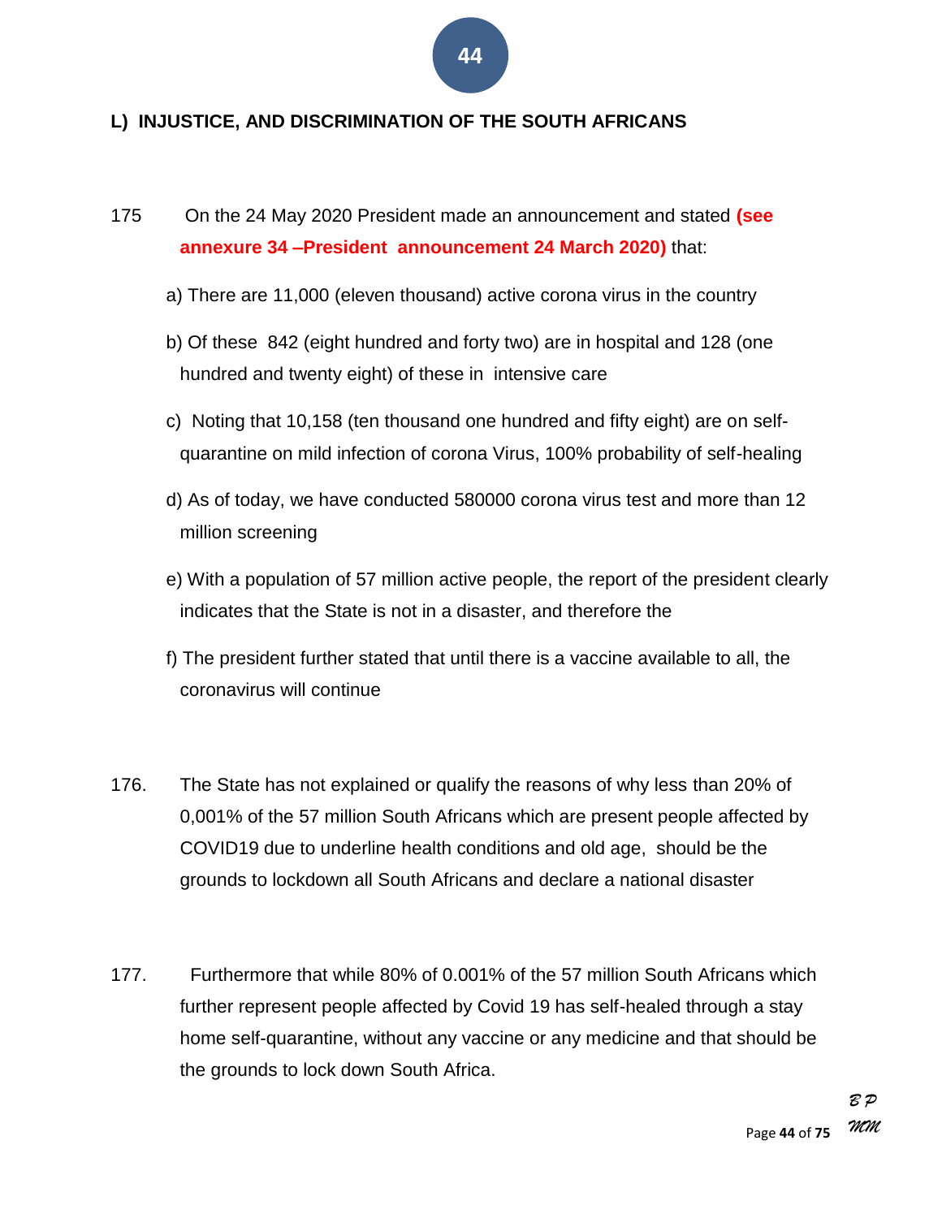## L) INJUSTICE, AND DISCRIMINATION OF THE SOUTH AFRICANS

175 On the 24 May 2020 President made an announcement and stated **(see annexure 34 –President announcement 24 March 2020)** that:

a) There are 11,000 (eleven thousand) active corona virus in the country

b) Of these 842 (eight hundred and forty two) are in hospital and 128 (one hundred and twenty eight) of these in intensive care

c) Noting that 10,158 (ten thousand one hundred and fifty eight) are on self-quarantine on mild infection of corona Virus, 100% probability of self-healing

d) As of today, we have conducted 580000 corona virus test and more than 12 million screening

e) With a population of 57 million active people, the report of the president clearly indicates that the State is not in a disaster, and therefore the

f) The president further stated that until there is a vaccine available to all, the coronavirus will continue

176. The State has not explained or qualify the reasons of why less than 20% of 0,001% of the 57 million South Africans which are present people affected by COVID19 due to underline health conditions and old age, should be the grounds to lockdown all South Africans and declare a national disaster

177. Furthermore that while 80% of 0.001% of the 57 million South Africans which further represent people affected by Covid 19 has self-healed through a stay home self-quarantine, without any vaccine or any medicine and that should be the grounds to lock down South Africa.

*B P*
*MM*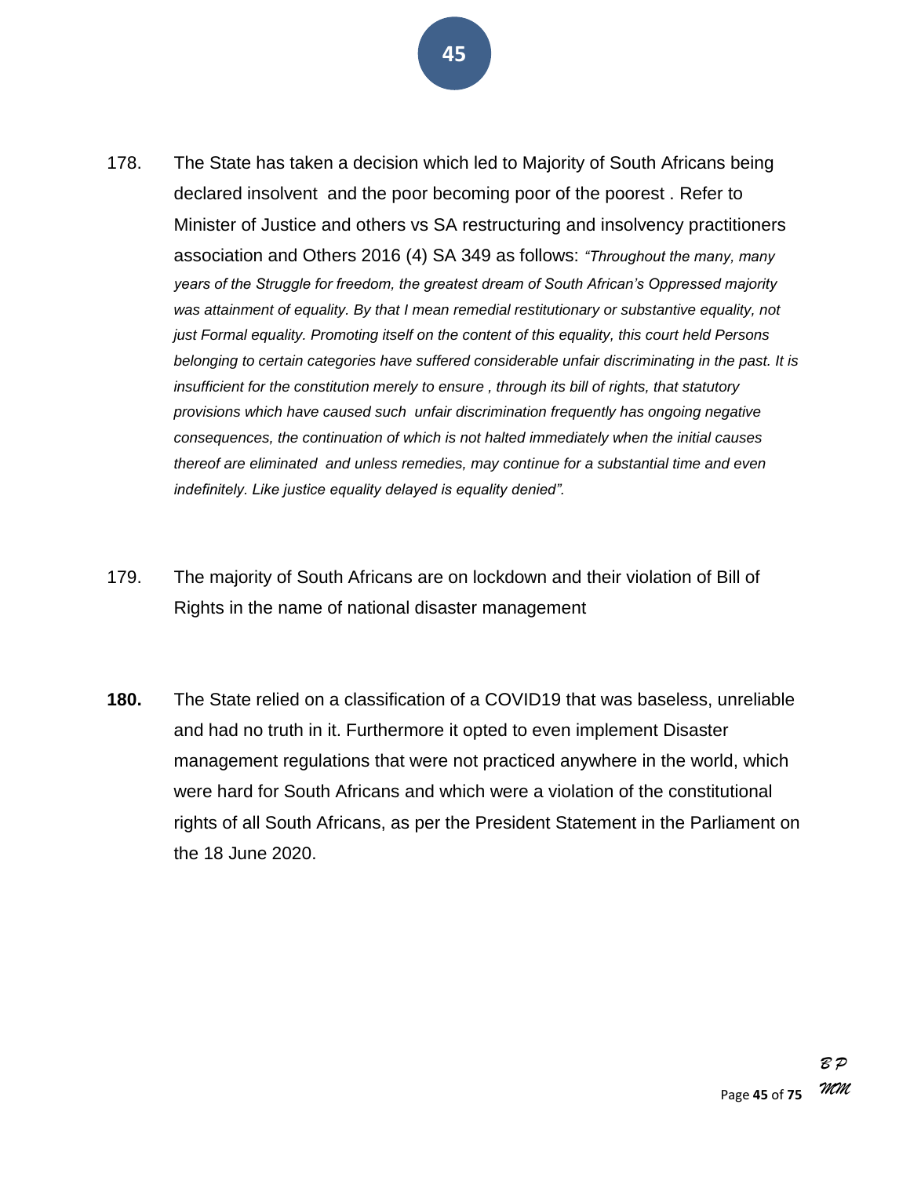178. The State has taken a decision which led to Majority of South Africans being declared insolvent and the poor becoming poor of the poorest . Refer to Minister of Justice and others vs SA restructuring and insolvency practitioners association and Others 2016 (4) SA 349 as follows: *"Throughout the many, many years of the Struggle for freedom, the greatest dream of South African's Oppressed majority was attainment of equality. By that I mean remedial restitutionary or substantive equality, not just Formal equality. Promoting itself on the content of this equality, this court held Persons belonging to certain categories have suffered considerable unfair discriminating in the past. It is insufficient for the constitution merely to ensure , through its bill of rights, that statutory provisions which have caused such unfair discrimination frequently has ongoing negative consequences, the continuation of which is not halted immediately when the initial causes thereof are eliminated and unless remedies, may continue for a substantial time and even indefinitely. Like justice equality delayed is equality denied".*

179. The majority of South Africans are on lockdown and their violation of Bill of Rights in the name of national disaster management

**180.** The State relied on a classification of a COVID19 that was baseless, unreliable and had no truth in it. Furthermore it opted to even implement Disaster management regulations that were not practiced anywhere in the world, which were hard for South Africans and which were a violation of the constitutional rights of all South Africans, as per the President Statement in the Parliament on the 18 June 2020.

*B P*
*MM*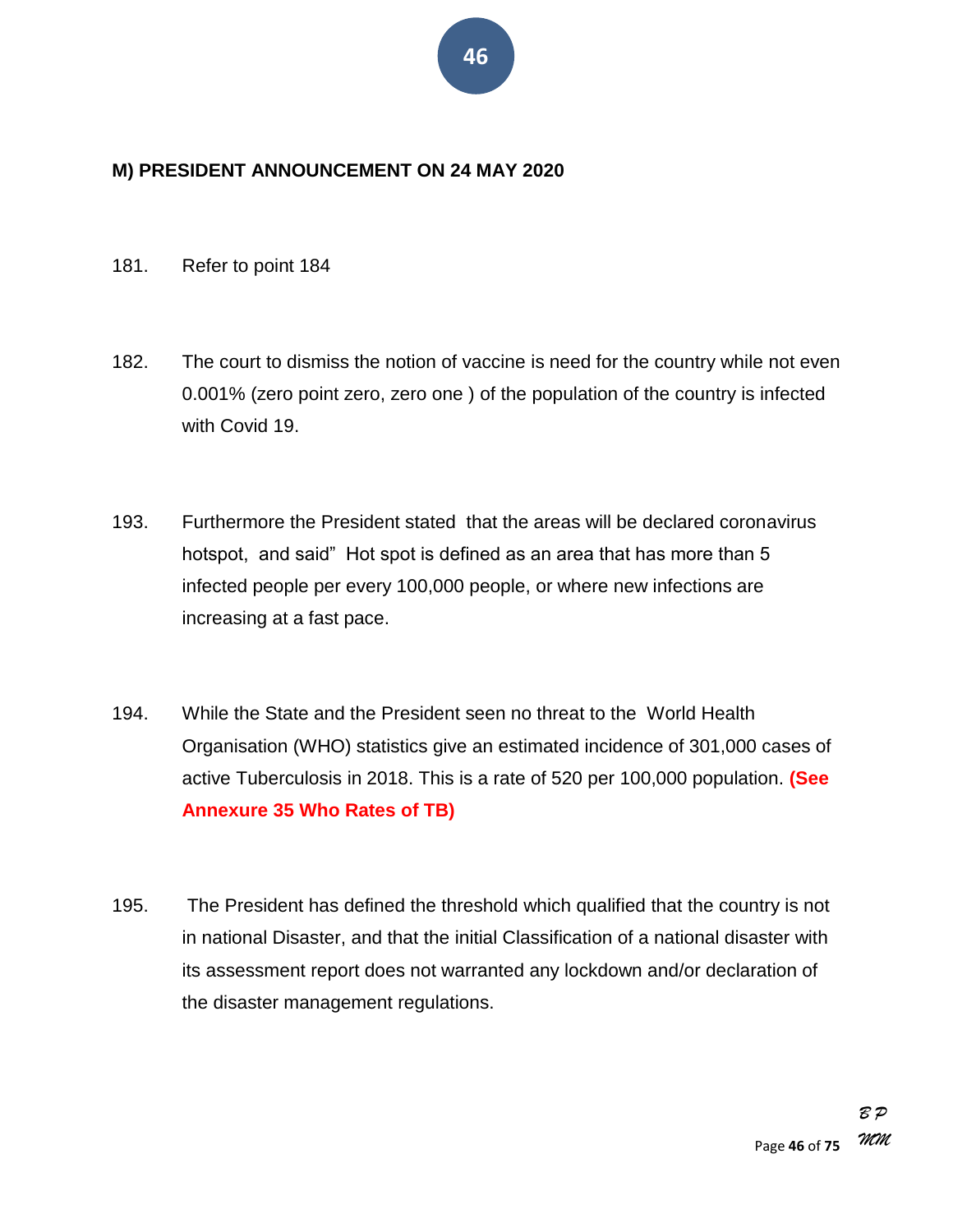**M) PRESIDENT ANNOUNCEMENT ON 24 MAY 2020**

181. Refer to point 184

182. The court to dismiss the notion of vaccine is need for the country while not even 0.001% (zero point zero, zero one ) of the population of the country is infected with Covid 19.

193. Furthermore the President stated that the areas will be declared coronavirus hotspot, and said" Hot spot is defined as an area that has more than 5 infected people per every 100,000 people, or where new infections are increasing at a fast pace.

194. While the State and the President seen no threat to the World Health Organisation (WHO) statistics give an estimated incidence of 301,000 cases of active Tuberculosis in 2018. This is a rate of 520 per 100,000 population. **(See Annexure 35 Who Rates of TB)**

195. The President has defined the threshold which qualified that the country is not in national Disaster, and that the initial Classification of a national disaster with its assessment report does not warranted any lockdown and/or declaration of the disaster management regulations.

*B P*
*MM*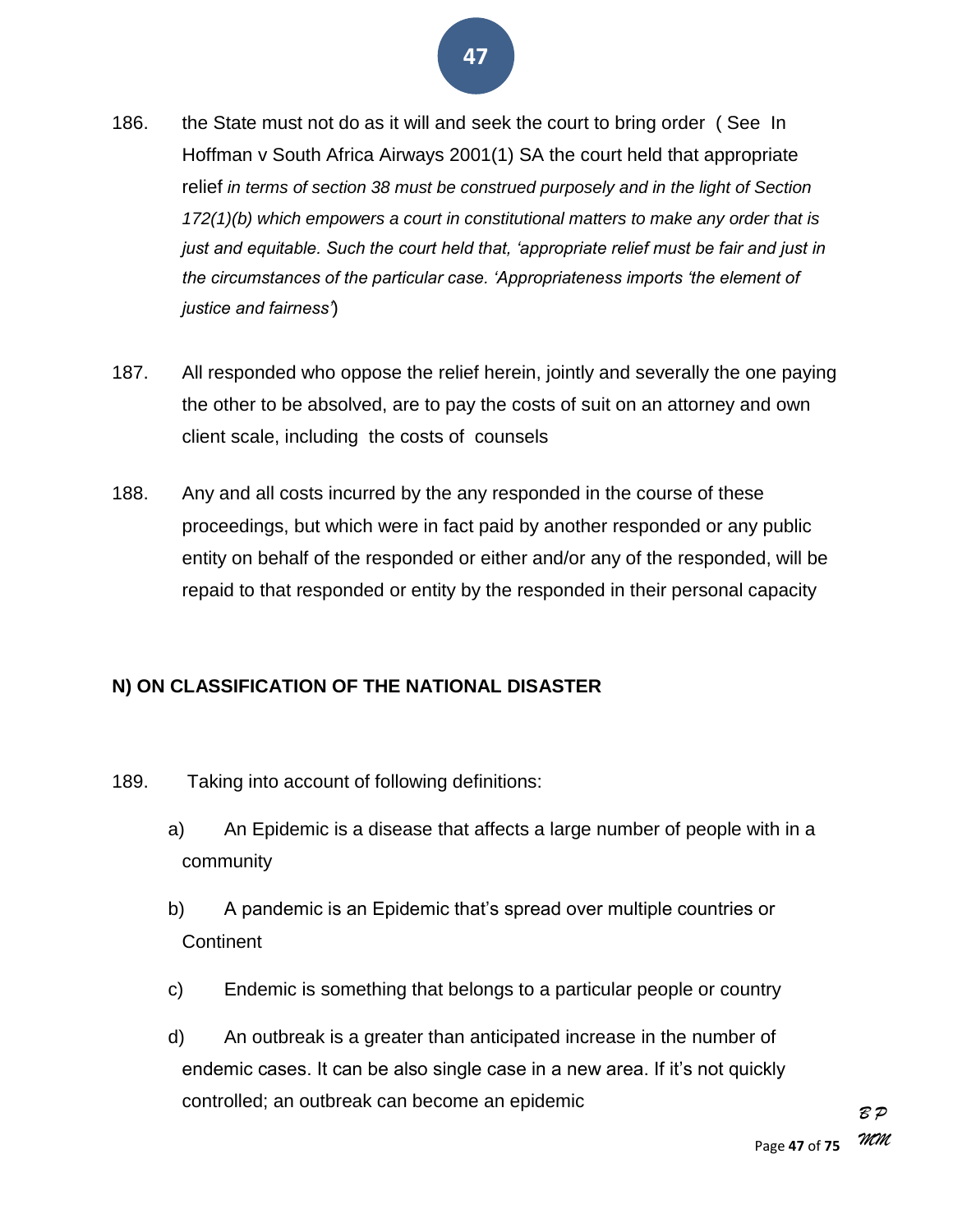186. the State must not do as it will and seek the court to bring order ( See In Hoffman v South Africa Airways 2001(1) SA the court held that appropriate relief *in terms of section 38 must be construed purposely and in the light of Section 172(1)(b) which empowers a court in constitutional matters to make any order that is just and equitable. Such the court held that, 'appropriate relief must be fair and just in the circumstances of the particular case. 'Appropriateness imports 'the element of justice and fairness'*)

187. All responded who oppose the relief herein, jointly and severally the one paying the other to be absolved, are to pay the costs of suit on an attorney and own client scale, including the costs of counsels

188. Any and all costs incurred by the any responded in the course of these proceedings, but which were in fact paid by another responded or any public entity on behalf of the responded or either and/or any of the responded, will be repaid to that responded or entity by the responded in their personal capacity

**N) ON CLASSIFICATION OF THE NATIONAL DISASTER**

189. Taking into account of following definitions:

a) An Epidemic is a disease that affects a large number of people with in a community

b) A pandemic is an Epidemic that's spread over multiple countries or Continent

c) Endemic is something that belongs to a particular people or country

d) An outbreak is a greater than anticipated increase in the number of endemic cases. It can be also single case in a new area. If it's not quickly controlled; an outbreak can become an epidemic

*B P*
*MM*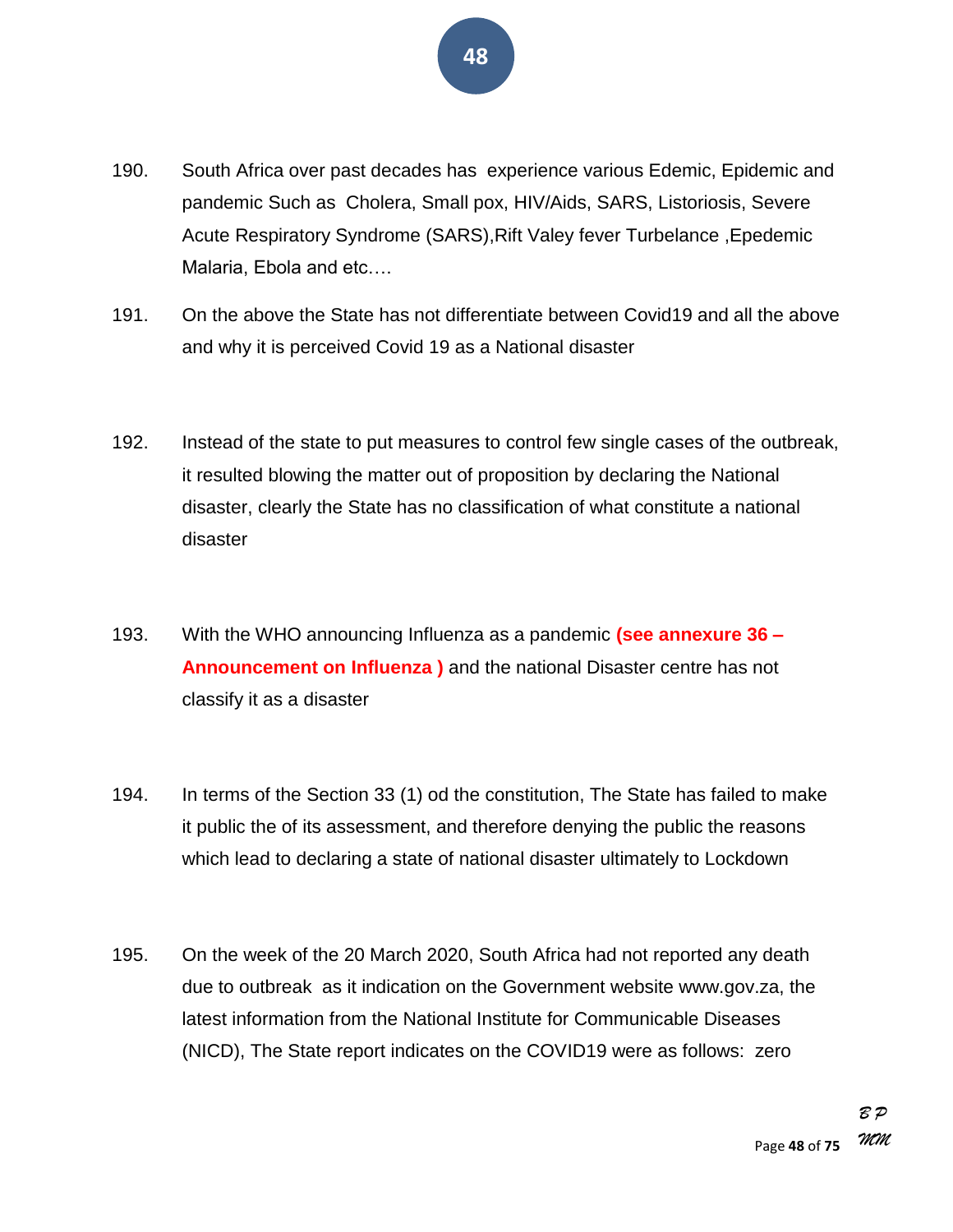190. South Africa over past decades has experience various Edemic, Epidemic and pandemic Such as Cholera, Small pox, HIV/Aids, SARS, Listoriosis, Severe Acute Respiratory Syndrome (SARS),Rift Valey fever Turbelance ,Epedemic Malaria, Ebola and etc.…

191. On the above the State has not differentiate between Covid19 and all the above and why it is perceived Covid 19 as a National disaster

192. Instead of the state to put measures to control few single cases of the outbreak, it resulted blowing the matter out of proposition by declaring the National disaster, clearly the State has no classification of what constitute a national disaster

193. With the WHO announcing Influenza as a pandemic **(see annexure 36 – Announcement on Influenza )** and the national Disaster centre has not classify it as a disaster

194. In terms of the Section 33 (1) od the constitution, The State has failed to make it public the of its assessment, and therefore denying the public the reasons which lead to declaring a state of national disaster ultimately to Lockdown

195. On the week of the 20 March 2020, South Africa had not reported any death due to outbreak as it indication on the Government website www.gov.za, the latest information from the National Institute for Communicable Diseases (NICD), The State report indicates on the COVID19 were as follows: zero

*B P*
*MM*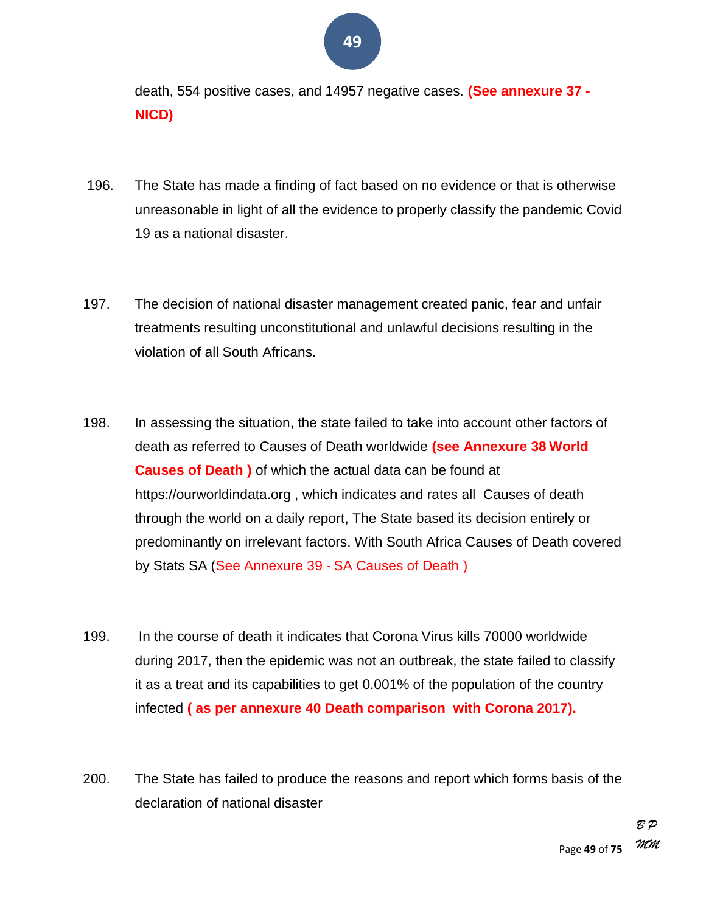death, 554 positive cases, and 14957 negative cases. **(See annexure 37 - NICD)**

196. The State has made a finding of fact based on no evidence or that is otherwise unreasonable in light of all the evidence to properly classify the pandemic Covid 19 as a national disaster.

197. The decision of national disaster management created panic, fear and unfair treatments resulting unconstitutional and unlawful decisions resulting in the violation of all South Africans.

198. In assessing the situation, the state failed to take into account other factors of death as referred to Causes of Death worldwide **(see Annexure 38 World Causes of Death )** of which the actual data can be found at https://ourworldindata.org , which indicates and rates all Causes of death through the world on a daily report, The State based its decision entirely or predominantly on irrelevant factors. With South Africa Causes of Death covered by Stats SA (See Annexure 39 - SA Causes of Death )

199. In the course of death it indicates that Corona Virus kills 70000 worldwide during 2017, then the epidemic was not an outbreak, the state failed to classify it as a treat and its capabilities to get 0.001% of the population of the country infected **( as per annexure 40 Death comparison with Corona 2017).**

200. The State has failed to produce the reasons and report which forms basis of the declaration of national disaster

*B P*
*MM*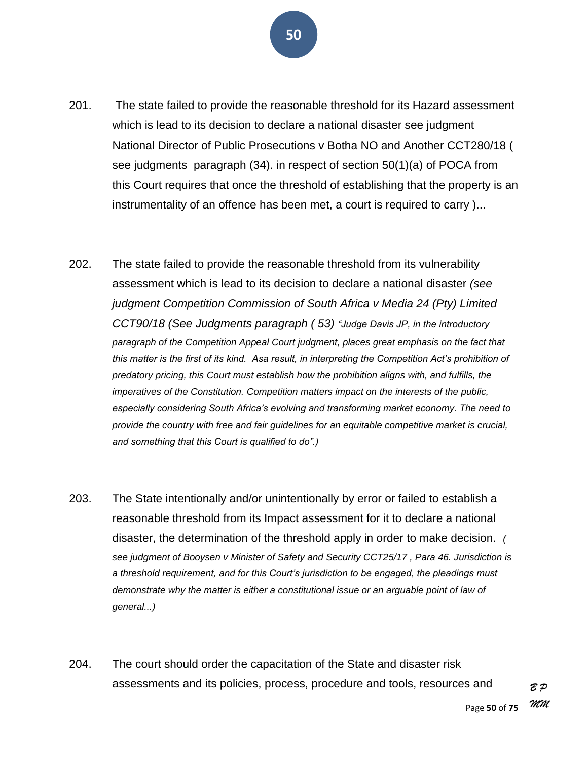201. The state failed to provide the reasonable threshold for its Hazard assessment which is lead to its decision to declare a national disaster see judgment National Director of Public Prosecutions v Botha NO and Another CCT280/18 ( see judgments paragraph (34). in respect of section 50(1)(a) of POCA from this Court requires that once the threshold of establishing that the property is an instrumentality of an offence has been met, a court is required to carry )...

202. The state failed to provide the reasonable threshold from its vulnerability assessment which is lead to its decision to declare a national disaster *(see judgment Competition Commission of South Africa v Media 24 (Pty) Limited CCT90/18 (See Judgments paragraph ( 53) "Judge Davis JP, in the introductory paragraph of the Competition Appeal Court judgment, places great emphasis on the fact that this matter is the first of its kind. Asa result, in interpreting the Competition Act's prohibition of predatory pricing, this Court must establish how the prohibition aligns with, and fulfills, the imperatives of the Constitution. Competition matters impact on the interests of the public, especially considering South Africa's evolving and transforming market economy. The need to provide the country with free and fair guidelines for an equitable competitive market is crucial, and something that this Court is qualified to do".)*

203. The State intentionally and/or unintentionally by error or failed to establish a reasonable threshold from its Impact assessment for it to declare a national disaster, the determination of the threshold apply in order to make decision. *( see judgment of Booysen v Minister of Safety and Security CCT25/17 , Para 46. Jurisdiction is a threshold requirement, and for this Court's jurisdiction to be engaged, the pleadings must demonstrate why the matter is either a constitutional issue or an arguable point of law of general...)*

204. The court should order the capacitation of the State and disaster risk assessments and its policies, process, procedure and tools, resources and

*B P*
*MM*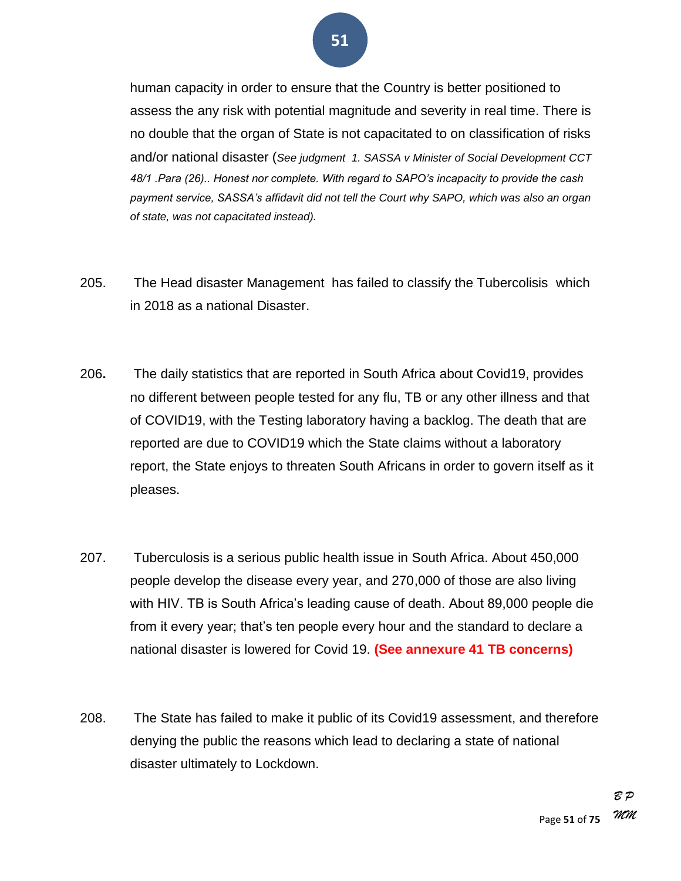human capacity in order to ensure that the Country is better positioned to assess the any risk with potential magnitude and severity in real time. There is no double that the organ of State is not capacitated to on classification of risks and/or national disaster (*See judgment 1. SASSA v Minister of Social Development CCT 48/1 .Para (26).. Honest nor complete. With regard to SAPO's incapacity to provide the cash payment service, SASSA's affidavit did not tell the Court why SAPO, which was also an organ of state, was not capacitated instead).*

205. The Head disaster Management has failed to classify the Tubercolisis which in 2018 as a national Disaster.

206. The daily statistics that are reported in South Africa about Covid19, provides no different between people tested for any flu, TB or any other illness and that of COVID19, with the Testing laboratory having a backlog. The death that are reported are due to COVID19 which the State claims without a laboratory report, the State enjoys to threaten South Africans in order to govern itself as it pleases.

207. Tuberculosis is a serious public health issue in South Africa. About 450,000 people develop the disease every year, and 270,000 of those are also living with HIV. TB is South Africa's leading cause of death. About 89,000 people die from it every year; that's ten people every hour and the standard to declare a national disaster is lowered for Covid 19. **(See annexure 41 TB concerns)**

208. The State has failed to make it public of its Covid19 assessment, and therefore denying the public the reasons which lead to declaring a state of national disaster ultimately to Lockdown.

*BP*
*MM*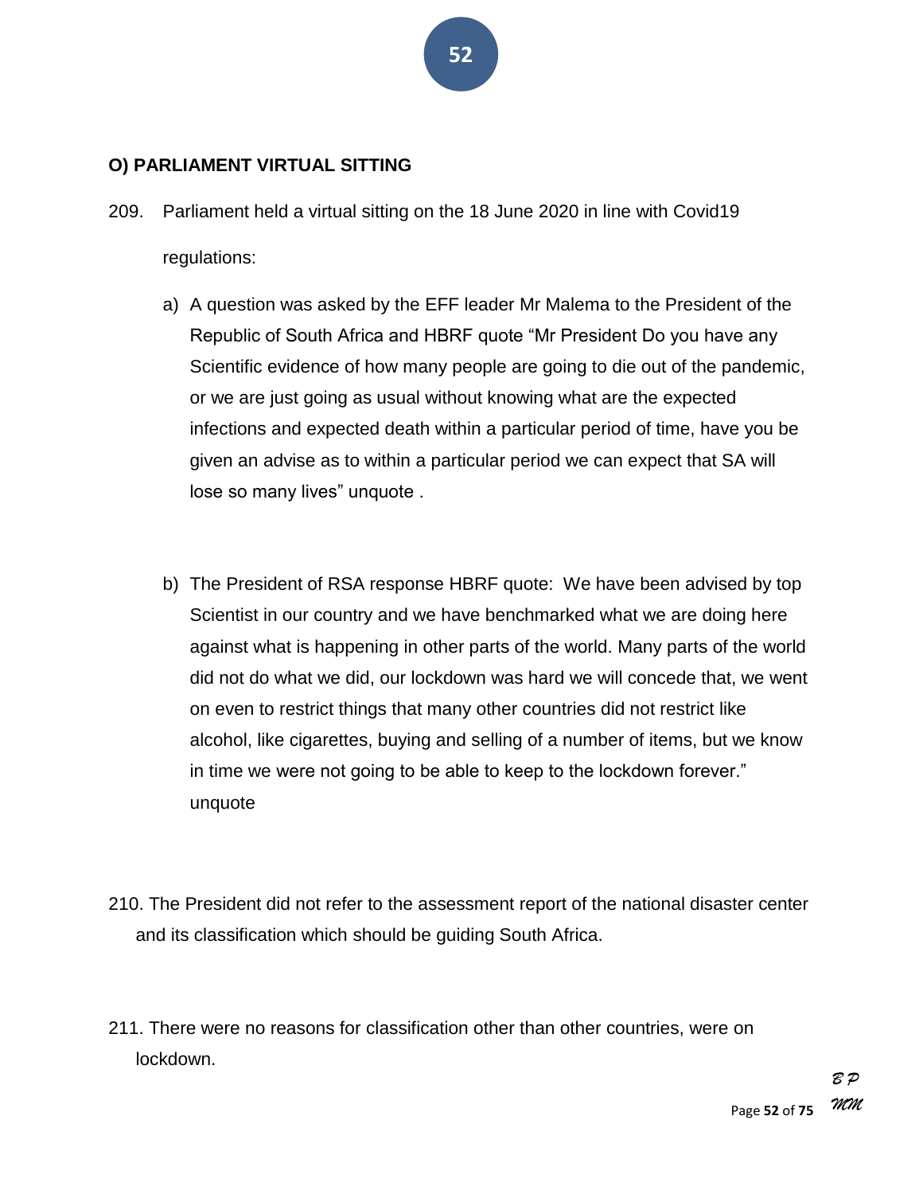## O) PARLIAMENT VIRTUAL SITTING

209. Parliament held a virtual sitting on the 18 June 2020 in line with Covid19 regulations:

   a) A question was asked by the EFF leader Mr Malema to the President of the Republic of South Africa and HBRF quote "Mr President Do you have any Scientific evidence of how many people are going to die out of the pandemic, or we are just going as usual without knowing what are the expected infections and expected death within a particular period of time, have you be given an advise as to within a particular period we can expect that SA will lose so many lives" unquote .

   b) The President of RSA response HBRF quote: We have been advised by top Scientist in our country and we have benchmarked what we are doing here against what is happening in other parts of the world. Many parts of the world did not do what we did, our lockdown was hard we will concede that, we went on even to restrict things that many other countries did not restrict like alcohol, like cigarettes, buying and selling of a number of items, but we know in time we were not going to be able to keep to the lockdown forever." unquote

210. The President did not refer to the assessment report of the national disaster center and its classification which should be guiding South Africa.

211. There were no reasons for classification other than other countries, were on lockdown.

*B P*
*MM*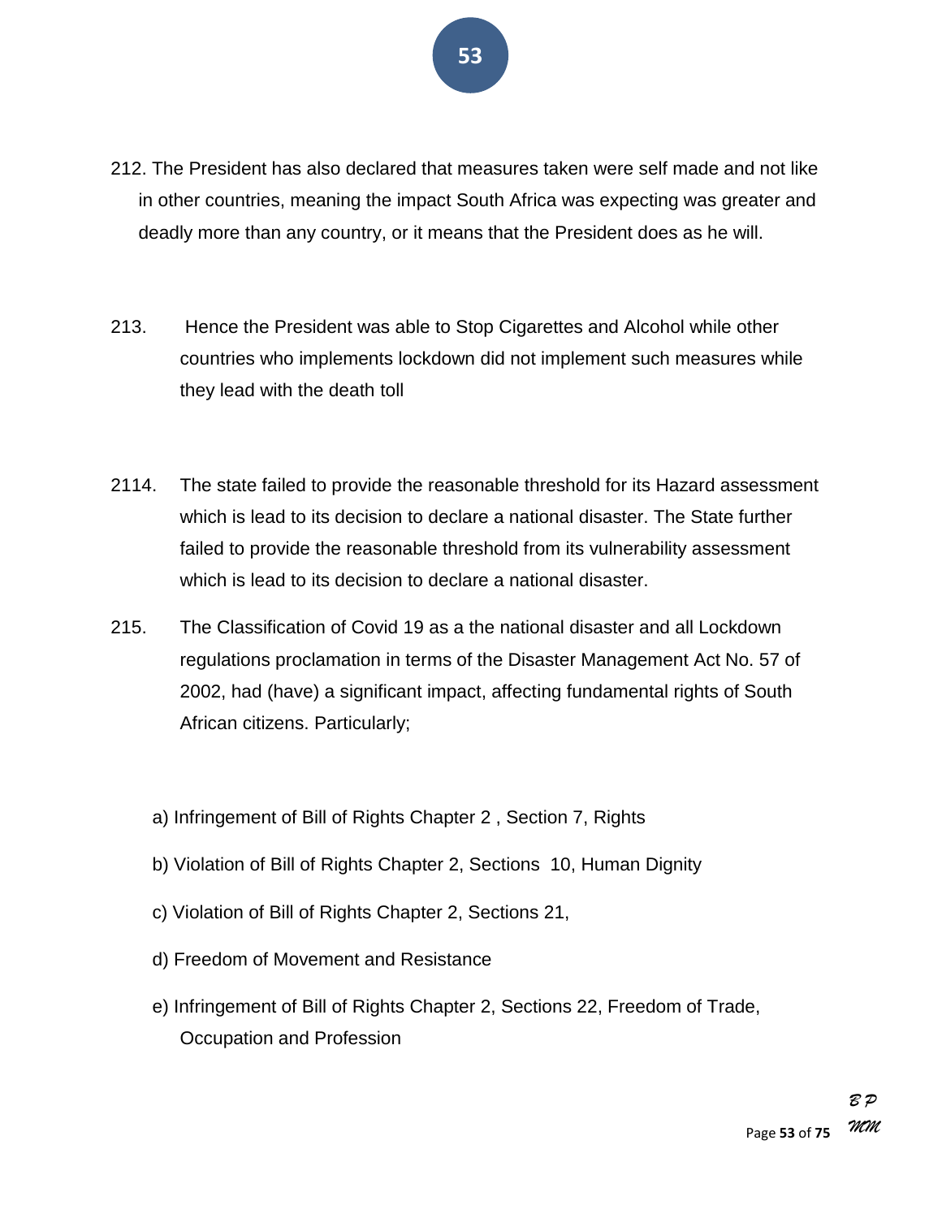212. The President has also declared that measures taken were self made and not like in other countries, meaning the impact South Africa was expecting was greater and deadly more than any country, or it means that the President does as he will.

213. Hence the President was able to Stop Cigarettes and Alcohol while other countries who implements lockdown did not implement such measures while they lead with the death toll

2114. The state failed to provide the reasonable threshold for its Hazard assessment which is lead to its decision to declare a national disaster. The State further failed to provide the reasonable threshold from its vulnerability assessment which is lead to its decision to declare a national disaster.

215. The Classification of Covid 19 as a the national disaster and all Lockdown regulations proclamation in terms of the Disaster Management Act No. 57 of 2002, had (have) a significant impact, affecting fundamental rights of South African citizens. Particularly;

a) Infringement of Bill of Rights Chapter 2 , Section 7, Rights

b) Violation of Bill of Rights Chapter 2, Sections 10, Human Dignity

c) Violation of Bill of Rights Chapter 2, Sections 21,

d) Freedom of Movement and Resistance

e) Infringement of Bill of Rights Chapter 2, Sections 22, Freedom of Trade, Occupation and Profession

*B P*
*MM*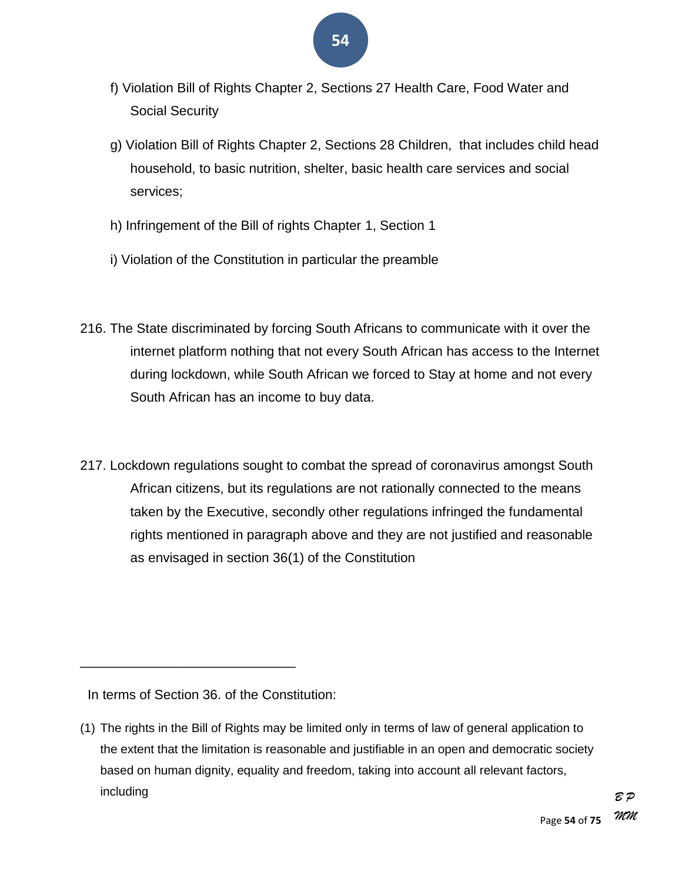f) Violation Bill of Rights Chapter 2, Sections 27 Health Care, Food Water and Social Security

g) Violation Bill of Rights Chapter 2, Sections 28 Children, that includes child head household, to basic nutrition, shelter, basic health care services and social services;

h) Infringement of the Bill of rights Chapter 1, Section 1

i) Violation of the Constitution in particular the preamble

216. The State discriminated by forcing South Africans to communicate with it over the internet platform nothing that not every South African has access to the Internet during lockdown, while South African we forced to Stay at home and not every South African has an income to buy data.

217. Lockdown regulations sought to combat the spread of coronavirus amongst South African citizens, but its regulations are not rationally connected to the means taken by the Executive, secondly other regulations infringed the fundamental rights mentioned in paragraph above and they are not justified and reasonable as envisaged in section 36(1) of the Constitution

---

In terms of Section 36. of the Constitution:

(1) The rights in the Bill of Rights may be limited only in terms of law of general application to the extent that the limitation is reasonable and justifiable in an open and democratic society based on human dignity, equality and freedom, taking into account all relevant factors, including

*BP*
*MM*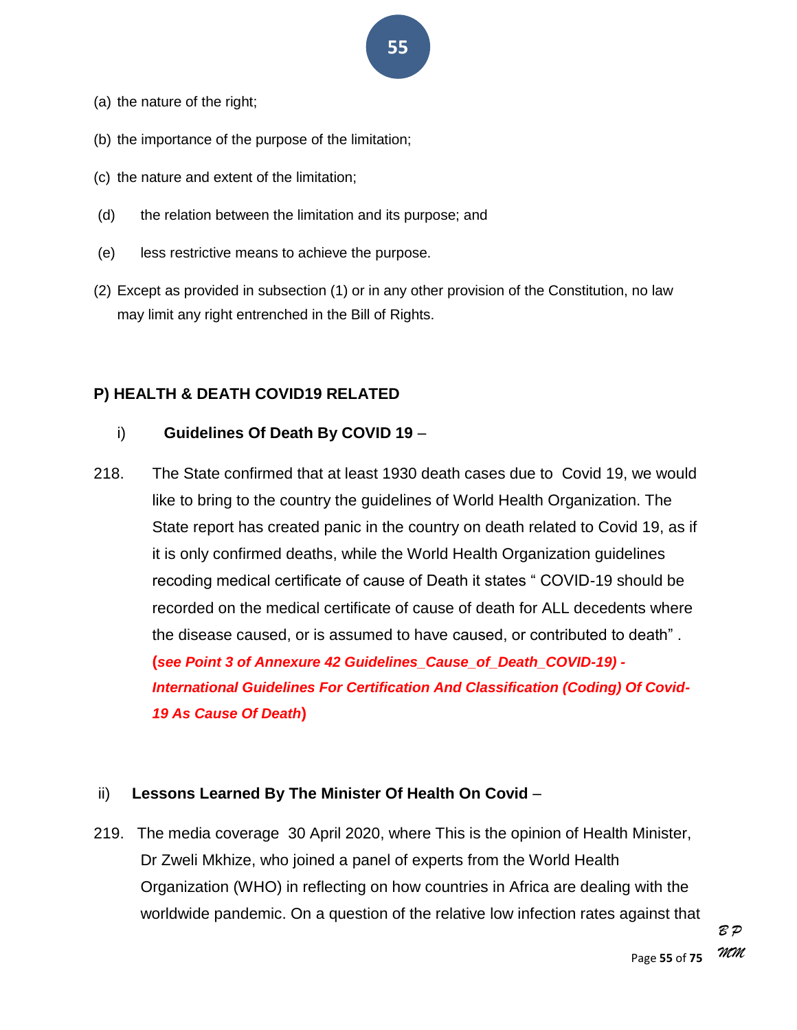(a) the nature of the right;

(b) the importance of the purpose of the limitation;

(c) the nature and extent of the limitation;

(d) the relation between the limitation and its purpose; and

(e) less restrictive means to achieve the purpose.

(2) Except as provided in subsection (1) or in any other provision of the Constitution, no law may limit any right entrenched in the Bill of Rights.

## P) HEALTH & DEATH COVID19 RELATED

### i) Guidelines Of Death By COVID 19 –

218. The State confirmed that at least 1930 death cases due to Covid 19, we would like to bring to the country the guidelines of World Health Organization. The State report has created panic in the country on death related to Covid 19, as if it is only confirmed deaths, while the World Health Organization guidelines recoding medical certificate of cause of Death it states " COVID-19 should be recorded on the medical certificate of cause of death for ALL decedents where the disease caused, or is assumed to have caused, or contributed to death" . **(*see Point 3 of Annexure 42 Guidelines_Cause_of_Death_COVID-19) - International Guidelines For Certification And Classification (Coding) Of Covid-19 As Cause Of Death*)**

### ii) Lessons Learned By The Minister Of Health On Covid –

219. The media coverage 30 April 2020, where This is the opinion of Health Minister, Dr Zweli Mkhize, who joined a panel of experts from the World Health Organization (WHO) in reflecting on how countries in Africa are dealing with the worldwide pandemic. On a question of the relative low infection rates against that

*B P*
*MM*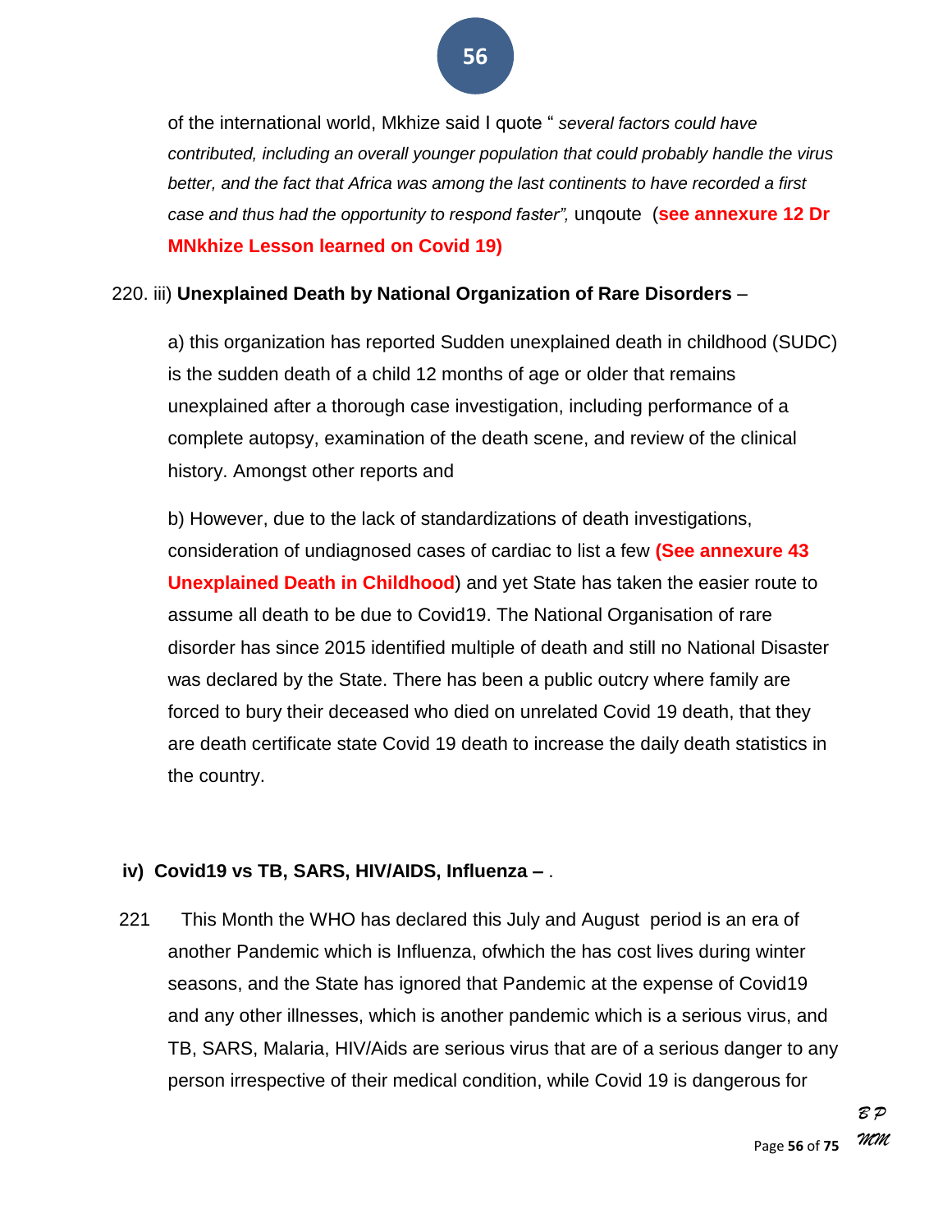of the international world, Mkhize said I quote " *several factors could have contributed, including an overall younger population that could probably handle the virus better, and the fact that Africa was among the last continents to have recorded a first case and thus had the opportunity to respond faster",* unqoute (**see annexure 12 Dr MNkhize Lesson learned on Covid 19)**

220. iii) **Unexplained Death by National Organization of Rare Disorders** –

a) this organization has reported Sudden unexplained death in childhood (SUDC) is the sudden death of a child 12 months of age or older that remains unexplained after a thorough case investigation, including performance of a complete autopsy, examination of the death scene, and review of the clinical history. Amongst other reports and

b) However, due to the lack of standardizations of death investigations, consideration of undiagnosed cases of cardiac to list a few **(See annexure 43 Unexplained Death in Childhood**) and yet State has taken the easier route to assume all death to be due to Covid19. The National Organisation of rare disorder has since 2015 identified multiple of death and still no National Disaster was declared by the State. There has been a public outcry where family are forced to bury their deceased who died on unrelated Covid 19 death, that they are death certificate state Covid 19 death to increase the daily death statistics in the country.

**iv) Covid19 vs TB, SARS, HIV/AIDS, Influenza –** .

221 This Month the WHO has declared this July and August period is an era of another Pandemic which is Influenza, ofwhich the has cost lives during winter seasons, and the State has ignored that Pandemic at the expense of Covid19 and any other illnesses, which is another pandemic which is a serious virus, and TB, SARS, Malaria, HIV/Aids are serious virus that are of a serious danger to any person irrespective of their medical condition, while Covid 19 is dangerous for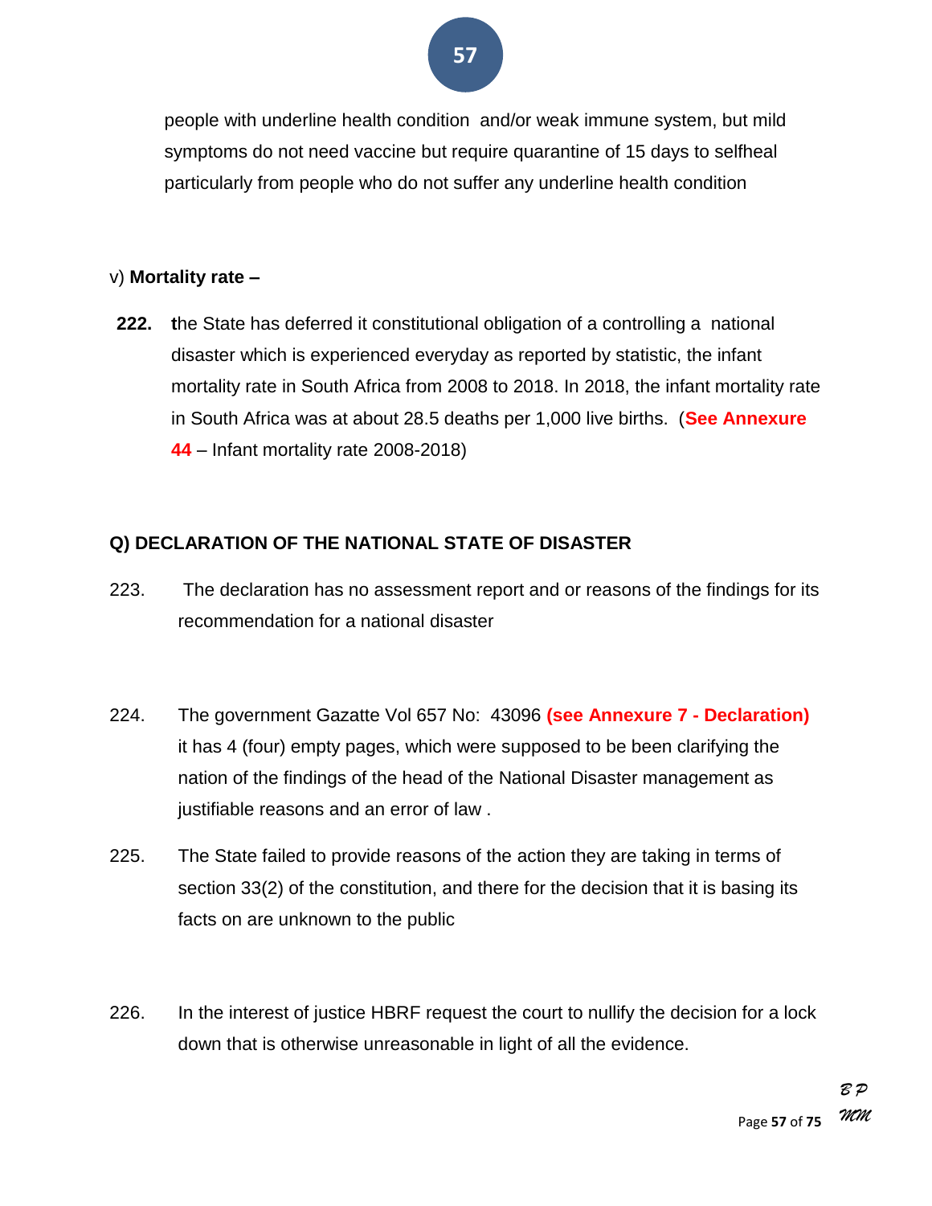people with underline health condition and/or weak immune system, but mild symptoms do not need vaccine but require quarantine of 15 days to selfheal particularly from people who do not suffer any underline health condition

v) **Mortality rate –**

**222.** **t**he State has deferred it constitutional obligation of a controlling a national disaster which is experienced everyday as reported by statistic, the infant mortality rate in South Africa from 2008 to 2018. In 2018, the infant mortality rate in South Africa was at about 28.5 deaths per 1,000 live births. (**See Annexure 44** – Infant mortality rate 2008-2018)

**Q) DECLARATION OF THE NATIONAL STATE OF DISASTER**

223. The declaration has no assessment report and or reasons of the findings for its recommendation for a national disaster

224. The government Gazette Vol 657 No: 43096 **(see Annexure 7 - Declaration)** it has 4 (four) empty pages, which were supposed to be been clarifying the nation of the findings of the head of the National Disaster management as justifiable reasons and an error of law .

225. The State failed to provide reasons of the action they are taking in terms of section 33(2) of the constitution, and there for the decision that it is basing its facts on are unknown to the public

226. In the interest of justice HBRF request the court to nullify the decision for a lock down that is otherwise unreasonable in light of all the evidence.

*BP*
*MM*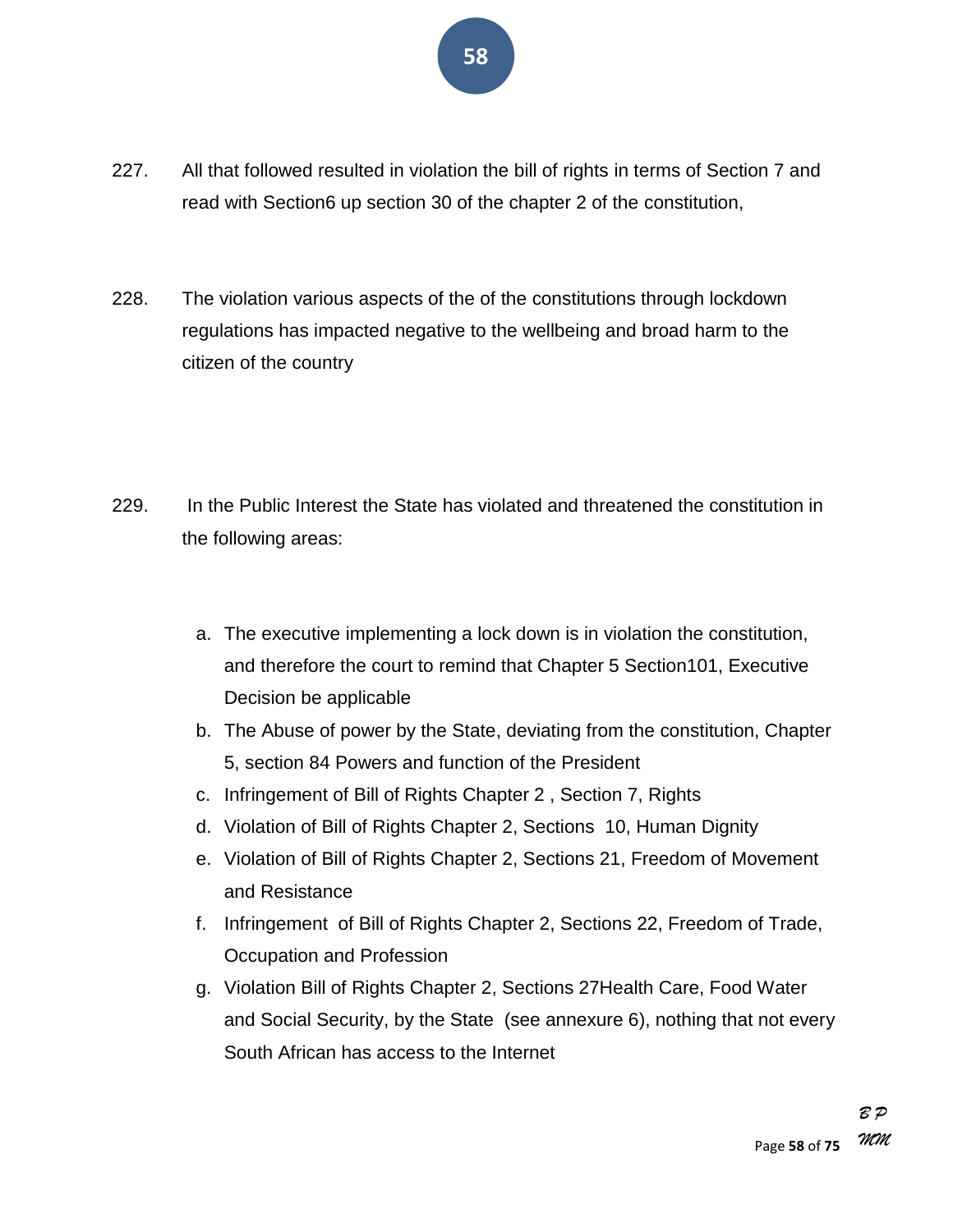227. All that followed resulted in violation the bill of rights in terms of Section 7 and read with Section6 up section 30 of the chapter 2 of the constitution,

228. The violation various aspects of the of the constitutions through lockdown regulations has impacted negative to the wellbeing and broad harm to the citizen of the country

229. In the Public Interest the State has violated and threatened the constitution in the following areas:

   a. The executive implementing a lock down is in violation the constitution, and therefore the court to remind that Chapter 5 Section101, Executive Decision be applicable
   b. The Abuse of power by the State, deviating from the constitution, Chapter 5, section 84 Powers and function of the President
   c. Infringement of Bill of Rights Chapter 2 , Section 7, Rights
   d. Violation of Bill of Rights Chapter 2, Sections 10, Human Dignity
   e. Violation of Bill of Rights Chapter 2, Sections 21, Freedom of Movement and Resistance
   f. Infringement of Bill of Rights Chapter 2, Sections 22, Freedom of Trade, Occupation and Profession
   g. Violation Bill of Rights Chapter 2, Sections 27Health Care, Food Water and Social Security, by the State (see annexure 6), nothing that not every South African has access to the Internet

*B P*
*MM*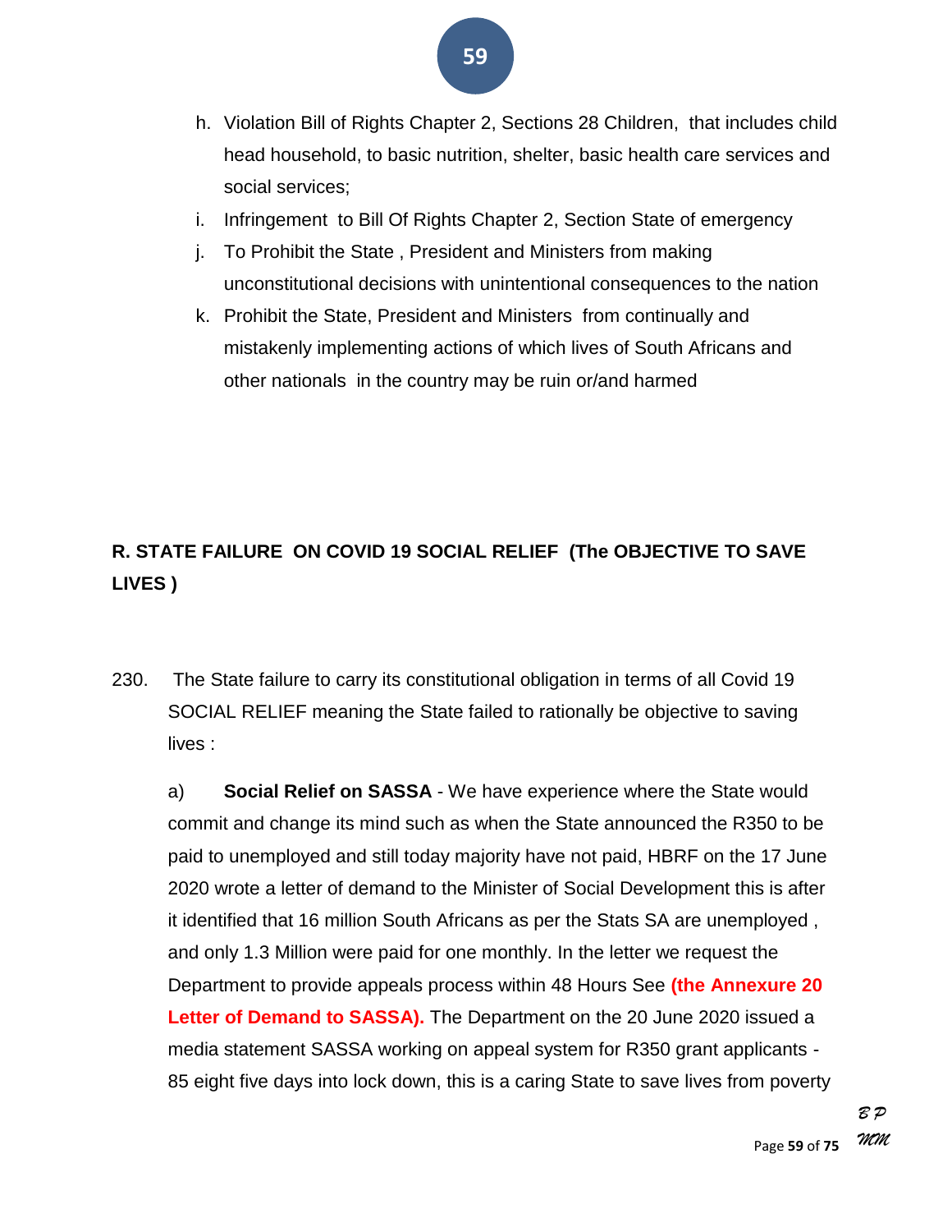h. Violation Bill of Rights Chapter 2, Sections 28 Children, that includes child head household, to basic nutrition, shelter, basic health care services and social services;

i. Infringement to Bill Of Rights Chapter 2, Section State of emergency

j. To Prohibit the State , President and Ministers from making unconstitutional decisions with unintentional consequences to the nation

k. Prohibit the State, President and Ministers from continually and mistakenly implementing actions of which lives of South Africans and other nationals in the country may be ruin or/and harmed

## R. STATE FAILURE ON COVID 19 SOCIAL RELIEF (The OBJECTIVE TO SAVE LIVES )

230. The State failure to carry its constitutional obligation in terms of all Covid 19 SOCIAL RELIEF meaning the State failed to rationally be objective to saving lives :

a) **Social Relief on SASSA** - We have experience where the State would commit and change its mind such as when the State announced the R350 to be paid to unemployed and still today majority have not paid, HBRF on the 17 June 2020 wrote a letter of demand to the Minister of Social Development this is after it identified that 16 million South Africans as per the Stats SA are unemployed , and only 1.3 Million were paid for one monthly. In the letter we request the Department to provide appeals process within 48 Hours See **(the Annexure 20 Letter of Demand to SASSA).** The Department on the 20 June 2020 issued a media statement SASSA working on appeal system for R350 grant applicants - 85 eight five days into lock down, this is a caring State to save lives from poverty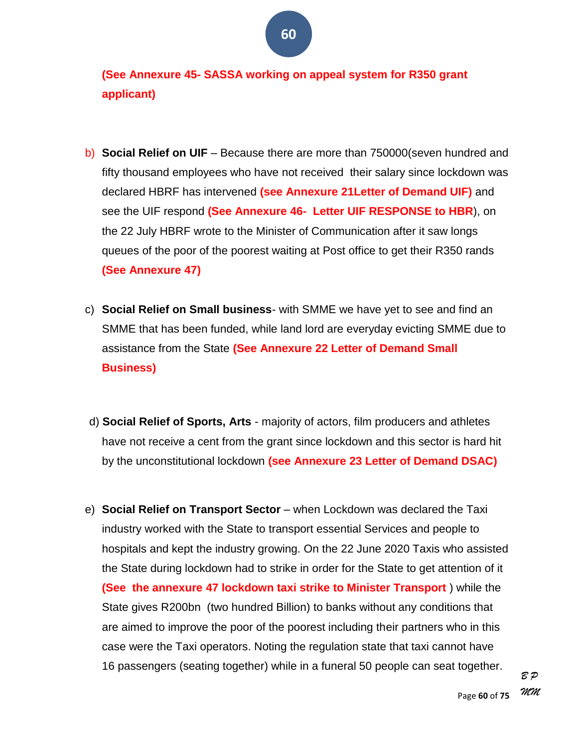**(See Annexure 45- SASSA working on appeal system for R350 grant applicant)**

b) **Social Relief on UIF** – Because there are more than 750000(seven hundred and fifty thousand employees who have not received their salary since lockdown was declared HBRF has intervened **(see Annexure 21Letter of Demand UIF)** and see the UIF respond **(See Annexure 46- Letter UIF RESPONSE to HBR**), on the 22 July HBRF wrote to the Minister of Communication after it saw longs queues of the poor of the poorest waiting at Post office to get their R350 rands **(See Annexure 47)**

c) **Social Relief on Small business**- with SMME we have yet to see and find an SMME that has been funded, while land lord are everyday evicting SMME due to assistance from the State **(See Annexure 22 Letter of Demand Small Business)**

d) **Social Relief of Sports, Arts** - majority of actors, film producers and athletes have not receive a cent from the grant since lockdown and this sector is hard hit by the unconstitutional lockdown **(see Annexure 23 Letter of Demand DSAC)**

e) **Social Relief on Transport Sector** – when Lockdown was declared the Taxi industry worked with the State to transport essential Services and people to hospitals and kept the industry growing. On the 22 June 2020 Taxis who assisted the State during lockdown had to strike in order for the State to get attention of it **(See the annexure 47 lockdown taxi strike to Minister Transport** ) while the State gives R200bn (two hundred Billion) to banks without any conditions that are aimed to improve the poor of the poorest including their partners who in this case were the Taxi operators. Noting the regulation state that taxi cannot have 16 passengers (seating together) while in a funeral 50 people can seat together.

*BP*
*MM*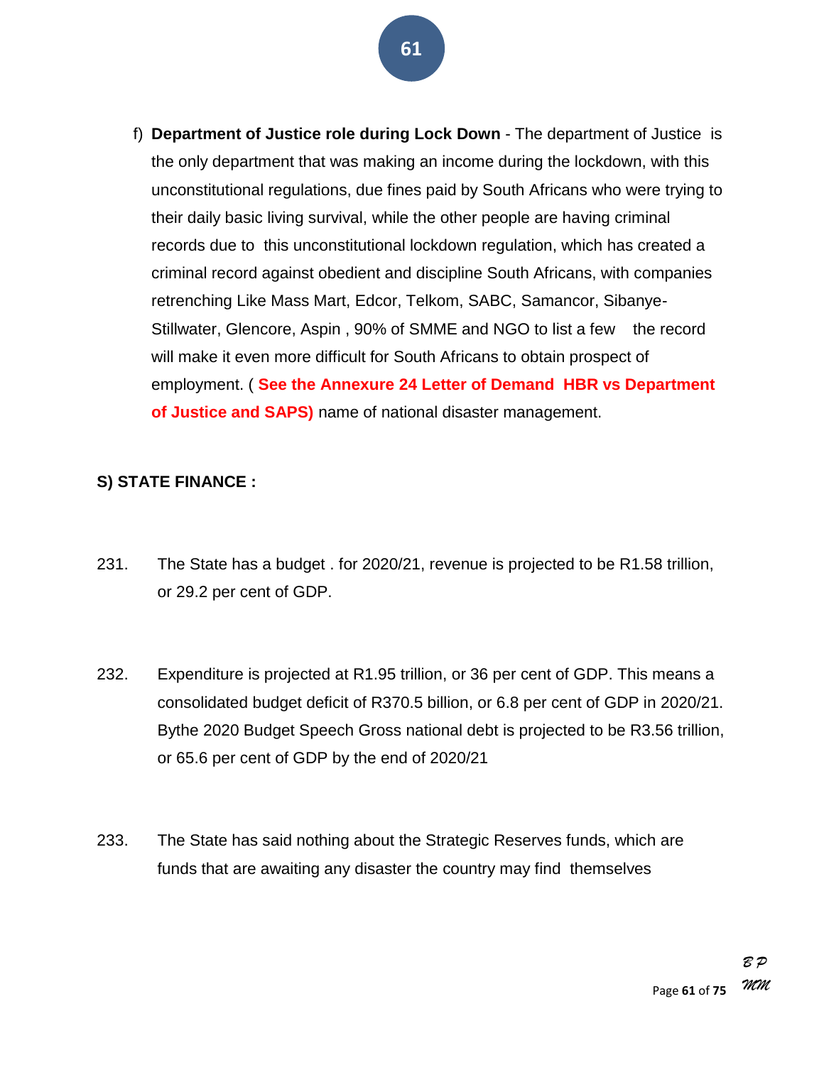f) **Department of Justice role during Lock Down** - The department of Justice is the only department that was making an income during the lockdown, with this unconstitutional regulations, due fines paid by South Africans who were trying to their daily basic living survival, while the other people are having criminal records due to this unconstitutional lockdown regulation, which has created a criminal record against obedient and discipline South Africans, with companies retrenching Like Mass Mart, Edcor, Telkom, SABC, Samancor, Sibanye-Stillwater, Glencore, Aspin , 90% of SMME and NGO to list a few the record will make it even more difficult for South Africans to obtain prospect of employment. ( **See the Annexure 24 Letter of Demand HBR vs Department of Justice and SAPS)** name of national disaster management.

**S) STATE FINANCE :**

231. The State has a budget . for 2020/21, revenue is projected to be R1.58 trillion, or 29.2 per cent of GDP.

232. Expenditure is projected at R1.95 trillion, or 36 per cent of GDP. This means a consolidated budget deficit of R370.5 billion, or 6.8 per cent of GDP in 2020/21. Bythe 2020 Budget Speech Gross national debt is projected to be R3.56 trillion, or 65.6 per cent of GDP by the end of 2020/21

233. The State has said nothing about the Strategic Reserves funds, which are funds that are awaiting any disaster the country may find themselves

*B P*
*MM*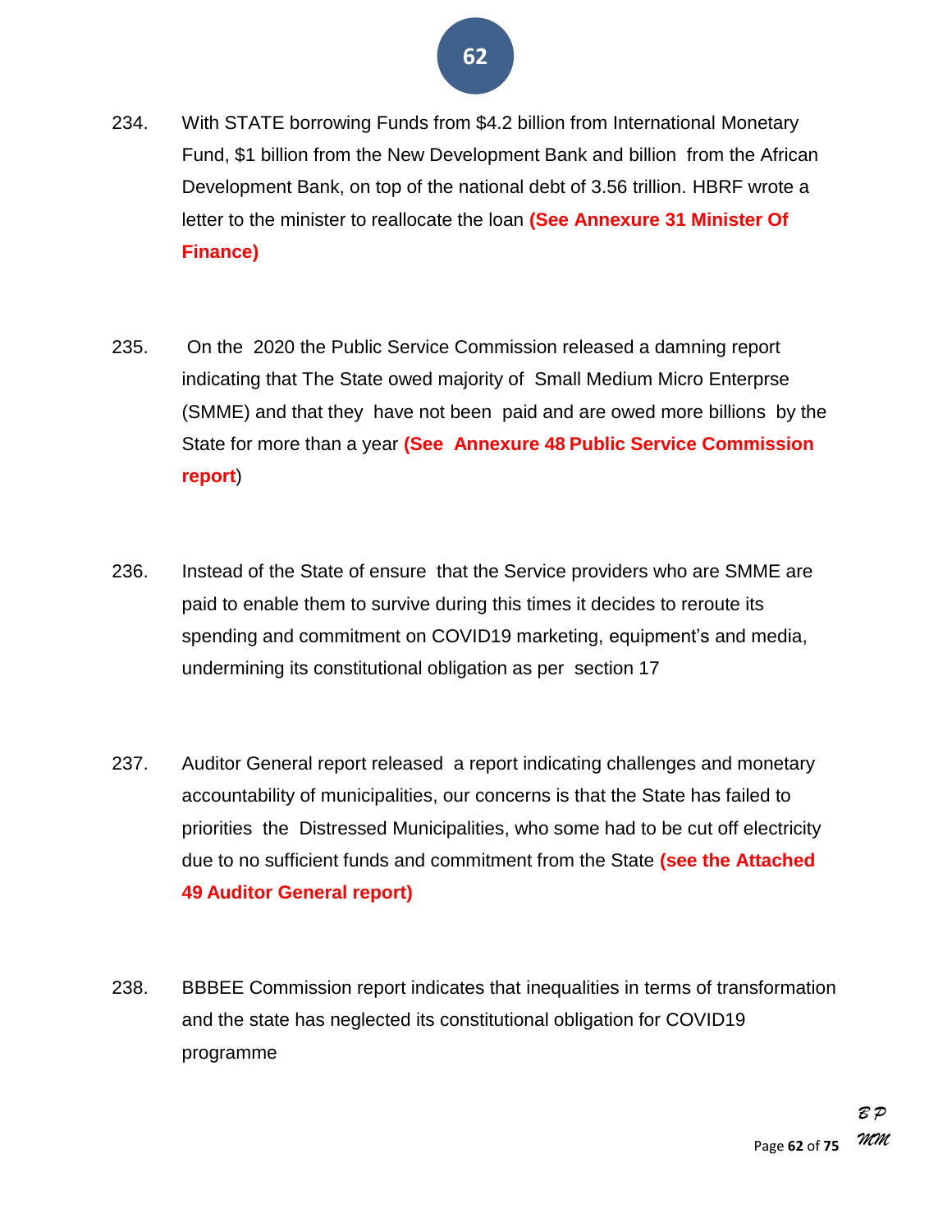234. With STATE borrowing Funds from $4.2 billion from International Monetary Fund, $1 billion from the New Development Bank and billion from the African Development Bank, on top of the national debt of 3.56 trillion. HBRF wrote a letter to the minister to reallocate the loan **(See Annexure 31 Minister Of Finance)**

235. On the 2020 the Public Service Commission released a damning report indicating that The State owed majority of Small Medium Micro Enterprse (SMME) and that they have not been paid and are owed more billions by the State for more than a year **(See Annexure 48 Public Service Commission report)**

236. Instead of the State of ensure that the Service providers who are SMME are paid to enable them to survive during this times it decides to reroute its spending and commitment on COVID19 marketing, equipment's and media, undermining its constitutional obligation as per section 17

237. Auditor General report released a report indicating challenges and monetary accountability of municipalities, our concerns is that the State has failed to priorities the Distressed Municipalities, who some had to be cut off electricity due to no sufficient funds and commitment from the State **(see the Attached 49 Auditor General report)**

238. BBBEE Commission report indicates that inequalities in terms of transformation and the state has neglected its constitutional obligation for COVID19 programme

*B P*
*MM*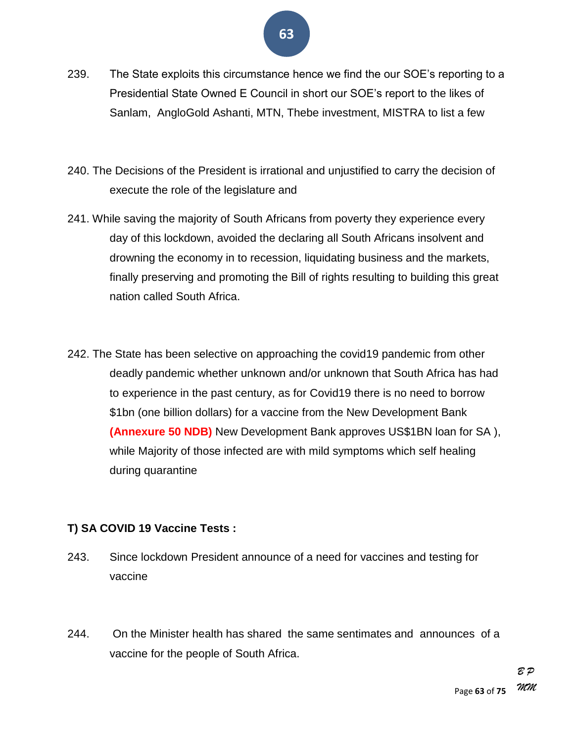239. The State exploits this circumstance hence we find the our SOE's reporting to a Presidential State Owned E Council in short our SOE's report to the likes of Sanlam, AngloGold Ashanti, MTN, Thebe investment, MISTRA to list a few

240. The Decisions of the President is irrational and unjustified to carry the decision of execute the role of the legislature and

241. While saving the majority of South Africans from poverty they experience every day of this lockdown, avoided the declaring all South Africans insolvent and drowning the economy in to recession, liquidating business and the markets, finally preserving and promoting the Bill of rights resulting to building this great nation called South Africa.

242. The State has been selective on approaching the covid19 pandemic from other deadly pandemic whether unknown and/or unknown that South Africa has had to experience in the past century, as for Covid19 there is no need to borrow $1bn (one billion dollars) for a vaccine from the New Development Bank **(Annexure 50 NDB)** New Development Bank approves US$1BN loan for SA ), while Majority of those infected are with mild symptoms which self healing during quarantine

**T) SA COVID 19 Vaccine Tests :**

243. Since lockdown President announce of a need for vaccines and testing for vaccine

244. On the Minister health has shared the same sentimates and announces of a vaccine for the people of South Africa.

*B P*
*MM*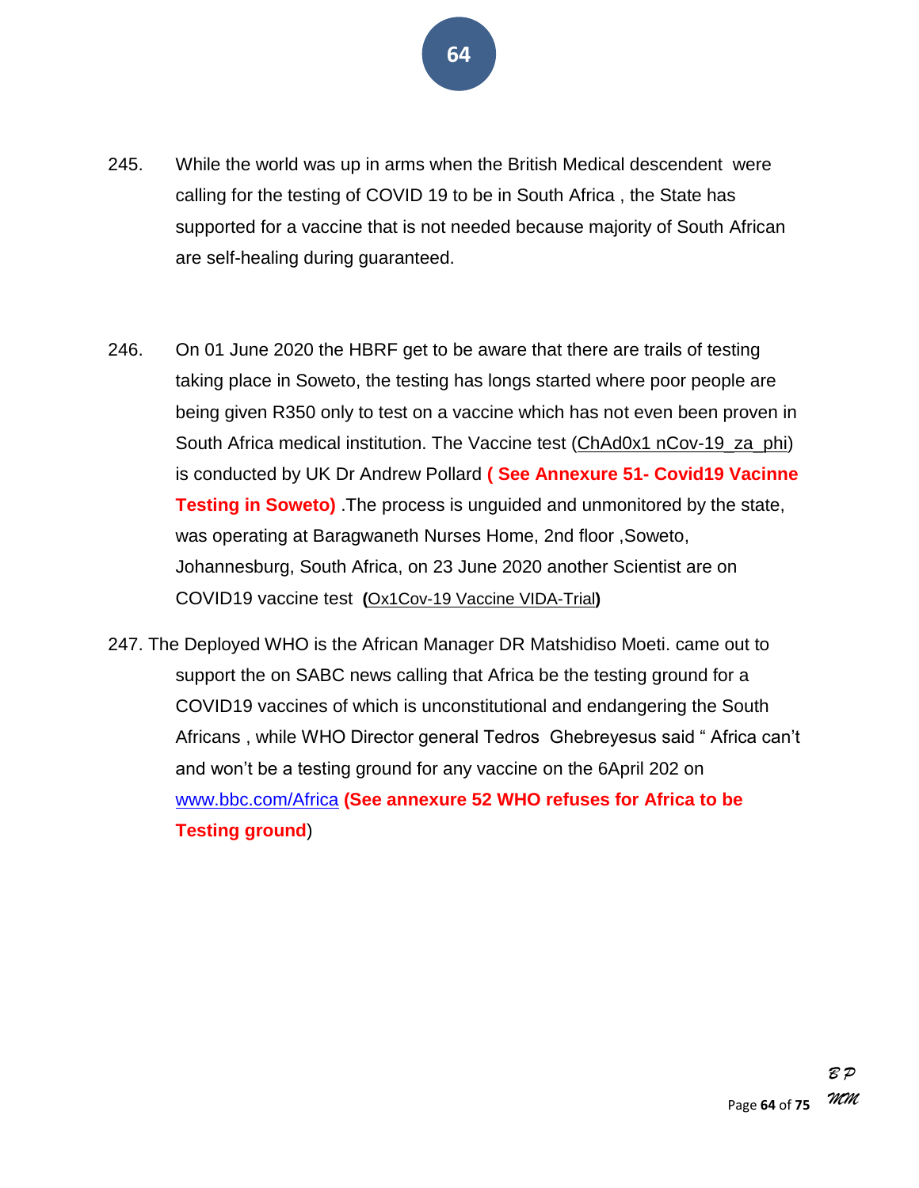245. While the world was up in arms when the British Medical descendent were calling for the testing of COVID 19 to be in South Africa , the State has supported for a vaccine that is not needed because majority of South African are self-healing during guaranteed.

246. On 01 June 2020 the HBRF get to be aware that there are trails of testing taking place in Soweto, the testing has longs started where poor people are being given R350 only to test on a vaccine which has not even been proven in South Africa medical institution. The Vaccine test (ChAd0x1 nCov-19_za_phi) is conducted by UK Dr Andrew Pollard **( See Annexure 51- Covid19 Vacinne Testing in Soweto)** .The process is unguided and unmonitored by the state, was operating at Baragwaneth Nurses Home, 2nd floor ,Soweto, Johannesburg, South Africa, on 23 June 2020 another Scientist are on COVID19 vaccine test **(**Ox1Cov-19 Vaccine VIDA-Trial**)**

247. The Deployed WHO is the African Manager DR Matshidiso Moeti. came out to support the on SABC news calling that Africa be the testing ground for a COVID19 vaccines of which is unconstitutional and endangering the South Africans , while WHO Director general Tedros Ghebreyesus said " Africa can't and won't be a testing ground for any vaccine on the 6April 202 on www.bbc.com/Africa **(See annexure 52 WHO refuses for Africa to be Testing ground**)

*B P*
*MM*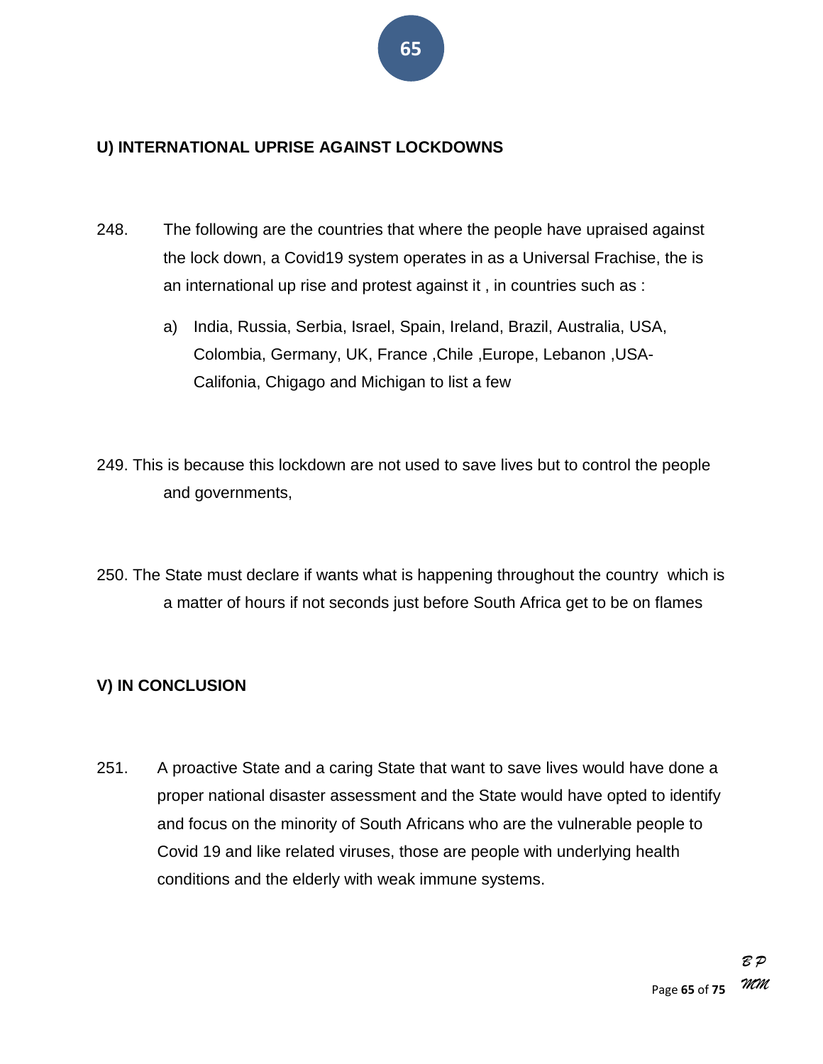## U) INTERNATIONAL UPRISE AGAINST LOCKDOWNS

248. The following are the countries that where the people have upraised against the lock down, a Covid19 system operates in as a Universal Frachise, the is an international up rise and protest against it , in countries such as :

    a) India, Russia, Serbia, Israel, Spain, Ireland, Brazil, Australia, USA, Colombia, Germany, UK, France ,Chile ,Europe, Lebanon ,USA-Califonia, Chigago and Michigan to list a few

249. This is because this lockdown are not used to save lives but to control the people and governments,

250. The State must declare if wants what is happening throughout the country which is a matter of hours if not seconds just before South Africa get to be on flames

## V) IN CONCLUSION

251. A proactive State and a caring State that want to save lives would have done a proper national disaster assessment and the State would have opted to identify and focus on the minority of South Africans who are the vulnerable people to Covid 19 and like related viruses, those are people with underlying health conditions and the elderly with weak immune systems.

*B P*
*MM*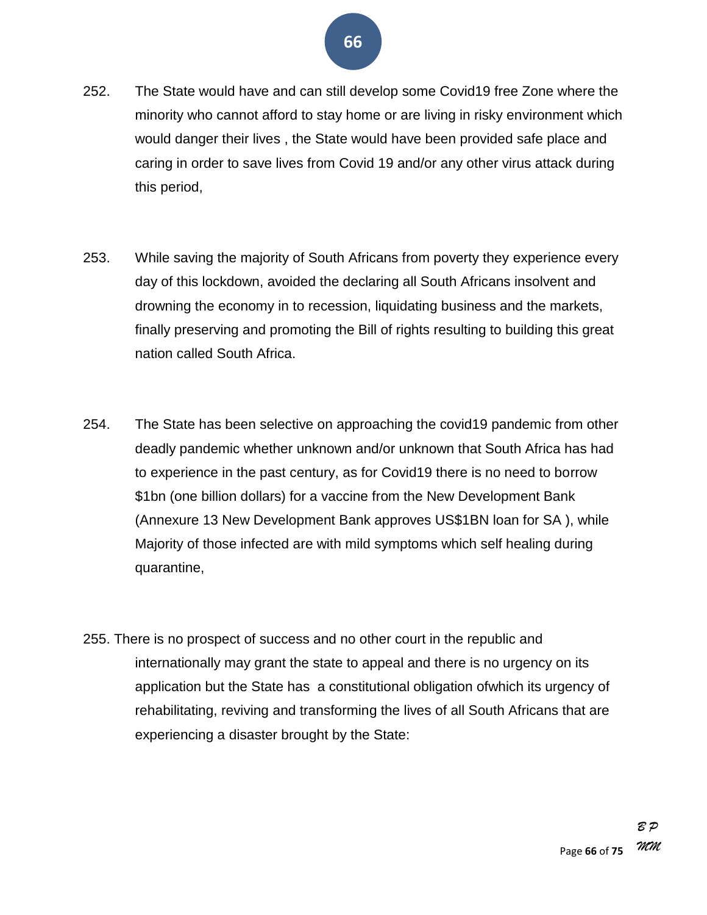252. The State would have and can still develop some Covid19 free Zone where the minority who cannot afford to stay home or are living in risky environment which would danger their lives , the State would have been provided safe place and caring in order to save lives from Covid 19 and/or any other virus attack during this period,

253. While saving the majority of South Africans from poverty they experience every day of this lockdown, avoided the declaring all South Africans insolvent and drowning the economy in to recession, liquidating business and the markets, finally preserving and promoting the Bill of rights resulting to building this great nation called South Africa.

254. The State has been selective on approaching the covid19 pandemic from other deadly pandemic whether unknown and/or unknown that South Africa has had to experience in the past century, as for Covid19 there is no need to borrow $1bn (one billion dollars) for a vaccine from the New Development Bank (Annexure 13 New Development Bank approves US$1BN loan for SA ), while Majority of those infected are with mild symptoms which self healing during quarantine,

255. There is no prospect of success and no other court in the republic and internationally may grant the state to appeal and there is no urgency on its application but the State has a constitutional obligation ofwhich its urgency of rehabilitating, reviving and transforming the lives of all South Africans that are experiencing a disaster brought by the State:

*B P*
*MM*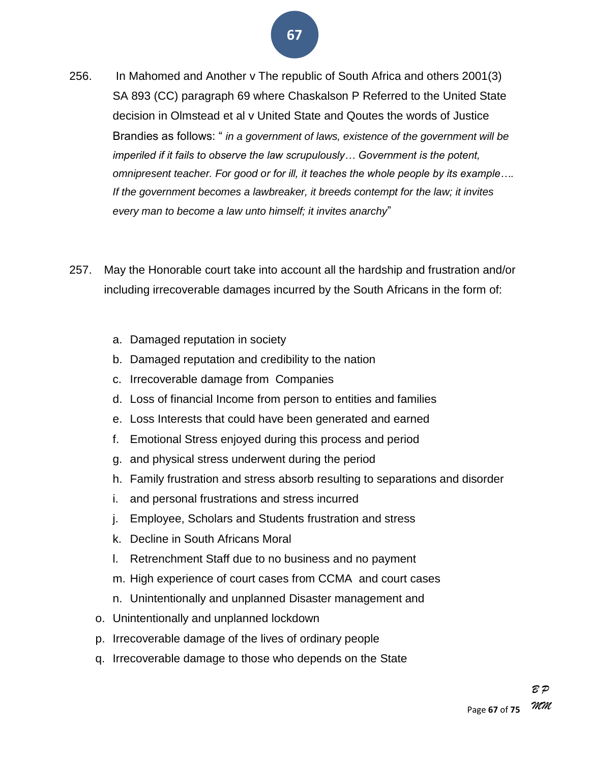256. In Mahomed and Another v The republic of South Africa and others 2001(3) SA 893 (CC) paragraph 69 where Chaskalson P Referred to the United State decision in Olmstead et al v United State and Qoutes the words of Justice Brandies as follows: " *in a government of laws, existence of the government will be imperiled if it fails to observe the law scrupulously… Government is the potent, omnipresent teacher. For good or for ill, it teaches the whole people by its example…. If the government becomes a lawbreaker, it breeds contempt for the law; it invites every man to become a law unto himself; it invites anarchy*"

257. May the Honorable court take into account all the hardship and frustration and/or including irrecoverable damages incurred by the South Africans in the form of:

   a. Damaged reputation in society
   b. Damaged reputation and credibility to the nation
   c. Irrecoverable damage from Companies
   d. Loss of financial Income from person to entities and families
   e. Loss Interests that could have been generated and earned
   f. Emotional Stress enjoyed during this process and period
   g. and physical stress underwent during the period
   h. Family frustration and stress absorb resulting to separations and disorder
   i. and personal frustrations and stress incurred
   j. Employee, Scholars and Students frustration and stress
   k. Decline in South Africans Moral
   l. Retrenchment Staff due to no business and no payment
   m. High experience of court cases from CCMA and court cases
   n. Unintentionally and unplanned Disaster management and
   o. Unintentionally and unplanned lockdown
   p. Irrecoverable damage of the lives of ordinary people
   q. Irrecoverable damage to those who depends on the State

*BP*
*MM*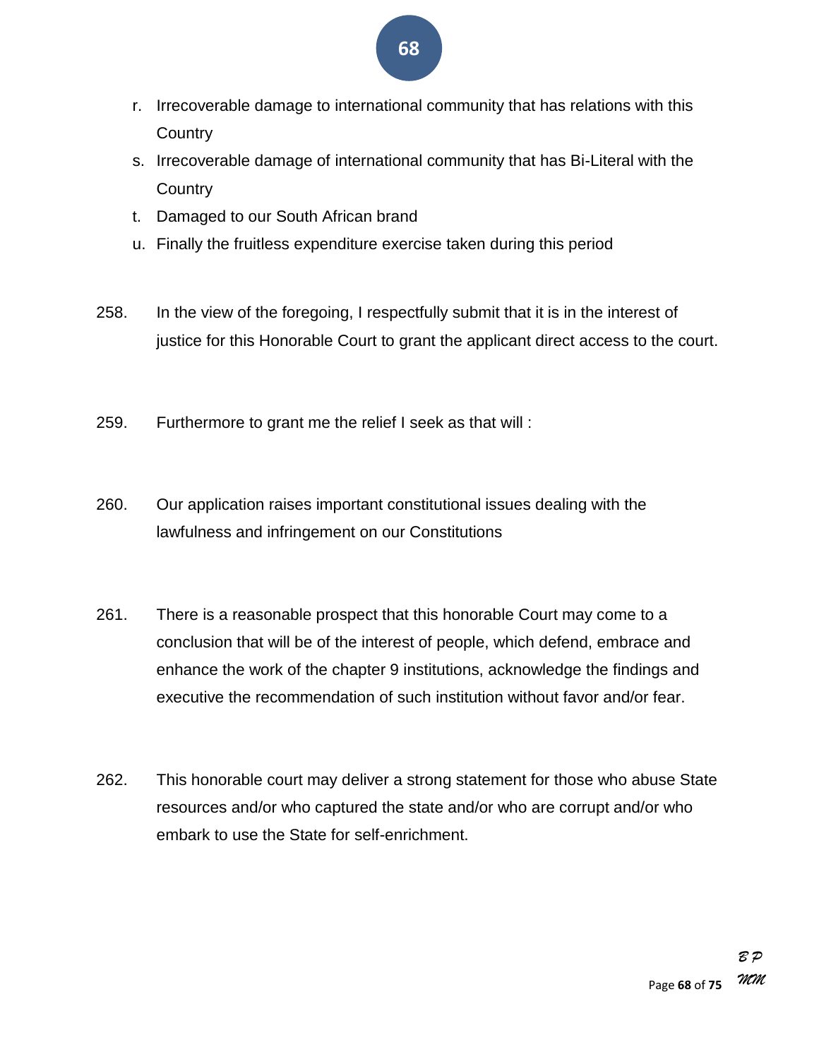r. Irrecoverable damage to international community that has relations with this Country
s. Irrecoverable damage of international community that has Bi-Literal with the Country
t. Damaged to our South African brand
u. Finally the fruitless expenditure exercise taken during this period

258. In the view of the foregoing, I respectfully submit that it is in the interest of justice for this Honorable Court to grant the applicant direct access to the court.

259. Furthermore to grant me the relief I seek as that will :

260. Our application raises important constitutional issues dealing with the lawfulness and infringement on our Constitutions

261. There is a reasonable prospect that this honorable Court may come to a conclusion that will be of the interest of people, which defend, embrace and enhance the work of the chapter 9 institutions, acknowledge the findings and executive the recommendation of such institution without favor and/or fear.

262. This honorable court may deliver a strong statement for those who abuse State resources and/or who captured the state and/or who are corrupt and/or who embark to use the State for self-enrichment.

*B P*
*MM*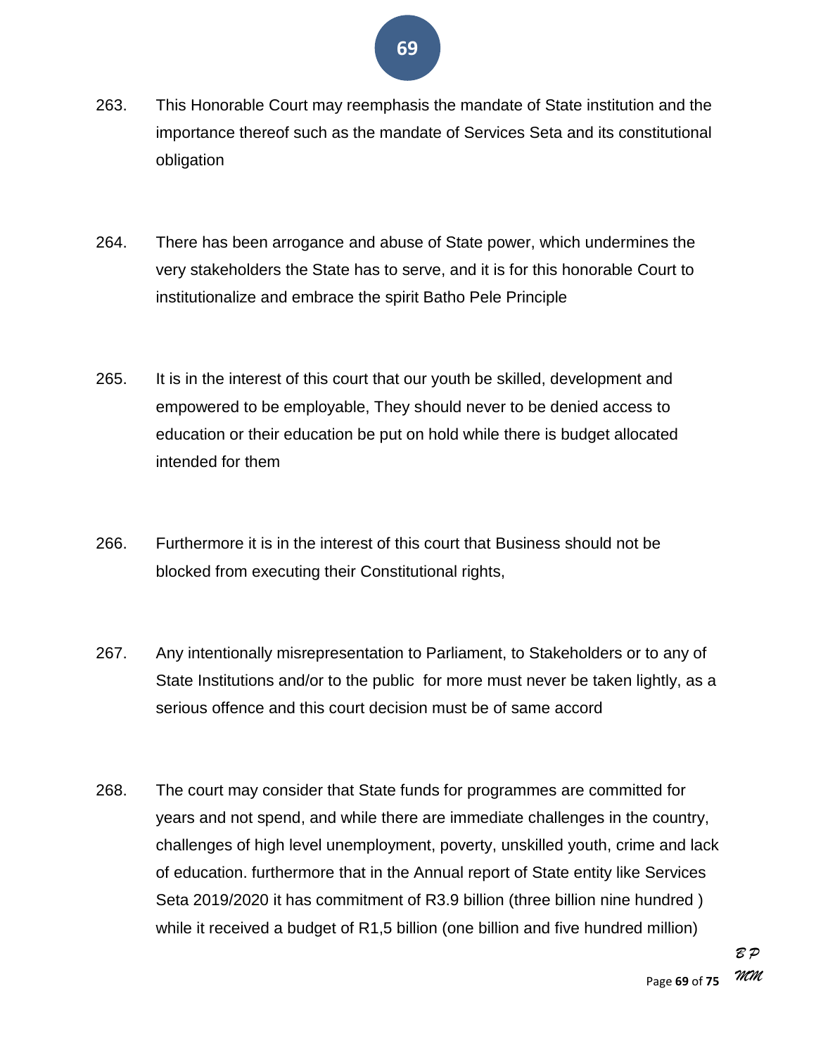263. This Honorable Court may reemphasis the mandate of State institution and the importance thereof such as the mandate of Services Seta and its constitutional obligation

264. There has been arrogance and abuse of State power, which undermines the very stakeholders the State has to serve, and it is for this honorable Court to institutionalize and embrace the spirit Batho Pele Principle

265. It is in the interest of this court that our youth be skilled, development and empowered to be employable, They should never to be denied access to education or their education be put on hold while there is budget allocated intended for them

266. Furthermore it is in the interest of this court that Business should not be blocked from executing their Constitutional rights,

267. Any intentionally misrepresentation to Parliament, to Stakeholders or to any of State Institutions and/or to the public for more must never be taken lightly, as a serious offence and this court decision must be of same accord

268. The court may consider that State funds for programmes are committed for years and not spend, and while there are immediate challenges in the country, challenges of high level unemployment, poverty, unskilled youth, crime and lack of education. furthermore that in the Annual report of State entity like Services Seta 2019/2020 it has commitment of R3.9 billion (three billion nine hundred ) while it received a budget of R1,5 billion (one billion and five hundred million)

*B P*
*MM*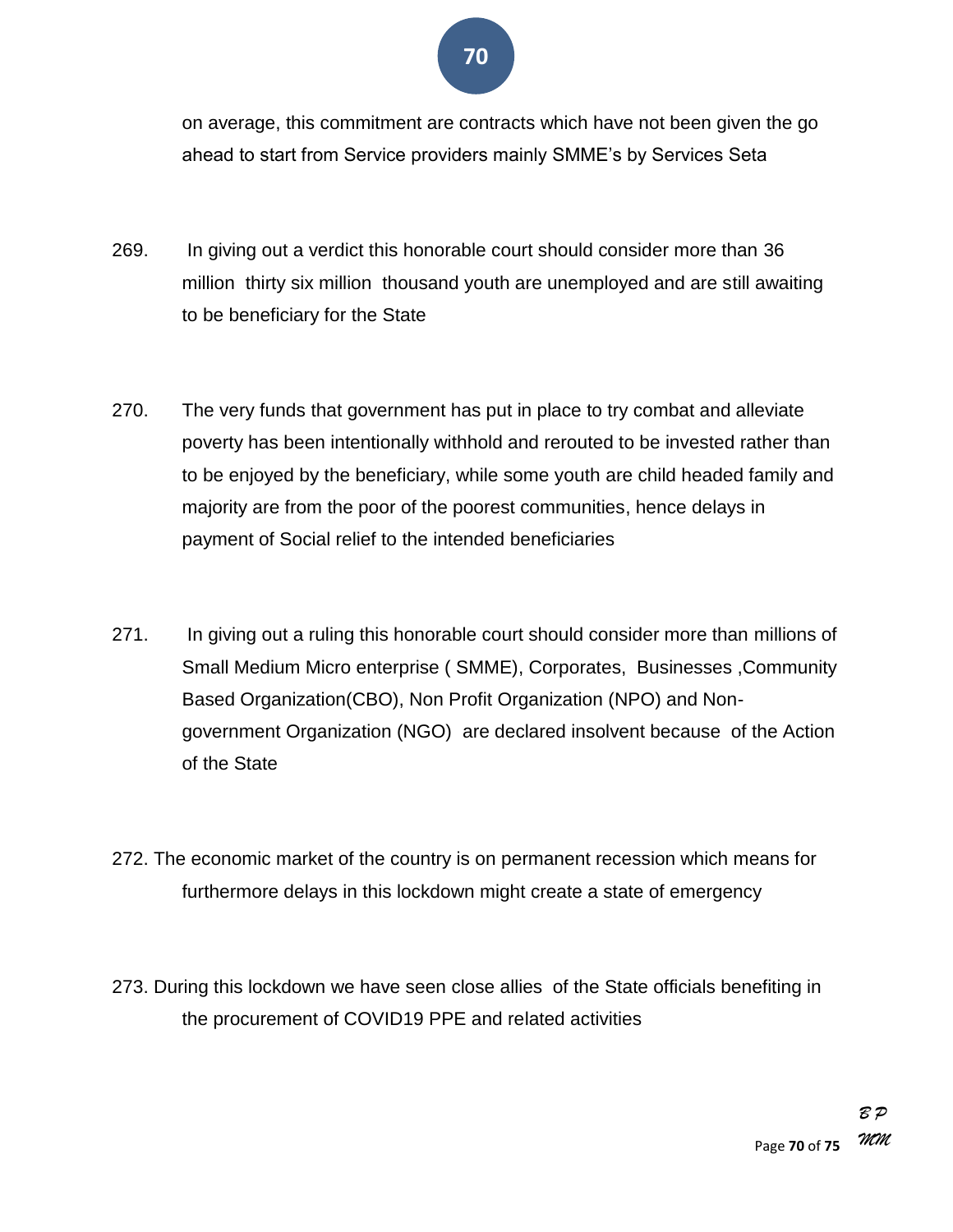on average, this commitment are contracts which have not been given the go ahead to start from Service providers mainly SMME's by Services Seta

269. In giving out a verdict this honorable court should consider more than 36 million thirty six million thousand youth are unemployed and are still awaiting to be beneficiary for the State

270. The very funds that government has put in place to try combat and alleviate poverty has been intentionally withhold and rerouted to be invested rather than to be enjoyed by the beneficiary, while some youth are child headed family and majority are from the poor of the poorest communities, hence delays in payment of Social relief to the intended beneficiaries

271. In giving out a ruling this honorable court should consider more than millions of Small Medium Micro enterprise ( SMME), Corporates, Businesses ,Community Based Organization(CBO), Non Profit Organization (NPO) and Non-government Organization (NGO) are declared insolvent because of the Action of the State

272. The economic market of the country is on permanent recession which means for furthermore delays in this lockdown might create a state of emergency

273. During this lockdown we have seen close allies of the State officials benefiting in the procurement of COVID19 PPE and related activities

*BP*
*MM*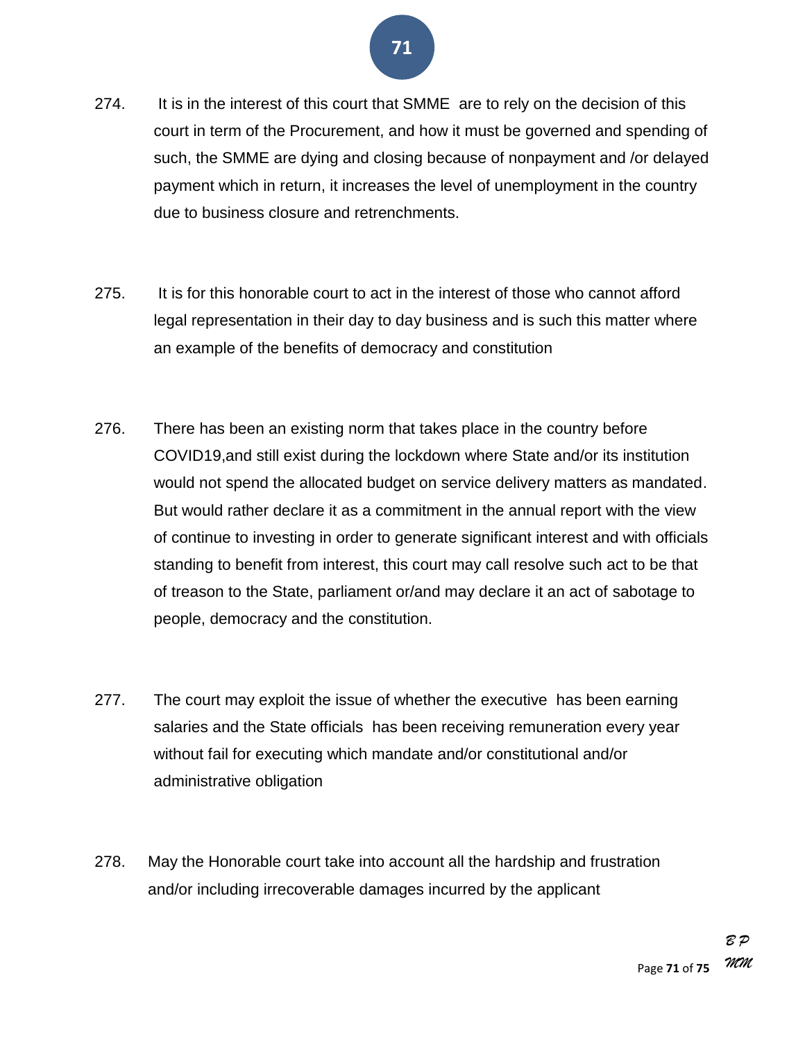274. It is in the interest of this court that SMME are to rely on the decision of this court in term of the Procurement, and how it must be governed and spending of such, the SMME are dying and closing because of nonpayment and /or delayed payment which in return, it increases the level of unemployment in the country due to business closure and retrenchments.

275. It is for this honorable court to act in the interest of those who cannot afford legal representation in their day to day business and is such this matter where an example of the benefits of democracy and constitution

276. There has been an existing norm that takes place in the country before COVID19,and still exist during the lockdown where State and/or its institution would not spend the allocated budget on service delivery matters as mandated. But would rather declare it as a commitment in the annual report with the view of continue to investing in order to generate significant interest and with officials standing to benefit from interest, this court may call resolve such act to be that of treason to the State, parliament or/and may declare it an act of sabotage to people, democracy and the constitution.

277. The court may exploit the issue of whether the executive has been earning salaries and the State officials has been receiving remuneration every year without fail for executing which mandate and/or constitutional and/or administrative obligation

278. May the Honorable court take into account all the hardship and frustration and/or including irrecoverable damages incurred by the applicant

*BP*
*MM*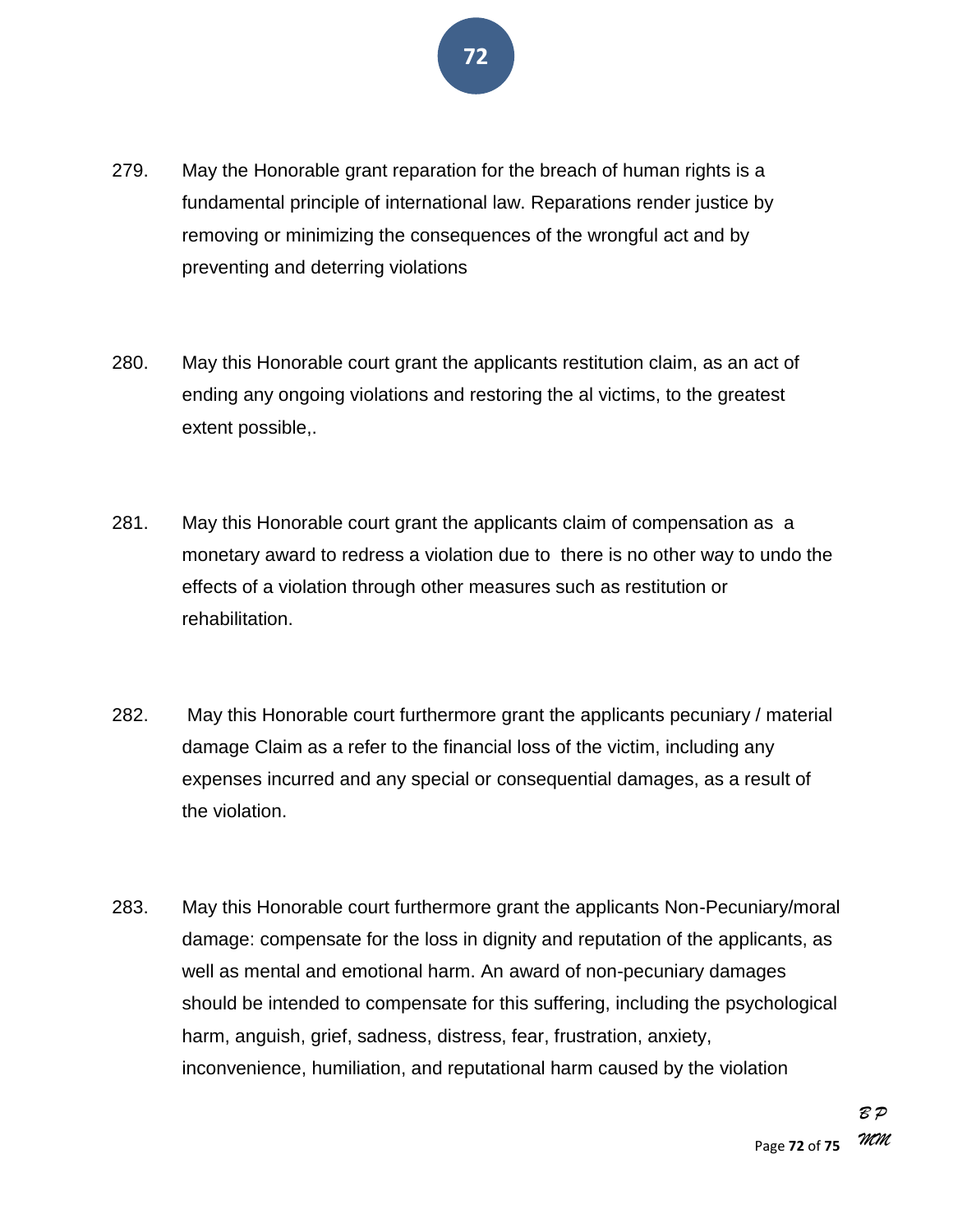279. May the Honorable grant reparation for the breach of human rights is a fundamental principle of international law. Reparations render justice by removing or minimizing the consequences of the wrongful act and by preventing and deterring violations

280. May this Honorable court grant the applicants restitution claim, as an act of ending any ongoing violations and restoring the al victims, to the greatest extent possible,.

281. May this Honorable court grant the applicants claim of compensation as a monetary award to redress a violation due to there is no other way to undo the effects of a violation through other measures such as restitution or rehabilitation.

282. May this Honorable court furthermore grant the applicants pecuniary / material damage Claim as a refer to the financial loss of the victim, including any expenses incurred and any special or consequential damages, as a result of the violation.

283. May this Honorable court furthermore grant the applicants Non-Pecuniary/moral damage: compensate for the loss in dignity and reputation of the applicants, as well as mental and emotional harm. An award of non-pecuniary damages should be intended to compensate for this suffering, including the psychological harm, anguish, grief, sadness, distress, fear, frustration, anxiety, inconvenience, humiliation, and reputational harm caused by the violation

*B P*
*MM*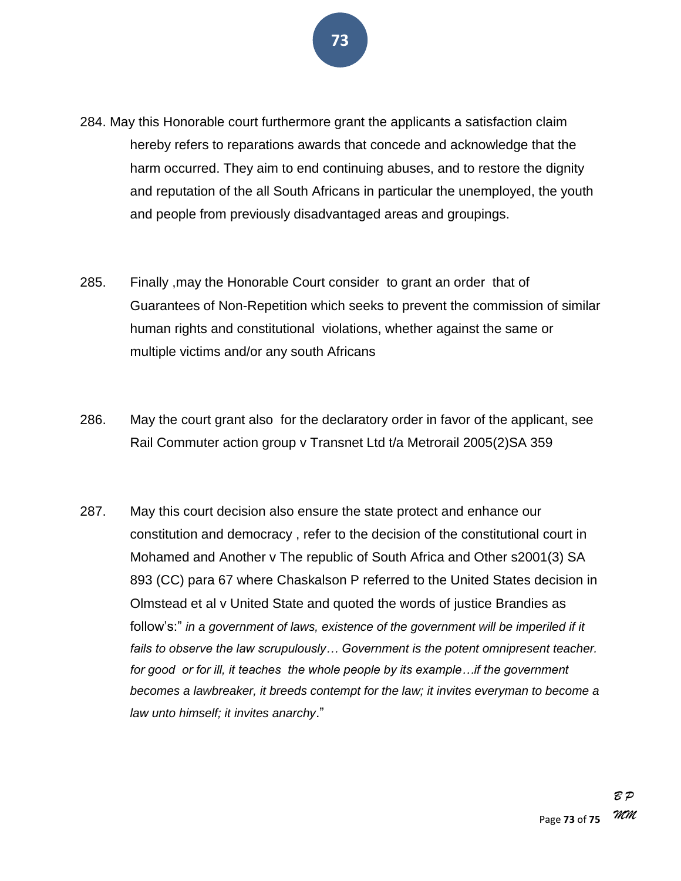284. May this Honorable court furthermore grant the applicants a satisfaction claim hereby refers to reparations awards that concede and acknowledge that the harm occurred. They aim to end continuing abuses, and to restore the dignity and reputation of the all South Africans in particular the unemployed, the youth and people from previously disadvantaged areas and groupings.

285. Finally ,may the Honorable Court consider to grant an order that of Guarantees of Non-Repetition which seeks to prevent the commission of similar human rights and constitutional violations, whether against the same or multiple victims and/or any south Africans

286. May the court grant also for the declaratory order in favor of the applicant, see Rail Commuter action group v Transnet Ltd t/a Metrorail 2005(2)SA 359

287. May this court decision also ensure the state protect and enhance our constitution and democracy , refer to the decision of the constitutional court in Mohamed and Another v The republic of South Africa and Other s2001(3) SA 893 (CC) para 67 where Chaskalson P referred to the United States decision in Olmstead et al v United State and quoted the words of justice Brandies as follow's:" *in a government of laws, existence of the government will be imperiled if it fails to observe the law scrupulously… Government is the potent omnipresent teacher. for good or for ill, it teaches the whole people by its example…if the government becomes a lawbreaker, it breeds contempt for the law; it invites everyman to become a law unto himself; it invites anarchy*."

*B P*
*MM*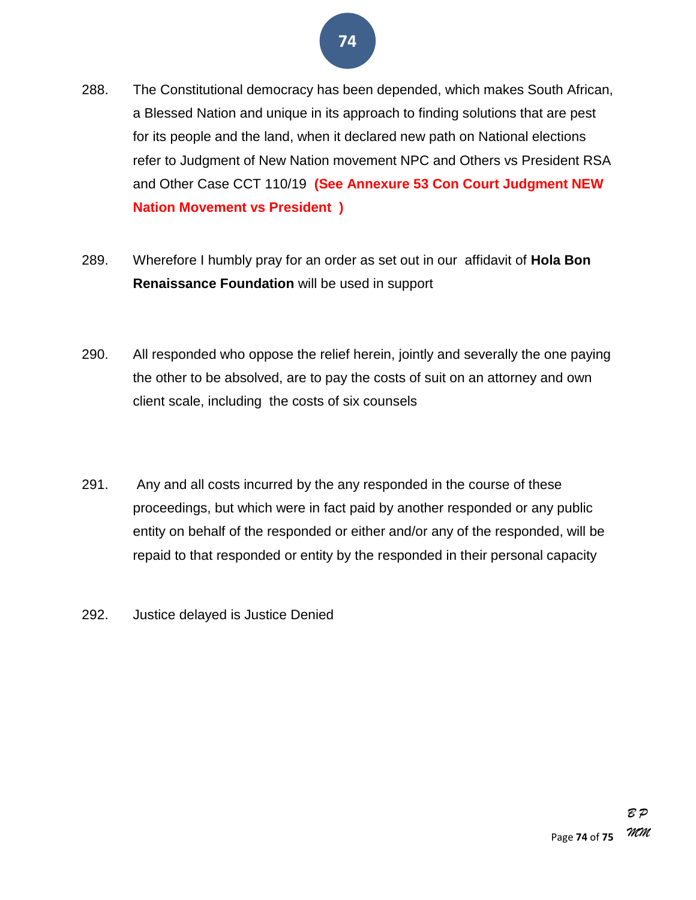288. The Constitutional democracy has been depended, which makes South African, a Blessed Nation and unique in its approach to finding solutions that are pest for its people and the land, when it declared new path on National elections refer to Judgment of New Nation movement NPC and Others vs President RSA and Other Case CCT 110/19 **(See Annexure 53 Con Court Judgment NEW Nation Movement vs President )**

289. Wherefore I humbly pray for an order as set out in our affidavit of **Hola Bon Renaissance Foundation** will be used in support

290. All responded who oppose the relief herein, jointly and severally the one paying the other to be absolved, are to pay the costs of suit on an attorney and own client scale, including the costs of six counsels

291. Any and all costs incurred by the any responded in the course of these proceedings, but which were in fact paid by another responded or any public entity on behalf of the responded or either and/or any of the responded, will be repaid to that responded or entity by the responded in their personal capacity

292. Justice delayed is Justice Denied

*B P*
*MM*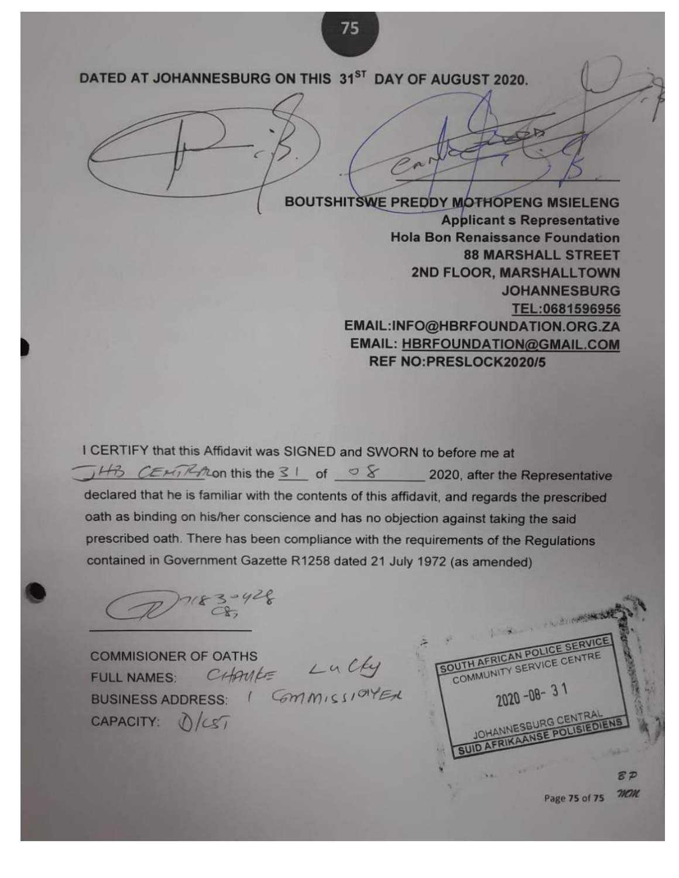DATED AT JOHANNESBURG ON THIS 31ST DAY OF AUGUST 2020.

**BOUTSHITSWE PREDDY MOTHOPENG MSIELENG**
**Applicant s Representative**
**Hola Bon Renaissance Foundation**
**88 MARSHALL STREET**
**2ND FLOOR, MARSHALLTOWN**
**JOHANNESBURG**
**TEL:0681596956**
**EMAIL:INFO@HBRFOUNDATION.ORG.ZA**
**EMAIL: HBRFOUNDATION@GMAIL.COM**
**REF NO:PRESLOCK2020/5**

I CERTIFY that this Affidavit was SIGNED and SWORN to before me at JHB CENTRAL on this the 31 of 08 2020, after the Representative declared that he is familiar with the contents of this affidavit, and regards the prescribed oath as binding on his/her conscience and has no objection against taking the said prescribed oath. There has been compliance with the requirements of the Regulations contained in Government Gazette R1258 dated 21 July 1972 (as amended)

7183-428

COMMISIONER OF OATHS
FULL NAMES: CHAUKE Lucky
BUSINESS ADDRESS: I COMMISSIONER
CAPACITY: D/CST

SOUTH AFRICAN POLICE SERVICE
COMMUNITY SERVICE CENTRE
2020 -08- 31
JOHANNESBURG CENTRAL
SUID AFRIKAANSE POLISIEDIENS

BP
MCM